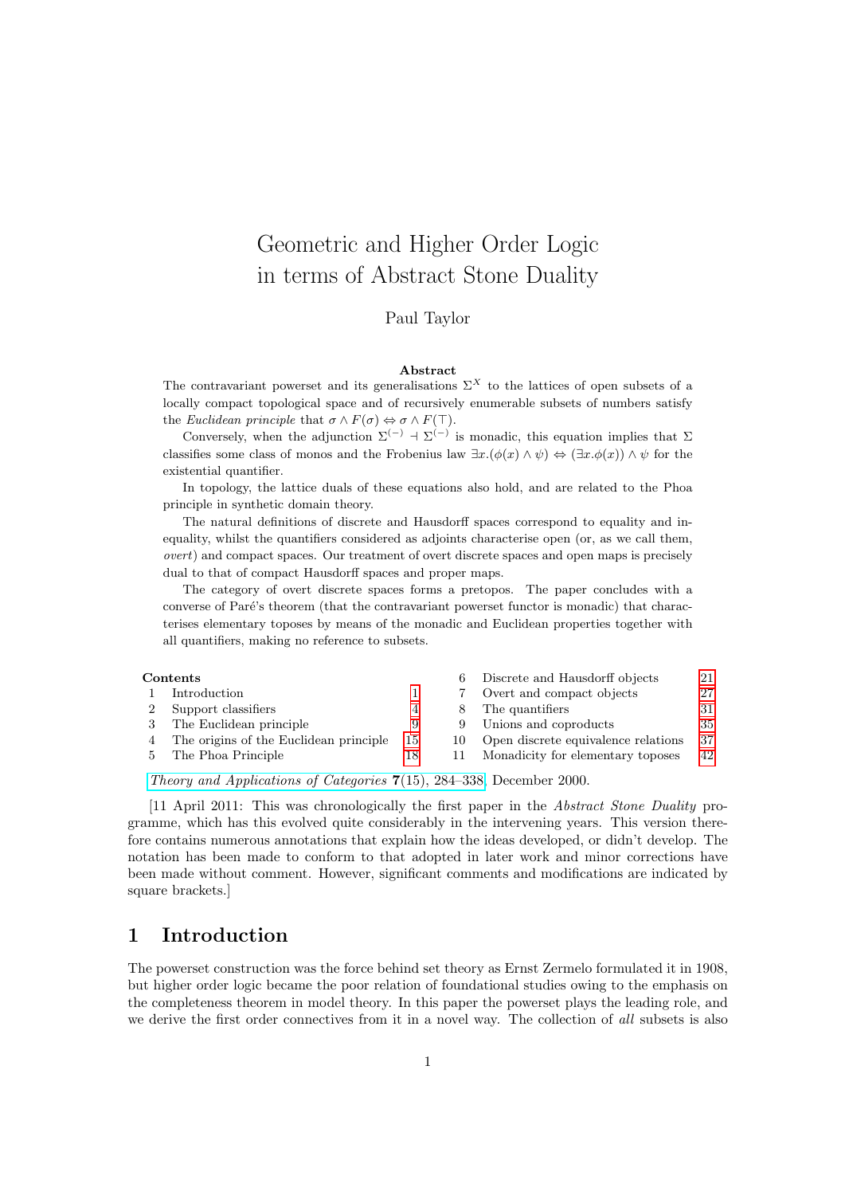# Geometric and Higher Order Logic in terms of Abstract Stone Duality

Paul Taylor

**Abstract**

The contravariant powerset and its generalisations $\Sigma^X$ to the lattices of open subsets of a locally compact topological space and of recursively enumerable subsets of numbers satisfy the *Euclidean principle* that $\sigma \wedge F(\sigma) \Leftrightarrow \sigma \wedge F(\top)$.

Conversely, when the adjunction $\Sigma^{(-)} \dashv \Sigma^{(-)}$ is monadic, this equation implies that $\Sigma$ classifies some class of monos and the Frobenius law $\exists x.(\phi(x) \wedge \psi) \Leftrightarrow (\exists x.\phi(x)) \wedge \psi$ for the existential quantifier.

In topology, the lattice duals of these equations also hold, and are related to the Phoa principle in synthetic domain theory.

The natural definitions of discrete and Hausdorff spaces correspond to equality and inequality, whilst the quantifiers considered as adjoints characterise open (or, as we call them, *overt*) and compact spaces. Our treatment of overt discrete spaces and open maps is precisely dual to that of compact Hausdorff spaces and proper maps.

The category of overt discrete spaces forms a pretopos. The paper concludes with a converse of Paré's theorem (that the contravariant powerset functor is monadic) that characterises elementary toposes by means of the monadic and Euclidean properties together with all quantifiers, making no reference to subsets.

**Contents**

| | | |
|---|---|---|
| 1 | Introduction | 1 |
| 2 | Support classifiers | 4 |
| 3 | The Euclidean principle | 9 |
| 4 | The origins of the Euclidean principle | 15 |
| 5 | The Phoa Principle | 18 |
| 6 | Discrete and Hausdorff objects | 21 |
| 7 | Overt and compact objects | 27 |
| 8 | The quantifiers | 31 |
| 9 | Unions and coproducts | 35 |
| 10 | Open discrete equivalence relations | 37 |
| 11 | Monadicity for elementary toposes | 42 |

*Theory and Applications of Categories* **7**(15), 284–338, December 2000.

[11 April 2011: This was chronologically the first paper in the *Abstract Stone Duality* programme, which has this evolved quite considerably in the intervening years. This version therefore contains numerous annotations that explain how the ideas developed, or didn't develop. The notation has been made to conform to that adopted in later work and minor corrections have been made without comment. However, significant comments and modifications are indicated by square brackets.]

## 1 Introduction

The powerset construction was the force behind set theory as Ernst Zermelo formulated it in 1908, but higher order logic became the poor relation of foundational studies owing to the emphasis on the completeness theorem in model theory. In this paper the powerset plays the leading role, and we derive the first order connectives from it in a novel way. The collection of *all* subsets is also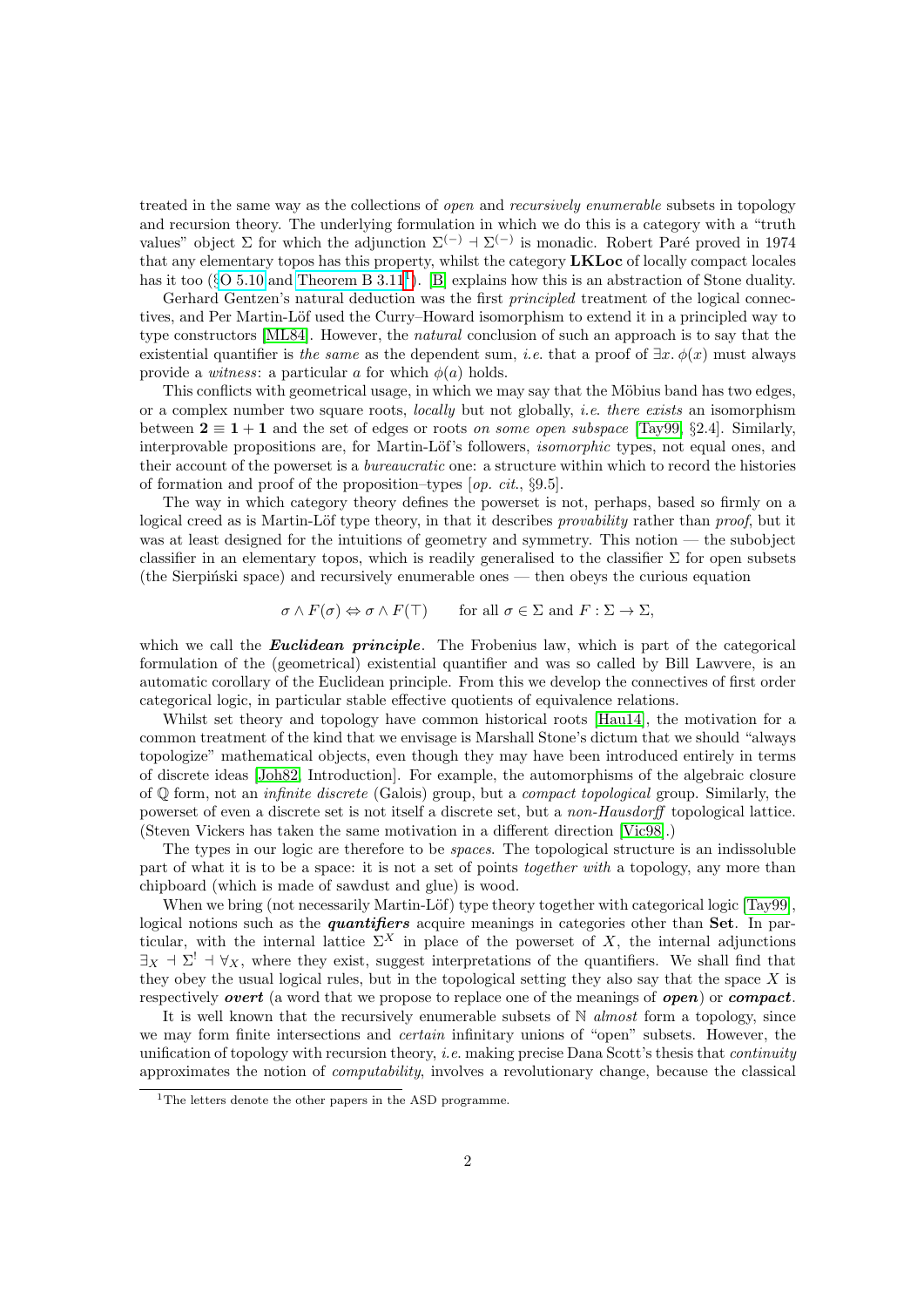treated in the same way as the collections of *open* and *recursively enumerable* subsets in topology and recursion theory. The underlying formulation in which we do this is a category with a "truth values" object $\Sigma$ for which the adjunction $\Sigma^{(-)} \dashv \Sigma^{(-)}$ is monadic. Robert Paré proved in 1974 that any elementary topos has this property, whilst the category **LKLoc** of locally compact locales has it too (§O 5.10 and Theorem B 3.11[1]). [B] explains how this is an abstraction of Stone duality.

Gerhard Gentzen's natural deduction was the first *principled* treatment of the logical connectives, and Per Martin-Löf used the Curry–Howard isomorphism to extend it in a principled way to type constructors [ML84]. However, the *natural* conclusion of such an approach is to say that the existential quantifier is *the same* as the dependent sum, *i.e.* that a proof of $\exists x.\, \phi(x)$ must always provide a *witness*: a particular $a$ for which $\phi(a)$ holds.

This conflicts with geometrical usage, in which we may say that the Möbius band has two edges, or a complex number two square roots, *locally* but not globally, *i.e. there exists* an isomorphism between $\mathbf{2} \equiv \mathbf{1} + \mathbf{1}$ and the set of edges or roots *on some open subspace* [Tay99, §2.4]. Similarly, interprovable propositions are, for Martin-Löf's followers, *isomorphic* types, not equal ones, and their account of the powerset is a *bureaucratic* one: a structure within which to record the histories of formation and proof of the proposition–types [*op. cit.*, §9.5].

The way in which category theory defines the powerset is not, perhaps, based so firmly on a logical creed as is Martin-Löf type theory, in that it describes *provability* rather than *proof*, but it was at least designed for the intuitions of geometry and symmetry. This notion — the subobject classifier in an elementary topos, which is readily generalised to the classifier $\Sigma$ for open subsets (the Sierpiński space) and recursively enumerable ones — then obeys the curious equation

$$\sigma \wedge F(\sigma) \Leftrightarrow \sigma \wedge F(\top) \qquad \text{for all } \sigma \in \Sigma \text{ and } F : \Sigma \to \Sigma,$$

which we call the ***Euclidean principle***. The Frobenius law, which is part of the categorical formulation of the (geometrical) existential quantifier and was so called by Bill Lawvere, is an automatic corollary of the Euclidean principle. From this we develop the connectives of first order categorical logic, in particular stable effective quotients of equivalence relations.

Whilst set theory and topology have common historical roots [Hau14], the motivation for a common treatment of the kind that we envisage is Marshall Stone's dictum that we should "always topologize" mathematical objects, even though they may have been introduced entirely in terms of discrete ideas [Joh82, Introduction]. For example, the automorphisms of the algebraic closure of $\mathbb{Q}$ form, not an *infinite discrete* (Galois) group, but a *compact topological* group. Similarly, the powerset of even a discrete set is not itself a discrete set, but a *non-Hausdorff* topological lattice. (Steven Vickers has taken the same motivation in a different direction [Vic98].)

The types in our logic are therefore to be *spaces*. The topological structure is an indissoluble part of what it is to be a space: it is not a set of points *together with* a topology, any more than chipboard (which is made of sawdust and glue) is wood.

When we bring (not necessarily Martin-Löf) type theory together with categorical logic [Tay99], logical notions such as the ***quantifiers*** acquire meanings in categories other than **Set**. In particular, with the internal lattice $\Sigma^X$ in place of the powerset of $X$, the internal adjunctions $\exists_X \dashv \Sigma^! \dashv \forall_X$, where they exist, suggest interpretations of the quantifiers. We shall find that they obey the usual logical rules, but in the topological setting they also say that the space $X$ is respectively ***overt*** (a word that we propose to replace one of the meanings of ***open***) or ***compact***.

It is well known that the recursively enumerable subsets of $\mathbb{N}$ *almost* form a topology, since we may form finite intersections and *certain* infinitary unions of "open" subsets. However, the unification of topology with recursion theory, *i.e.* making precise Dana Scott's thesis that *continuity* approximates the notion of *computability*, involves a revolutionary change, because the classical

[1] The letters denote the other papers in the ASD programme.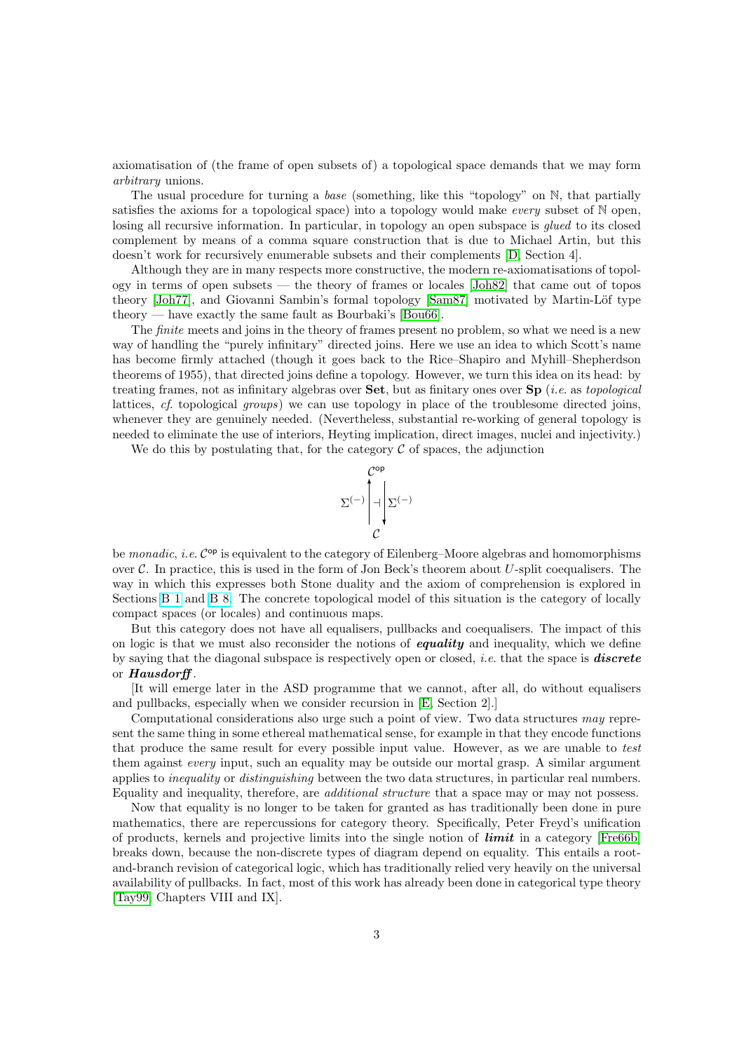axiomatisation of (the frame of open subsets of) a topological space demands that we may form *arbitrary* unions.

The usual procedure for turning a *base* (something, like this "topology" on $\mathbb{N}$, that partially satisfies the axioms for a topological space) into a topology would make *every* subset of $\mathbb{N}$ open, losing all recursive information. In particular, in topology an open subspace is *glued* to its closed complement by means of a comma square construction that is due to Michael Artin, but this doesn't work for recursively enumerable subsets and their complements [D, Section 4].

Although they are in many respects more constructive, the modern re-axiomatisations of topology in terms of open subsets — the theory of frames or locales [Joh82] that came out of topos theory [Joh77], and Giovanni Sambin's formal topology [Sam87] motivated by Martin-Löf type theory — have exactly the same fault as Bourbaki's [Bou66].

The *finite* meets and joins in the theory of frames present no problem, so what we need is a new way of handling the "purely infinitary" directed joins. Here we use an idea to which Scott's name has become firmly attached (though it goes back to the Rice–Shapiro and Myhill–Shepherdson theorems of 1955), that directed joins define a topology. However, we turn this idea on its head: by treating frames, not as infinitary algebras over **Set**, but as finitary ones over **Sp** (*i.e.* as *topological* lattices, *cf.* topological *groups*) we can use topology in place of the troublesome directed joins, whenever they are genuinely needed. (Nevertheless, substantial re-working of general topology is needed to eliminate the use of interiors, Heyting implication, direct images, nuclei and injectivity.)

We do this by postulating that, for the category $\mathcal{C}$ of spaces, the adjunction

$$\begin{array}{c} \mathcal{C}^{\mathsf{op}} \\ \Sigma^{(-)} \uparrow \dashv \downarrow \Sigma^{(-)} \\ \mathcal{C} \end{array}$$

be *monadic*, *i.e.* $\mathcal{C}^{\mathsf{op}}$ is equivalent to the category of Eilenberg–Moore algebras and homomorphisms over $\mathcal{C}$. In practice, this is used in the form of Jon Beck's theorem about $U$-split coequalisers. The way in which this expresses both Stone duality and the axiom of comprehension is explored in Sections [B 1] and [B 8]. The concrete topological model of this situation is the category of locally compact spaces (or locales) and continuous maps.

But this category does not have all equalisers, pullbacks and coequalisers. The impact of this on logic is that we must also reconsider the notions of ***equality*** and inequality, which we define by saying that the diagonal subspace is respectively open or closed, *i.e.* that the space is ***discrete*** or ***Hausdorff***.

[It will emerge later in the ASD programme that we cannot, after all, do without equalisers and pullbacks, especially when we consider recursion in [E, Section 2].]

Computational considerations also urge such a point of view. Two data structures *may* represent the same thing in some ethereal mathematical sense, for example in that they encode functions that produce the same result for every possible input value. However, as we are unable to *test* them against *every* input, such an equality may be outside our mortal grasp. A similar argument applies to *inequality* or *distinguishing* between the two data structures, in particular real numbers. Equality and inequality, therefore, are *additional structure* that a space may or may not possess.

Now that equality is no longer to be taken for granted as has traditionally been done in pure mathematics, there are repercussions for category theory. Specifically, Peter Freyd's unification of products, kernels and projective limits into the single notion of ***limit*** in a category [Fre66b] breaks down, because the non-discrete types of diagram depend on equality. This entails a root-and-branch revision of categorical logic, which has traditionally relied very heavily on the universal availability of pullbacks. In fact, most of this work has already been done in categorical type theory [Tay99, Chapters VIII and IX].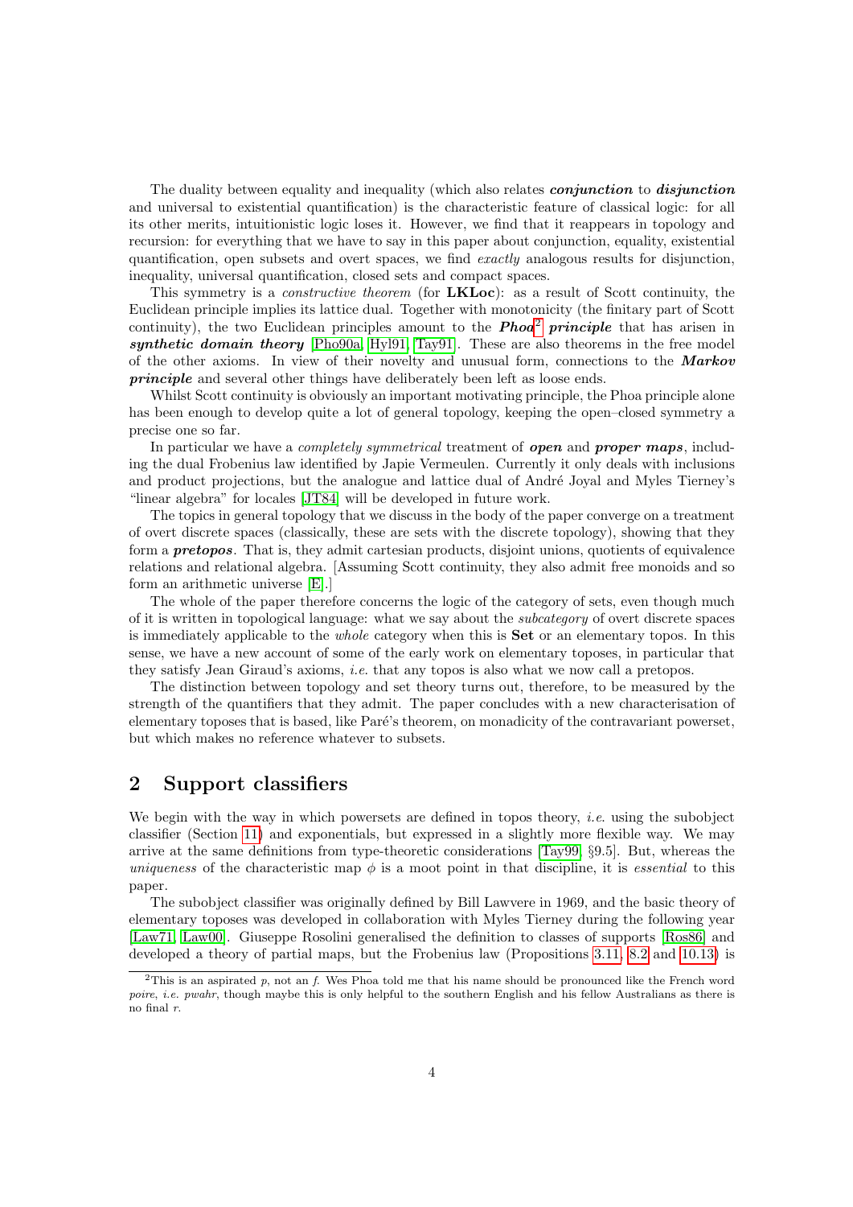The duality between equality and inequality (which also relates ***conjunction*** to ***disjunction*** and universal to existential quantification) is the characteristic feature of classical logic: for all its other merits, intuitionistic logic loses it. However, we find that it reappears in topology and recursion: for everything that we have to say in this paper about conjunction, equality, existential quantification, open subsets and overt spaces, we find *exactly* analogous results for disjunction, inequality, universal quantification, closed sets and compact spaces.

This symmetry is a *constructive theorem* (for **LKLoc**): as a result of Scott continuity, the Euclidean principle implies its lattice dual. Together with monotonicity (the finitary part of Scott continuity), the two Euclidean principles amount to the ***Phoa***[2] ***principle*** that has arisen in ***synthetic domain theory*** [Pho90a, Hyl91, Tay91]. These are also theorems in the free model of the other axioms. In view of their novelty and unusual form, connections to the ***Markov principle*** and several other things have deliberately been left as loose ends.

Whilst Scott continuity is obviously an important motivating principle, the Phoa principle alone has been enough to develop quite a lot of general topology, keeping the open–closed symmetry a precise one so far.

In particular we have a *completely symmetrical* treatment of ***open*** and ***proper maps***, including the dual Frobenius law identified by Japie Vermeulen. Currently it only deals with inclusions and product projections, but the analogue and lattice dual of André Joyal and Myles Tierney's "linear algebra" for locales [JT84] will be developed in future work.

The topics in general topology that we discuss in the body of the paper converge on a treatment of overt discrete spaces (classically, these are sets with the discrete topology), showing that they form a ***pretopos***. That is, they admit cartesian products, disjoint unions, quotients of equivalence relations and relational algebra. [Assuming Scott continuity, they also admit free monoids and so form an arithmetic universe [E].]

The whole of the paper therefore concerns the logic of the category of sets, even though much of it is written in topological language: what we say about the *subcategory* of overt discrete spaces is immediately applicable to the *whole* category when this is **Set** or an elementary topos. In this sense, we have a new account of some of the early work on elementary toposes, in particular that they satisfy Jean Giraud's axioms, *i.e.* that any topos is also what we now call a pretopos.

The distinction between topology and set theory turns out, therefore, to be measured by the strength of the quantifiers that they admit. The paper concludes with a new characterisation of elementary toposes that is based, like Paré's theorem, on monadicity of the contravariant powerset, but which makes no reference whatever to subsets.

## 2 Support classifiers

We begin with the way in which powersets are defined in topos theory, *i.e.* using the subobject classifier (Section 11) and exponentials, but expressed in a slightly more flexible way. We may arrive at the same definitions from type-theoretic considerations [Tay99, §9.5]. But, whereas the *uniqueness* of the characteristic map $\phi$ is a moot point in that discipline, it is *essential* to this paper.

The subobject classifier was originally defined by Bill Lawvere in 1969, and the basic theory of elementary toposes was developed in collaboration with Myles Tierney during the following year [Law71, Law00]. Giuseppe Rosolini generalised the definition to classes of supports [Ros86] and developed a theory of partial maps, but the Frobenius law (Propositions 3.11, 8.2 and 10.13) is

[2] This is an aspirated *p*, not an *f*. Wes Phoa told me that his name should be pronounced like the French word *poire*, *i.e.* *pwahr*, though maybe this is only helpful to the southern English and his fellow Australians as there is no final *r*.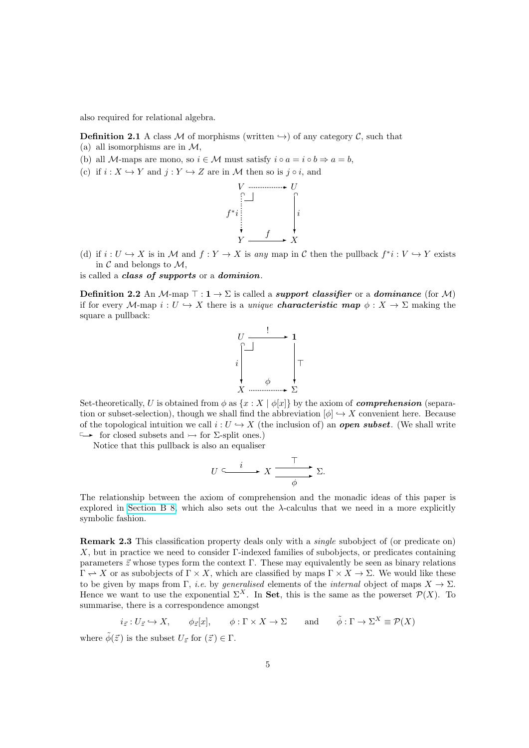also required for relational algebra.

**Definition 2.1** A class $\mathcal{M}$ of morphisms (written $\hookrightarrow$) of any category $\mathcal{C}$, such that
(a) all isomorphisms are in $\mathcal{M}$,
(b) all $\mathcal{M}$-maps are mono, so $i \in \mathcal{M}$ must satisfy $i \circ a = i \circ b \Rightarrow a = b$,
(c) if $i : X \hookrightarrow Y$ and $j : Y \hookrightarrow Z$ are in $\mathcal{M}$ then so is $j \circ i$, and

$$\begin{array}{ccc} V & \cdots\cdots\rightarrow & U \\ f^*i \downarrow & \lrcorner & \downarrow i \\ Y & \xrightarrow{f} & X \end{array}$$

(d) if $i : U \hookrightarrow X$ is in $\mathcal{M}$ and $f : Y \to X$ is *any* map in $\mathcal{C}$ then the pullback $f^*i : V \hookrightarrow Y$ exists in $\mathcal{C}$ and belongs to $\mathcal{M}$,

is called a ***class of supports*** or a ***dominion***.

**Definition 2.2** An $\mathcal{M}$-map $\top : \mathbf{1} \to \Sigma$ is called a ***support classifier*** or a ***dominance*** (for $\mathcal{M}$) if for every $\mathcal{M}$-map $i : U \hookrightarrow X$ there is a *unique* ***characteristic map*** $\phi : X \to \Sigma$ making the square a pullback:

$$\begin{array}{ccc} U & \xrightarrow{!} & \mathbf{1} \\ i \downarrow & \lrcorner & \downarrow \top \\ X & \xrightarrow{\phi} & \Sigma \end{array}$$

Set-theoretically, $U$ is obtained from $\phi$ as $\{x : X \mid \phi[x]\}$ by the axiom of ***comprehension*** (separation or subset-selection), though we shall find the abbreviation $[\phi] \hookrightarrow X$ convenient here. Because of the topological intuition we call $i : U \hookrightarrow X$ (the inclusion of) an ***open subset***. (We shall write $\hookrightarrow$ for closed subsets and $\rightarrowtail$ for $\Sigma$-split ones.)

Notice that this pullback is also an equaliser

$$U \overset{i}{\hookrightarrow} X \underset{\phi}{\overset{\top}{\rightrightarrows}} \Sigma.$$

The relationship between the axiom of comprehension and the monadic ideas of this paper is explored in Section B 8, which also sets out the $\lambda$-calculus that we need in a more explicitly symbolic fashion.

**Remark 2.3** This classification property deals only with a *single* subobject of (or predicate on) $X$, but in practice we need to consider $\Gamma$-indexed families of subobjects, or predicates containing parameters $\vec{z}$ whose types form the context $\Gamma$. These may equivalently be seen as binary relations $\Gamma \leftharpoondown X$ or as subobjects of $\Gamma \times X$, which are classified by maps $\Gamma \times X \to \Sigma$. We would like these to be given by maps from $\Gamma$, *i.e.* by *generalised* elements of the *internal* object of maps $X \to \Sigma$. Hence we want to use the exponential $\Sigma^X$. In **Set**, this is the same as the powerset $\mathcal{P}(X)$. To summarise, there is a correspondence amongst

$$i_{\vec{z}} : U_{\vec{z}} \hookrightarrow X, \qquad \phi_{\vec{z}}[x], \qquad \phi : \Gamma \times X \to \Sigma \qquad \text{and} \qquad \tilde{\phi} : \Gamma \to \Sigma^X \equiv \mathcal{P}(X)$$

where $\tilde{\phi}(\vec{z})$ is the subset $U_{\vec{z}}$ for $(\vec{z}) \in \Gamma$.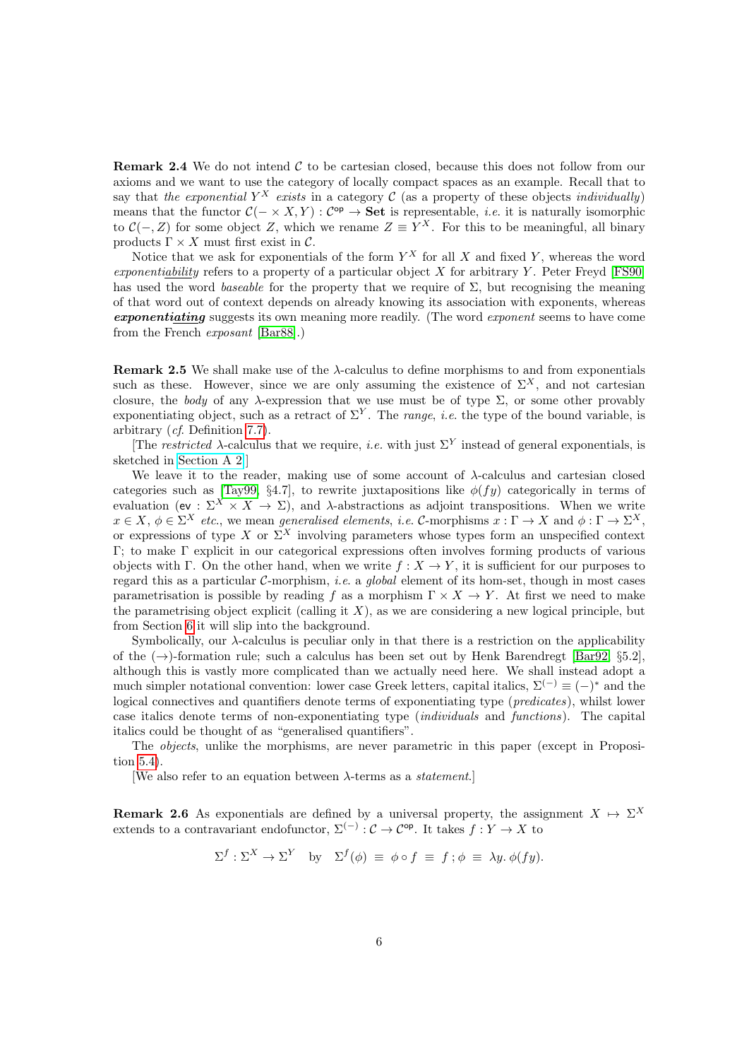**Remark 2.4** We do not intend $\mathcal{C}$ to be cartesian closed, because this does not follow from our axioms and we want to use the category of locally compact spaces as an example. Recall that to say that *the exponential $Y^X$ exists* in a category $\mathcal{C}$ (as a property of these objects *individually*) means that the functor $\mathcal{C}(-\times X, Y) : \mathcal{C}^{\mathsf{op}} \to \mathbf{Set}$ is representable, *i.e.* it is naturally isomorphic to $\mathcal{C}(-, Z)$ for some object $Z$, which we rename $Z \equiv Y^X$. For this to be meaningful, all binary products $\Gamma \times X$ must first exist in $\mathcal{C}$.

Notice that we ask for exponentials of the form $Y^X$ for all $X$ and fixed $Y$, whereas the word *exponenti<u>ability</u>* refers to a property of a particular object $X$ for arbitrary $Y$. Peter Freyd [FS90] has used the word *baseable* for the property that we require of $\Sigma$, but recognising the meaning of that word out of context depends on already knowing its association with exponents, whereas ***exponenti<u>ating</u>*** suggests its own meaning more readily. (The word *exponent* seems to have come from the French *exposant* [Bar88].)

**Remark 2.5** We shall make use of the $\lambda$-calculus to define morphisms to and from exponentials such as these. However, since we are only assuming the existence of $\Sigma^X$, and not cartesian closure, the *body* of any $\lambda$-expression that we use must be of type $\Sigma$, or some other provably exponentiating object, such as a retract of $\Sigma^Y$. The *range*, *i.e.* the type of the bound variable, is arbitrary (*cf.* Definition 7.7).

[The *restricted* $\lambda$-calculus that we require, *i.e.* with just $\Sigma^Y$ instead of general exponentials, is sketched in Section A 2.]

We leave it to the reader, making use of some account of $\lambda$-calculus and cartesian closed categories such as [Tay99, §4.7], to rewrite juxtapositions like $\phi(fy)$ categorically in terms of evaluation ($\mathsf{ev} : \Sigma^X \times X \to \Sigma$), and $\lambda$-abstractions as adjoint transpositions. When we write $x \in X$, $\phi \in \Sigma^X$ *etc.*, we mean *generalised elements*, *i.e.* $\mathcal{C}$-morphisms $x : \Gamma \to X$ and $\phi : \Gamma \to \Sigma^X$, or expressions of type $X$ or $\Sigma^X$ involving parameters whose types form an unspecified context $\Gamma$; to make $\Gamma$ explicit in our categorical expressions often involves forming products of various objects with $\Gamma$. On the other hand, when we write $f : X \to Y$, it is sufficient for our purposes to regard this as a particular $\mathcal{C}$-morphism, *i.e.* a *global* element of its hom-set, though in most cases parametrisation is possible by reading $f$ as a morphism $\Gamma \times X \to Y$. At first we need to make the parametrising object explicit (calling it $X$), as we are considering a new logical principle, but from Section 6 it will slip into the background.

Symbolically, our $\lambda$-calculus is peculiar only in that there is a restriction on the applicability of the $(\to)$-formation rule; such a calculus has been set out by Henk Barendregt [Bar92, §5.2], although this is vastly more complicated than we actually need here. We shall instead adopt a much simpler notational convention: lower case Greek letters, capital italics, $\Sigma^{(-)} \equiv (-)^*$ and the logical connectives and quantifiers denote terms of exponentiating type (*predicates*), whilst lower case italics denote terms of non-exponentiating type (*individuals* and *functions*). The capital italics could be thought of as "generalised quantifiers".

The *objects*, unlike the morphisms, are never parametric in this paper (except in Proposition 5.4).

[We also refer to an equation between $\lambda$-terms as a *statement*.]

**Remark 2.6** As exponentials are defined by a universal property, the assignment $X \mapsto \Sigma^X$ extends to a contravariant endofunctor, $\Sigma^{(-)} : \mathcal{C} \to \mathcal{C}^{\mathsf{op}}$. It takes $f : Y \to X$ to

$$\Sigma^f : \Sigma^X \to \Sigma^Y \quad \text{by} \quad \Sigma^f(\phi) \;\equiv\; \phi \circ f \;\equiv\; f\,;\phi \;\equiv\; \lambda y.\, \phi(fy).$$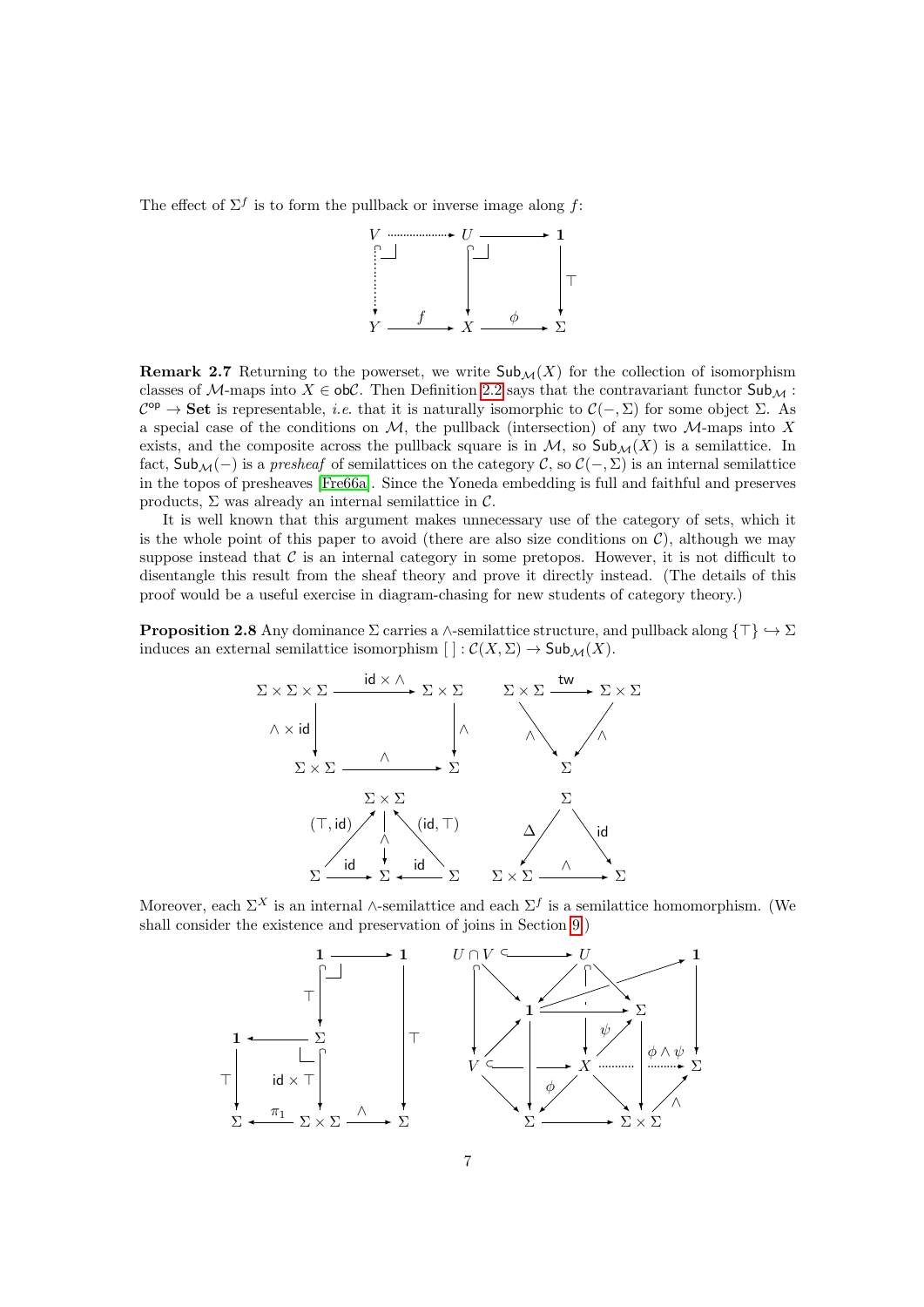The effect of $\Sigma^f$ is to form the pullback or inverse image along $f$:

$$
\begin{array}{ccccc}
V & \cdots\cdots\to & U & \longrightarrow & \mathbf{1} \\
\vdots & & \downarrow & & \downarrow \top \\
Y & \xrightarrow{f} & X & \xrightarrow{\phi} & \Sigma
\end{array}
$$

**Remark 2.7** Returning to the powerset, we write $\mathsf{Sub}_{\mathcal{M}}(X)$ for the collection of isomorphism classes of $\mathcal{M}$-maps into $X \in \mathsf{ob}\mathcal{C}$. Then Definition 2.2 says that the contravariant functor $\mathsf{Sub}_{\mathcal{M}} : \mathcal{C}^{\mathsf{op}} \to \mathbf{Set}$ is representable, *i.e.* that it is naturally isomorphic to $\mathcal{C}(-, \Sigma)$ for some object $\Sigma$. As a special case of the conditions on $\mathcal{M}$, the pullback (intersection) of any two $\mathcal{M}$-maps into $X$ exists, and the composite across the pullback square is in $\mathcal{M}$, so $\mathsf{Sub}_{\mathcal{M}}(X)$ is a semilattice. In fact, $\mathsf{Sub}_{\mathcal{M}}(-)$ is a *presheaf* of semilattices on the category $\mathcal{C}$, so $\mathcal{C}(-, \Sigma)$ is an internal semilattice in the topos of presheaves [Fre66a]. Since the Yoneda embedding is full and faithful and preserves products, $\Sigma$ was already an internal semilattice in $\mathcal{C}$.

It is well known that this argument makes unnecessary use of the category of sets, which it is the whole point of this paper to avoid (there are also size conditions on $\mathcal{C}$), although we may suppose instead that $\mathcal{C}$ is an internal category in some pretopos. However, it is not difficult to disentangle this result from the sheaf theory and prove it directly instead. (The details of this proof would be a useful exercise in diagram-chasing for new students of category theory.)

**Proposition 2.8** Any dominance $\Sigma$ carries a $\wedge$-semilattice structure, and pullback along $\{\top\} \hookrightarrow \Sigma$ induces an external semilattice isomorphism $[\,] : \mathcal{C}(X, \Sigma) \to \mathsf{Sub}_{\mathcal{M}}(X)$.

$$
\begin{array}{ccc}
\Sigma\times\Sigma\times\Sigma & \xrightarrow{\mathsf{id}\times\wedge} & \Sigma\times\Sigma \\
{\scriptstyle \wedge\times\mathsf{id}}\downarrow & & \downarrow{\scriptstyle \wedge} \\
\Sigma\times\Sigma & \xrightarrow{\wedge} & \Sigma
\end{array}
\qquad
\Sigma\times\Sigma \xrightarrow{\mathsf{tw}} \Sigma\times\Sigma,\quad \wedge = \wedge\circ\mathsf{tw}
$$

$$
\wedge\circ(\top,\mathsf{id}) = \mathsf{id} = \wedge\circ(\mathsf{id},\top) : \Sigma \to \Sigma
\qquad
\wedge\circ\Delta = \mathsf{id} : \Sigma \to \Sigma
$$

Moreover, each $\Sigma^X$ is an internal $\wedge$-semilattice and each $\Sigma^f$ is a semilattice homomorphism. (We shall consider the existence and preservation of joins in Section 9.)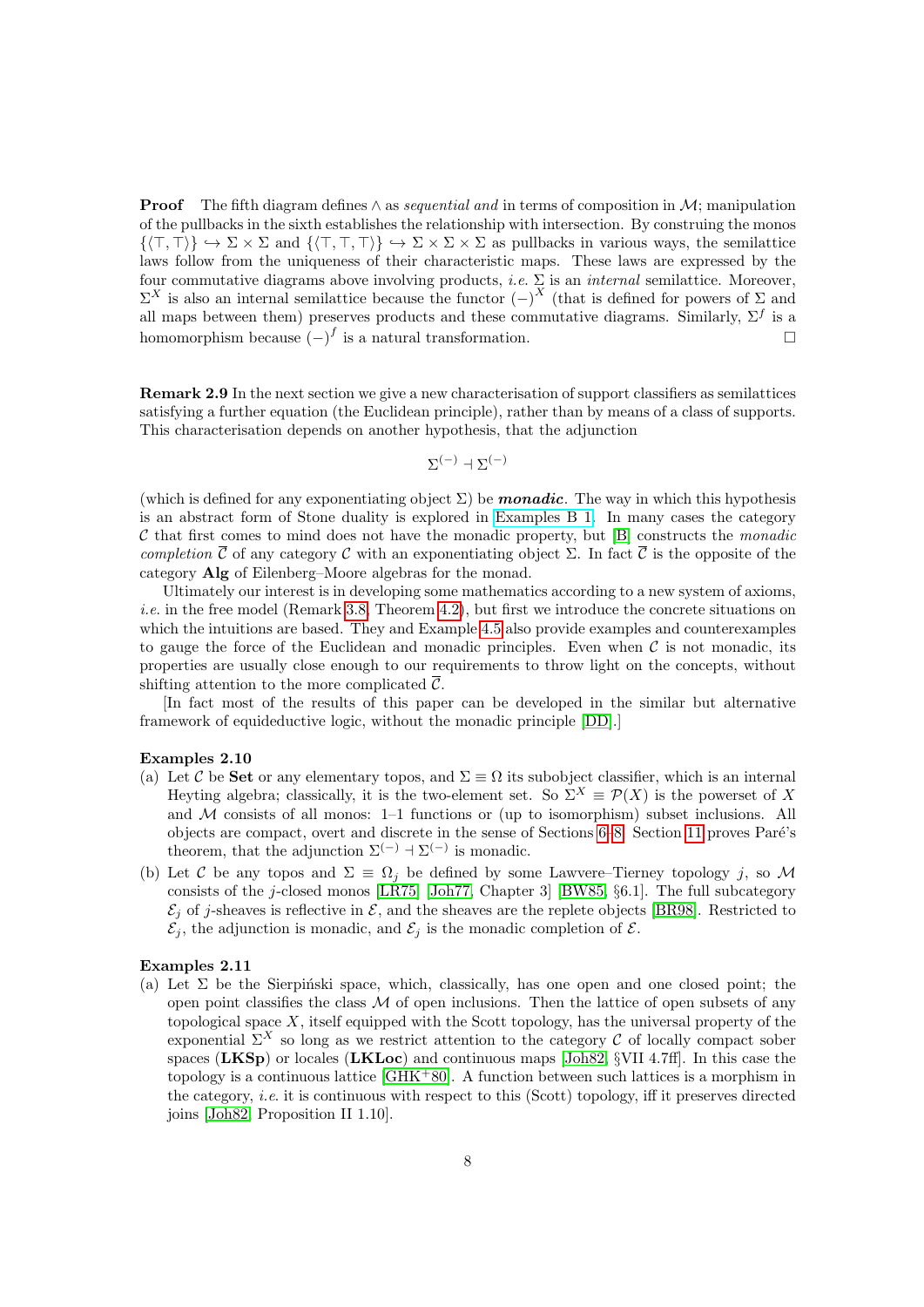**Proof** The fifth diagram defines $\wedge$ as *sequential and* in terms of composition in $\mathcal{M}$; manipulation of the pullbacks in the sixth establishes the relationship with intersection. By construing the monos $\{\langle\top,\top\rangle\} \hookrightarrow \Sigma\times\Sigma$ and $\{\langle\top,\top,\top\rangle\} \hookrightarrow \Sigma\times\Sigma\times\Sigma$ as pullbacks in various ways, the semilattice laws follow from the uniqueness of their characteristic maps. These laws are expressed by the four commutative diagrams above involving products, *i.e.* $\Sigma$ is an *internal* semilattice. Moreover, $\Sigma^X$ is also an internal semilattice because the functor $(-)^X$ (that is defined for powers of $\Sigma$ and all maps between them) preserves products and these commutative diagrams. Similarly, $\Sigma^f$ is a homomorphism because $(-)^f$ is a natural transformation. $\square$

**Remark 2.9** In the next section we give a new characterisation of support classifiers as semilattices satisfying a further equation (the Euclidean principle), rather than by means of a class of supports. This characterisation depends on another hypothesis, that the adjunction

$$\Sigma^{(-)} \dashv \Sigma^{(-)}$$

(which is defined for any exponentiating object $\Sigma$) be ***monadic***. The way in which this hypothesis is an abstract form of Stone duality is explored in Examples B 1. In many cases the category $\mathcal{C}$ that first comes to mind does not have the monadic property, but [B] constructs the *monadic completion* $\overline{\mathcal{C}}$ of any category $\mathcal{C}$ with an exponentiating object $\Sigma$. In fact $\overline{\mathcal{C}}$ is the opposite of the category **Alg** of Eilenberg–Moore algebras for the monad.

Ultimately our interest is in developing some mathematics according to a new system of axioms, *i.e.* in the free model (Remark 3.8, Theorem 4.2), but first we introduce the concrete situations on which the intuitions are based. They and Example 4.5 also provide examples and counterexamples to gauge the force of the Euclidean and monadic principles. Even when $\mathcal{C}$ is not monadic, its properties are usually close enough to our requirements to throw light on the concepts, without shifting attention to the more complicated $\overline{\mathcal{C}}$.

[In fact most of the results of this paper can be developed in the similar but alternative framework of equideductive logic, without the monadic principle [DD].]

**Examples 2.10**

(a) Let $\mathcal{C}$ be **Set** or any elementary topos, and $\Sigma \equiv \Omega$ its subobject classifier, which is an internal Heyting algebra; classically, it is the two-element set. So $\Sigma^X \equiv \mathcal{P}(X)$ is the powerset of $X$ and $\mathcal{M}$ consists of all monos: 1–1 functions or (up to isomorphism) subset inclusions. All objects are compact, overt and discrete in the sense of Sections 6–8. Section 11 proves Paré's theorem, that the adjunction $\Sigma^{(-)} \dashv \Sigma^{(-)}$ is monadic.

(b) Let $\mathcal{C}$ be any topos and $\Sigma \equiv \Omega_j$ be defined by some Lawvere–Tierney topology $j$, so $\mathcal{M}$ consists of the $j$-closed monos [LR75, Joh77, Chapter 3] [BW85, §6.1]. The full subcategory $\mathcal{E}_j$ of $j$-sheaves is reflective in $\mathcal{E}$, and the sheaves are the replete objects [BR98]. Restricted to $\mathcal{E}_j$, the adjunction is monadic, and $\mathcal{E}_j$ is the monadic completion of $\mathcal{E}$.

**Examples 2.11**

(a) Let $\Sigma$ be the Sierpiński space, which, classically, has one open and one closed point; the open point classifies the class $\mathcal{M}$ of open inclusions. Then the lattice of open subsets of any topological space $X$, itself equipped with the Scott topology, has the universal property of the exponential $\Sigma^X$ so long as we restrict attention to the category $\mathcal{C}$ of locally compact sober spaces (**LKSp**) or locales (**LKLoc**) and continuous maps [Joh82, §VII 4.7ff]. In this case the topology is a continuous lattice [GHK+80]. A function between such lattices is a morphism in the category, *i.e.* it is continuous with respect to this (Scott) topology, iff it preserves directed joins [Joh82, Proposition II 1.10].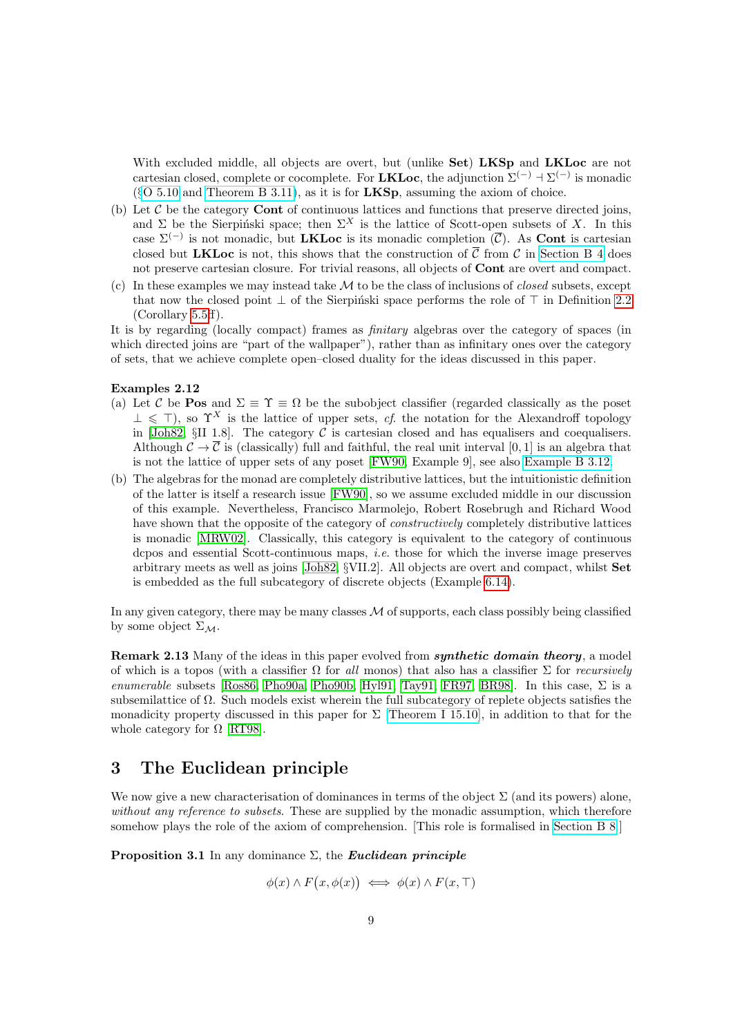With excluded middle, all objects are overt, but (unlike **Set**) **LKSp** and **LKLoc** are not cartesian closed, complete or cocomplete. For **LKLoc**, the adjunction $\Sigma^{(-)} \dashv \Sigma^{(-)}$ is monadic (§O 5.10 and Theorem B 3.11), as it is for **LKSp**, assuming the axiom of choice.

(b) Let $\mathcal{C}$ be the category **Cont** of continuous lattices and functions that preserve directed joins, and $\Sigma$ be the Sierpiński space; then $\Sigma^X$ is the lattice of Scott-open subsets of $X$. In this case $\Sigma^{(-)}$ is not monadic, but **LKLoc** is its monadic completion ($\overline{\mathcal{C}}$). As **Cont** is cartesian closed but **LKLoc** is not, this shows that the construction of $\overline{\mathcal{C}}$ from $\mathcal{C}$ in Section B 4 does not preserve cartesian closure. For trivial reasons, all objects of **Cont** are overt and compact.

(c) In these examples we may instead take $\mathcal{M}$ to be the class of inclusions of *closed* subsets, except that now the closed point $\bot$ of the Sierpiński space performs the role of $\top$ in Definition 2.2 (Corollary 5.5ff).

It is by regarding (locally compact) frames as *finitary* algebras over the category of spaces (in which directed joins are "part of the wallpaper"), rather than as infinitary ones over the category of sets, that we achieve complete open–closed duality for the ideas discussed in this paper.

**Examples 2.12**

(a) Let $\mathcal{C}$ be **Pos** and $\Sigma \equiv \Upsilon \equiv \Omega$ be the subobject classifier (regarded classically as the poset $\bot \leqslant \top$), so $\Upsilon^X$ is the lattice of upper sets, *cf.* the notation for the Alexandroff topology in [Joh82, §II 1.8]. The category $\mathcal{C}$ is cartesian closed and has equalisers and coequalisers. Although $\mathcal{C} \to \overline{\mathcal{C}}$ is (classically) full and faithful, the real unit interval $[0, 1]$ is an algebra that is not the lattice of upper sets of any poset [FW90, Example 9], see also Example B 3.12.

(b) The algebras for the monad are completely distributive lattices, but the intuitionistic definition of the latter is itself a research issue [FW90], so we assume excluded middle in our discussion of this example. Nevertheless, Francisco Marmolejo, Robert Rosebrugh and Richard Wood have shown that the opposite of the category of *constructively* completely distributive lattices is monadic [MRW02]. Classically, this category is equivalent to the category of continuous dcpos and essential Scott-continuous maps, *i.e.* those for which the inverse image preserves arbitrary meets as well as joins [Joh82, §VII.2]. All objects are overt and compact, whilst **Set** is embedded as the full subcategory of discrete objects (Example 6.14).

In any given category, there may be many classes $\mathcal{M}$ of supports, each class possibly being classified by some object $\Sigma_{\mathcal{M}}$.

**Remark 2.13** Many of the ideas in this paper evolved from ***synthetic domain theory***, a model of which is a topos (with a classifier $\Omega$ for *all* monos) that also has a classifier $\Sigma$ for *recursively enumerable* subsets [Ros86, Pho90a, Pho90b, Hyl91, Tay91, FR97, BR98]. In this case, $\Sigma$ is a subsemilattice of $\Omega$. Such models exist wherein the full subcategory of replete objects satisfies the monadicity property discussed in this paper for $\Sigma$ [Theorem I 15.10], in addition to that for the whole category for $\Omega$ [RT98].

## 3 The Euclidean principle

We now give a new characterisation of dominances in terms of the object $\Sigma$ (and its powers) alone, *without any reference to subsets*. These are supplied by the monadic assumption, which therefore somehow plays the role of the axiom of comprehension. [This role is formalised in Section B 8.]

**Proposition 3.1** In any dominance $\Sigma$, the ***Euclidean principle***

$$\phi(x) \wedge F\big(x, \phi(x)\big) \iff \phi(x) \wedge F(x, \top)$$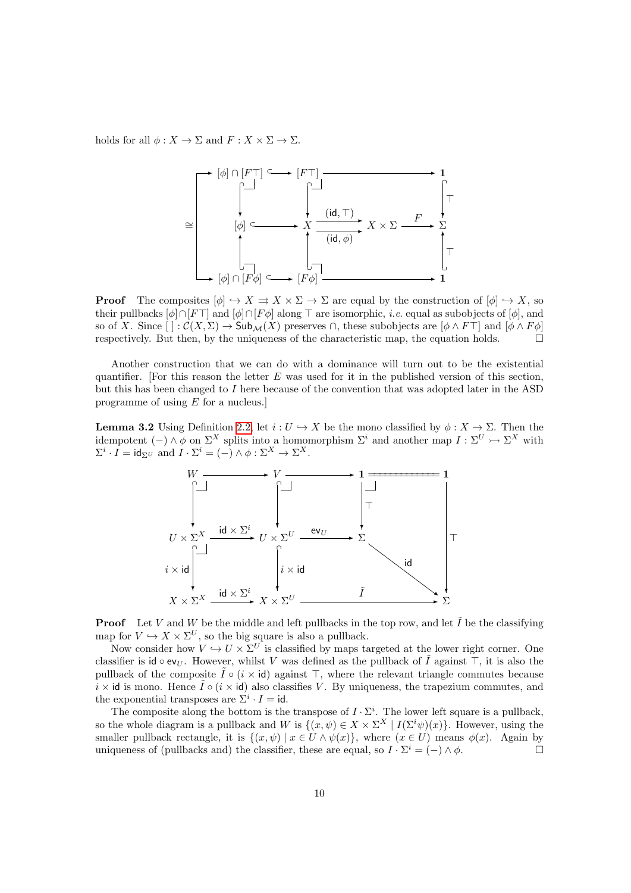holds for all $\phi : X \to \Sigma$ and $F : X \times \Sigma \to \Sigma$.

$$
\begin{array}{ccccccc}
[\phi] \cap [F\top] & \hookrightarrow & [F\top] & \longrightarrow & & & \mathbf{1} \\
\downarrow & & \downarrow & & & & \downarrow \top \\
[\phi] & \hookrightarrow & X & \overset{(\mathsf{id}, \top)}{\underset{(\mathsf{id}, \phi)}{\rightrightarrows}} & X \times \Sigma & \xrightarrow{F} & \Sigma \\
\uparrow & & \uparrow & & & & \uparrow \top \\
[\phi] \cap [F\phi] & \hookrightarrow & [F\phi] & \longrightarrow & & & \mathbf{1}
\end{array}
\qquad [\phi] \cap [F\top] \cong [\phi] \cap [F\phi]
$$

**Proof** The composites $[\phi] \hookrightarrow X \rightrightarrows X \times \Sigma \to \Sigma$ are equal by the construction of $[\phi] \hookrightarrow X$, so their pullbacks $[\phi] \cap [F\top]$ and $[\phi] \cap [F\phi]$ along $\top$ are isomorphic, *i.e.* equal as subobjects of $[\phi]$, and so of $X$. Since $[\;] : \mathcal{C}(X, \Sigma) \to \mathsf{Sub}_{\mathcal{M}}(X)$ preserves $\cap$, these subobjects are $[\phi \wedge F\top]$ and $[\phi \wedge F\phi]$ respectively. But then, by the uniqueness of the characteristic map, the equation holds. □

Another construction that we can do with a dominance will turn out to be the existential quantifier. [For this reason the letter $E$ was used for it in the published version of this section, but this has been changed to $I$ here because of the convention that was adopted later in the ASD programme of using $E$ for a nucleus.]

**Lemma 3.2** Using Definition 2.2, let $i : U \hookrightarrow X$ be the mono classified by $\phi : X \to \Sigma$. Then the idempotent $(-) \wedge \phi$ on $\Sigma^X$ splits into a homomorphism $\Sigma^i$ and another map $I : \Sigma^U \rightarrowtail \Sigma^X$ with $\Sigma^i \cdot I = \mathsf{id}_{\Sigma^U}$ and $I \cdot \Sigma^i = (-) \wedge \phi : \Sigma^X \to \Sigma^X$.

$$
\begin{array}{ccccccc}
W & \longrightarrow & V & \longrightarrow & \mathbf{1} & = & \mathbf{1} \\
\downarrow & & \downarrow & & \downarrow \top & & \\
U \times \Sigma^X & \xrightarrow{\mathsf{id} \times \Sigma^i} & U \times \Sigma^U & \xrightarrow{\mathsf{ev}_U} & \Sigma & & \downarrow \top \\
\downarrow i \times \mathsf{id} & & \downarrow i \times \mathsf{id} & & & \searrow \mathsf{id} & \\
X \times \Sigma^X & \xrightarrow{\mathsf{id} \times \Sigma^i} & X \times \Sigma^U & & \xrightarrow{\tilde{I}} & & \Sigma
\end{array}
$$

**Proof** Let $V$ and $W$ be the middle and left pullbacks in the top row, and let $\tilde{I}$ be the classifying map for $V \hookrightarrow X \times \Sigma^U$, so the big square is also a pullback.

Now consider how $V \hookrightarrow U \times \Sigma^U$ is classified by maps targeted at the lower right corner. One classifier is $\mathsf{id} \circ \mathsf{ev}_U$. However, whilst $V$ was defined as the pullback of $\tilde{I}$ against $\top$, it is also the pullback of the composite $\tilde{I} \circ (i \times \mathsf{id})$ against $\top$, where the relevant triangle commutes because $i \times \mathsf{id}$ is mono. Hence $\tilde{I} \circ (i \times \mathsf{id})$ also classifies $V$. By uniqueness, the trapezium commutes, and the exponential transposes are $\Sigma^i \cdot I = \mathsf{id}$.

The composite along the bottom is the transpose of $I \cdot \Sigma^i$. The lower left square is a pullback, so the whole diagram is a pullback and $W$ is $\{(x, \psi) \in X \times \Sigma^X \mid I(\Sigma^i \psi)(x)\}$. However, using the smaller pullback rectangle, it is $\{(x, \psi) \mid x \in U \wedge \psi(x)\}$, where $(x \in U)$ means $\phi(x)$. Again by uniqueness of (pullbacks and) the classifier, these are equal, so $I \cdot \Sigma^i = (-) \wedge \phi$. □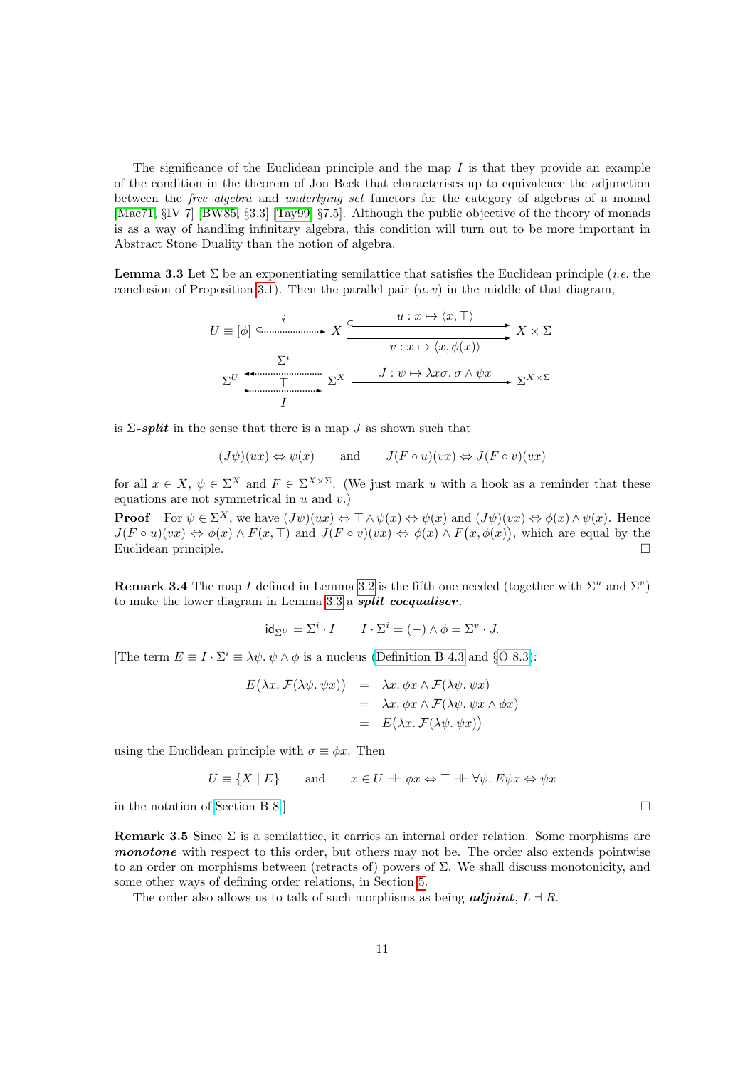The significance of the Euclidean principle and the map $I$ is that they provide an example of the condition in the theorem of Jon Beck that characterises up to equivalence the adjunction between the *free algebra* and *underlying set* functors for the category of algebras of a monad [Mac71, §IV 7] [BW85, §3.3] [Tay99, §7.5]. Although the public objective of the theory of monads is as a way of handling infinitary algebra, this condition will turn out to be more important in Abstract Stone Duality than the notion of algebra.

**Lemma 3.3** Let $\Sigma$ be an exponentiating semilattice that satisfies the Euclidean principle (*i.e.* the conclusion of Proposition 3.1). Then the parallel pair $(u, v)$ in the middle of that diagram,

$$
\begin{array}{ccccc}
U \equiv [\phi] & \overset{i}{\hookrightarrow} & X & \underset{v\,:\,x \mapsto \langle x, \phi(x)\rangle}{\overset{u\,:\,x \mapsto \langle x, \top\rangle}{\rightrightarrows}} & X \times \Sigma \\
\Sigma^U & \underset{I}{\overset{\Sigma^i}{\leftleftarrows}}\ (\top) & \Sigma^X & \xrightarrow{J\,:\,\psi \mapsto \lambda x\sigma.\, \sigma \wedge \psi x} & \Sigma^{X\times\Sigma}
\end{array}
$$

is $\Sigma$-***split*** in the sense that there is a map $J$ as shown such that

$$
(J\psi)(ux) \Leftrightarrow \psi(x) \qquad \text{and} \qquad J(F \circ u)(vx) \Leftrightarrow J(F \circ v)(vx)
$$

for all $x \in X$, $\psi \in \Sigma^X$ and $F \in \Sigma^{X\times\Sigma}$. (We just mark $u$ with a hook as a reminder that these equations are not symmetrical in $u$ and $v$.)

**Proof** For $\psi \in \Sigma^X$, we have $(J\psi)(ux) \Leftrightarrow \top \wedge \psi(x) \Leftrightarrow \psi(x)$ and $(J\psi)(vx) \Leftrightarrow \phi(x) \wedge \psi(x)$. Hence $J(F \circ u)(vx) \Leftrightarrow \phi(x) \wedge F(x, \top)$ and $J(F \circ v)(vx) \Leftrightarrow \phi(x) \wedge F\big(x, \phi(x)\big)$, which are equal by the Euclidean principle. $\square$

**Remark 3.4** The map $I$ defined in Lemma 3.2 is the fifth one needed (together with $\Sigma^u$ and $\Sigma^v$) to make the lower diagram in Lemma 3.3 a ***split coequaliser***.

$$
\mathsf{id}_{\Sigma^U} = \Sigma^i \cdot I \qquad I \cdot \Sigma^i = (-) \wedge \phi = \Sigma^v \cdot J.
$$

[The term $E \equiv I \cdot \Sigma^i \equiv \lambda\psi.\, \psi \wedge \phi$ is a nucleus (Definition B 4.3 and §O 8.3):

$$
\begin{aligned}
E\big(\lambda x.\, \mathcal{F}(\lambda\psi.\, \psi x)\big) &= \lambda x.\, \phi x \wedge \mathcal{F}(\lambda\psi.\, \psi x) \\
&= \lambda x.\, \phi x \wedge \mathcal{F}(\lambda\psi.\, \psi x \wedge \phi x) \\
&= E\big(\lambda x.\, \mathcal{F}(\lambda\psi.\, \psi x)\big)
\end{aligned}
$$

using the Euclidean principle with $\sigma \equiv \phi x$. Then

$$
U \equiv \{X \mid E\} \qquad \text{and} \qquad x \in U \dashv\vdash \phi x \Leftrightarrow \top \dashv\vdash \forall\psi.\, E\psi x \Leftrightarrow \psi x
$$

in the notation of Section B 8.] $\square$

**Remark 3.5** Since $\Sigma$ is a semilattice, it carries an internal order relation. Some morphisms are ***monotone*** with respect to this order, but others may not be. The order also extends pointwise to an order on morphisms between (retracts of) powers of $\Sigma$. We shall discuss monotonicity, and some other ways of defining order relations, in Section 5.

The order also allows us to talk of such morphisms as being ***adjoint***, $L \dashv R$.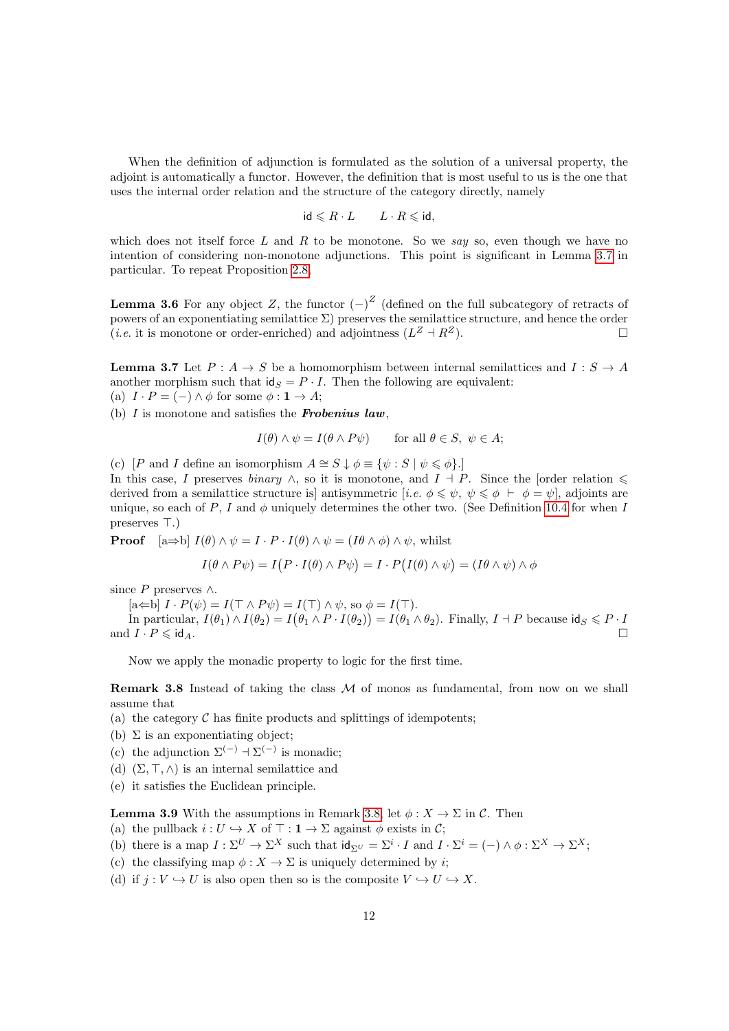When the definition of adjunction is formulated as the solution of a universal property, the adjoint is automatically a functor. However, the definition that is most useful to us is the one that uses the internal order relation and the structure of the category directly, namely

$$\mathsf{id} \leqslant R \cdot L \qquad L \cdot R \leqslant \mathsf{id},$$

which does not itself force $L$ and $R$ to be monotone. So we *say* so, even though we have no intention of considering non-monotone adjunctions. This point is significant in Lemma 3.7 in particular. To repeat Proposition 2.8,

**Lemma 3.6** For any object $Z$, the functor $(-)^Z$ (defined on the full subcategory of retracts of powers of an exponentiating semilattice $\Sigma$) preserves the semilattice structure, and hence the order (*i.e.* it is monotone or order-enriched) and adjointness ($L^Z \dashv R^Z$). □

**Lemma 3.7** Let $P : A \to S$ be a homomorphism between internal semilattices and $I : S \to A$ another morphism such that $\mathsf{id}_S = P \cdot I$. Then the following are equivalent:

(a) $I \cdot P = (-) \wedge \phi$ for some $\phi : \mathbf{1} \to A$;

(b) $I$ is monotone and satisfies the ***Frobenius law***,

$$I(\theta) \wedge \psi = I(\theta \wedge P\psi) \qquad \text{for all } \theta \in S,\ \psi \in A;$$

(c) [$P$ and $I$ define an isomorphism $A \cong S \downarrow \phi \equiv \{\psi : S \mid \psi \leqslant \phi\}$.]

In this case, $I$ preserves *binary* $\wedge$, so it is monotone, and $I \dashv P$. Since the [order relation $\leqslant$ derived from a semilattice structure is] antisymmetric [*i.e.* $\phi \leqslant \psi,\ \psi \leqslant \phi\ \vdash\ \phi = \psi$], adjoints are unique, so each of $P$, $I$ and $\phi$ uniquely determines the other two. (See Definition 10.4 for when $I$ preserves $\top$.)

**Proof** [a⇒b] $I(\theta) \wedge \psi = I \cdot P \cdot I(\theta) \wedge \psi = (I\theta \wedge \phi) \wedge \psi$, whilst

$$I(\theta \wedge P\psi) = I\big(P \cdot I(\theta) \wedge P\psi\big) = I \cdot P\big(I(\theta) \wedge \psi\big) = (I\theta \wedge \psi) \wedge \phi$$

since $P$ preserves $\wedge$.

[a⇐b] $I \cdot P(\psi) = I(\top \wedge P\psi) = I(\top) \wedge \psi$, so $\phi = I(\top)$.

In particular, $I(\theta_1) \wedge I(\theta_2) = I\big(\theta_1 \wedge P \cdot I(\theta_2)\big) = I(\theta_1 \wedge \theta_2)$. Finally, $I \dashv P$ because $\mathsf{id}_S \leqslant P \cdot I$ and $I \cdot P \leqslant \mathsf{id}_A$. □

Now we apply the monadic property to logic for the first time.

**Remark 3.8** Instead of taking the class $\mathcal{M}$ of monos as fundamental, from now on we shall assume that

(a) the category $\mathcal{C}$ has finite products and splittings of idempotents;

(b) $\Sigma$ is an exponentiating object;

(c) the adjunction $\Sigma^{(-)} \dashv \Sigma^{(-)}$ is monadic;

(d) $(\Sigma, \top, \wedge)$ is an internal semilattice and

(e) it satisfies the Euclidean principle.

**Lemma 3.9** With the assumptions in Remark 3.8, let $\phi : X \to \Sigma$ in $\mathcal{C}$. Then

(a) the pullback $i : U \hookrightarrow X$ of $\top : \mathbf{1} \to \Sigma$ against $\phi$ exists in $\mathcal{C}$;

(b) there is a map $I : \Sigma^U \to \Sigma^X$ such that $\mathsf{id}_{\Sigma^U} = \Sigma^i \cdot I$ and $I \cdot \Sigma^i = (-) \wedge \phi : \Sigma^X \to \Sigma^X$;

(c) the classifying map $\phi : X \to \Sigma$ is uniquely determined by $i$;

(d) if $j : V \hookrightarrow U$ is also open then so is the composite $V \hookrightarrow U \hookrightarrow X$.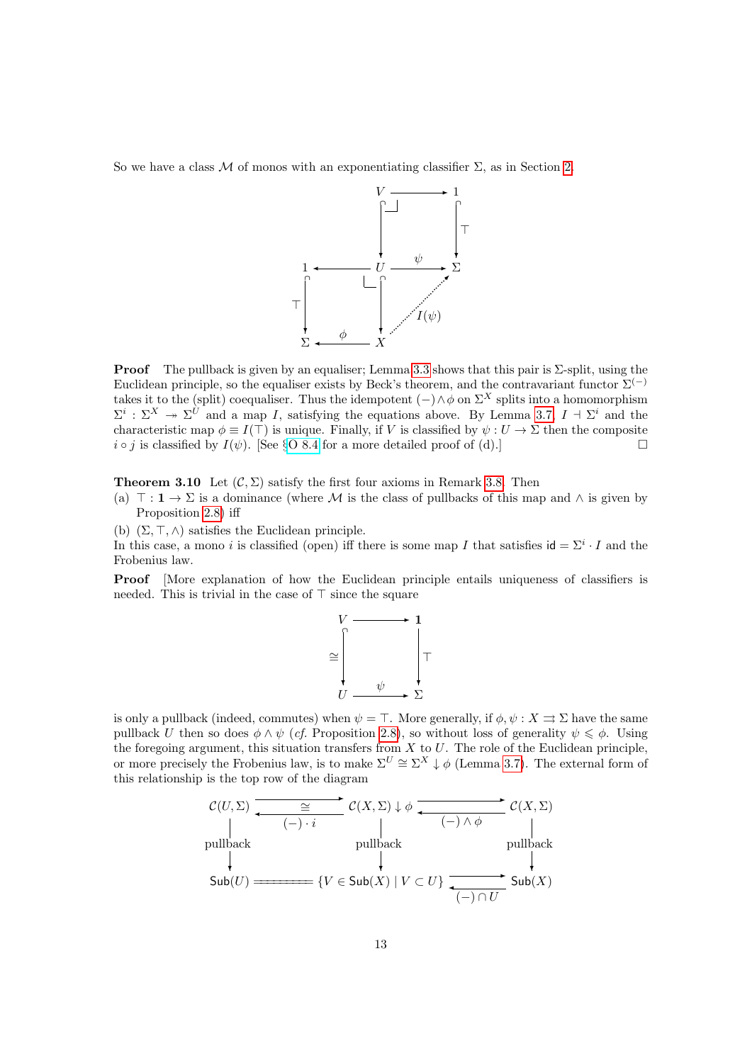So we have a class $\mathcal{M}$ of monos with an exponentiating classifier $\Sigma$, as in Section 2.

$$
\begin{array}{ccccc}
 & & V & \longrightarrow & 1 \\
 & & \downarrow & & \downarrow \top \\
1 & \longleftarrow & U & \xrightarrow{\psi} & \Sigma \\
\top \downarrow & & \downarrow & \nearrow_{I(\psi)} & \\
\Sigma & \xleftarrow{\phi} & X & &
\end{array}
$$

**Proof** The pullback is given by an equaliser; Lemma 3.3 shows that this pair is $\Sigma$-split, using the Euclidean principle, so the equaliser exists by Beck's theorem, and the contravariant functor $\Sigma^{(-)}$ takes it to the (split) coequaliser. Thus the idempotent $(-)\wedge\phi$ on $\Sigma^X$ splits into a homomorphism $\Sigma^i : \Sigma^X \twoheadrightarrow \Sigma^U$ and a map $I$, satisfying the equations above. By Lemma 3.7, $I \dashv \Sigma^i$ and the characteristic map $\phi \equiv I(\top)$ is unique. Finally, if $V$ is classified by $\psi : U \to \Sigma$ then the composite $i \circ j$ is classified by $I(\psi)$. [See §O 8.4 for a more detailed proof of (d).] $\square$

**Theorem 3.10** Let $(\mathcal{C}, \Sigma)$ satisfy the first four axioms in Remark 3.8. Then
(a) $\top : \mathbf{1} \to \Sigma$ is a dominance (where $\mathcal{M}$ is the class of pullbacks of this map and $\wedge$ is given by Proposition 2.8) iff
(b) $(\Sigma, \top, \wedge)$ satisfies the Euclidean principle.
In this case, a mono $i$ is classified (open) iff there is some map $I$ that satisfies $\mathsf{id} = \Sigma^i \cdot I$ and the Frobenius law.

**Proof** [More explanation of how the Euclidean principle entails uniqueness of classifiers is needed. This is trivial in the case of $\top$ since the square

$$
\begin{array}{ccc}
V & \longrightarrow & \mathbf{1} \\
\cong \downarrow & & \downarrow \top \\
U & \xrightarrow{\psi} & \Sigma
\end{array}
$$

is only a pullback (indeed, commutes) when $\psi = \top$. More generally, if $\phi, \psi : X \rightrightarrows \Sigma$ have the same pullback $U$ then so does $\phi \wedge \psi$ (*cf.* Proposition 2.8), so without loss of generality $\psi \leqslant \phi$. Using the foregoing argument, this situation transfers from $X$ to $U$. The role of the Euclidean principle, or more precisely the Frobenius law, is to make $\Sigma^U \cong \Sigma^X \downarrow \phi$ (Lemma 3.7). The external form of this relationship is the top row of the diagram

$$
\begin{array}{ccccc}
\mathcal{C}(U, \Sigma) & \underset{(-)\cdot i}{\overset{\cong}{\rightleftarrows}} & \mathcal{C}(X, \Sigma) \downarrow \phi & \underset{(-)\wedge\phi}{\rightleftarrows} & \mathcal{C}(X, \Sigma) \\
\downarrow \text{pullback} & & \downarrow \text{pullback} & & \downarrow \text{pullback} \\
\mathsf{Sub}(U) & = & \{V \in \mathsf{Sub}(X) \mid V \subset U\} & \underset{(-)\cap U}{\rightleftarrows} & \mathsf{Sub}(X)
\end{array}
$$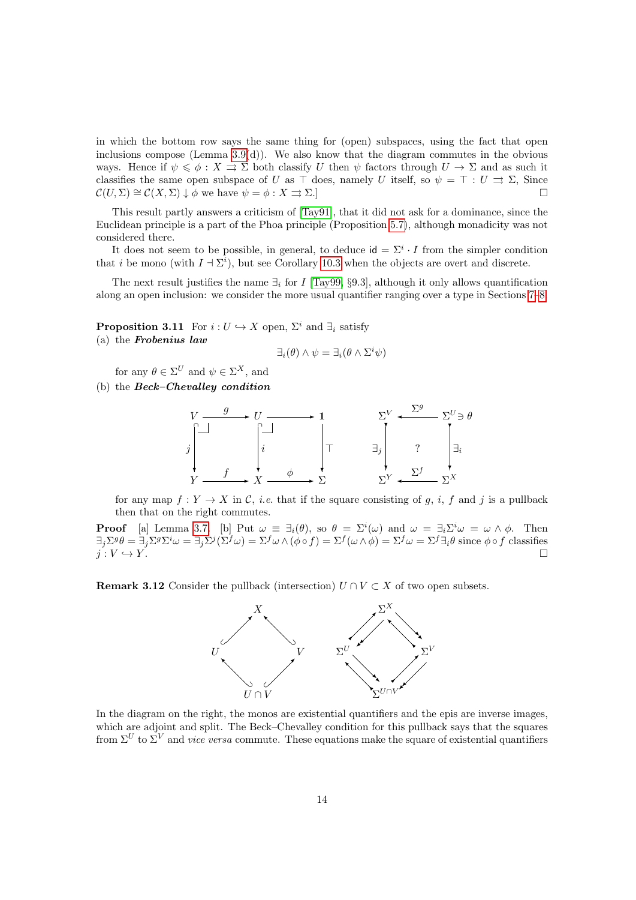in which the bottom row says the same thing for (open) subspaces, using the fact that open inclusions compose (Lemma 3.9(d)). We also know that the diagram commutes in the obvious ways. Hence if $\psi \leqslant \phi : X \rightrightarrows \Sigma$ both classify $U$ then $\psi$ factors through $U \to \Sigma$ and as such it classifies the same open subspace of $U$ as $\top$ does, namely $U$ itself, so $\psi = \top : U \rightrightarrows \Sigma$, Since $\mathcal{C}(U, \Sigma) \cong \mathcal{C}(X, \Sigma) \downarrow \phi$ we have $\psi = \phi : X \rightrightarrows \Sigma$.] □

This result partly answers a criticism of [Tay91], that it did not ask for a dominance, since the Euclidean principle is a part of the Phoa principle (Proposition 5.7), although monadicity was not considered there.

It does not seem to be possible, in general, to deduce $\mathsf{id} = \Sigma^i \cdot I$ from the simpler condition that $i$ be mono (with $I \dashv \Sigma^i$), but see Corollary 10.3 when the objects are overt and discrete.

The next result justifies the name $\exists_i$ for $I$ [Tay99, §9.3], although it only allows quantification along an open inclusion: we consider the more usual quantifier ranging over a type in Sections 7–8.

**Proposition 3.11** For $i : U \hookrightarrow X$ open, $\Sigma^i$ and $\exists_i$ satisfy

(a) the ***Frobenius law***

$$\exists_i(\theta) \wedge \psi = \exists_i(\theta \wedge \Sigma^i \psi)$$

for any $\theta \in \Sigma^U$ and $\psi \in \Sigma^X$, and

(b) the ***Beck–Chevalley condition***

$$\begin{array}{ccccc} V & \xrightarrow{g} & U & \longrightarrow & \mathbf{1} \\ {\scriptstyle j}\downarrow & & \downarrow{\scriptstyle i} & & \downarrow{\scriptstyle \top} \\ Y & \xrightarrow{f} & X & \xrightarrow{\phi} & \Sigma \end{array} \qquad \begin{array}{ccc} \Sigma^V & \xleftarrow{\Sigma^g} & \Sigma^U \ni \theta \\ {\scriptstyle \exists_j}\downarrow & ? & \downarrow{\scriptstyle \exists_i} \\ \Sigma^Y & \xleftarrow{\Sigma^f} & \Sigma^X \end{array}$$

for any map $f : Y \to X$ in $\mathcal{C}$, *i.e.* that if the square consisting of $g$, $i$, $f$ and $j$ is a pullback then that on the right commutes.

**Proof** [a] Lemma 3.7. [b] Put $\omega \equiv \exists_i(\theta)$, so $\theta = \Sigma^i(\omega)$ and $\omega = \exists_i \Sigma^i \omega = \omega \wedge \phi$. Then $\exists_j \Sigma^g \theta = \exists_j \Sigma^g \Sigma^i \omega = \exists_j \Sigma^j(\Sigma^f \omega) = \Sigma^f \omega \wedge (\phi \circ f) = \Sigma^f(\omega \wedge \phi) = \Sigma^f \omega = \Sigma^f \exists_i \theta$ since $\phi \circ f$ classifies $j : V \hookrightarrow Y$. □

**Remark 3.12** Consider the pullback (intersection) $U \cap V \subset X$ of two open subsets.

$$\begin{array}{ccccc} & & X & & \\ & \nearrow & & \nwarrow & \\ U & & & & V \\ & \nwarrow & & \nearrow & \\ & & U \cap V & & \end{array} \qquad \begin{array}{ccccc} & & \Sigma^X & & \\ & \swarrow\nearrow & & \searrow\nwarrow & \\ \Sigma^U & & & & \Sigma^V \\ & \searrow\nwarrow & & \swarrow\nearrow & \\ & & \Sigma^{U \cap V} & & \end{array}$$

In the diagram on the right, the monos are existential quantifiers and the epis are inverse images, which are adjoint and split. The Beck–Chevalley condition for this pullback says that the squares from $\Sigma^U$ to $\Sigma^V$ and *vice versa* commute. These equations make the square of existential quantifiers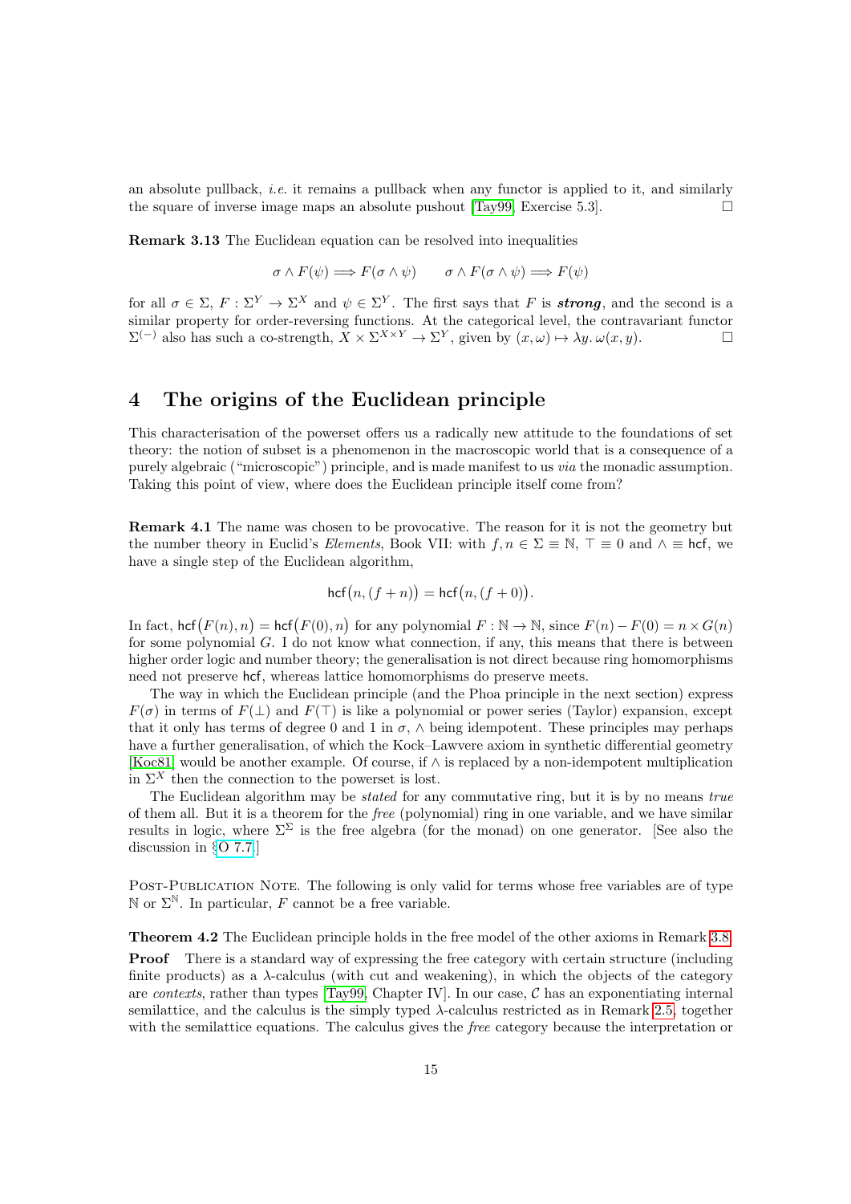an absolute pullback, *i.e.* it remains a pullback when any functor is applied to it, and similarly the square of inverse image maps an absolute pushout [Tay99, Exercise 5.3]. □

**Remark 3.13** The Euclidean equation can be resolved into inequalities

$$\sigma \wedge F(\psi) \Longrightarrow F(\sigma \wedge \psi) \qquad \sigma \wedge F(\sigma \wedge \psi) \Longrightarrow F(\psi)$$

for all $\sigma \in \Sigma$, $F : \Sigma^Y \to \Sigma^X$ and $\psi \in \Sigma^Y$. The first says that $F$ is ***strong***, and the second is a similar property for order-reversing functions. At the categorical level, the contravariant functor $\Sigma^{(-)}$ also has such a co-strength, $X \times \Sigma^{X\times Y} \to \Sigma^Y$, given by $(x, \omega) \mapsto \lambda y.\, \omega(x, y)$. □

## 4 The origins of the Euclidean principle

This characterisation of the powerset offers us a radically new attitude to the foundations of set theory: the notion of subset is a phenomenon in the macroscopic world that is a consequence of a purely algebraic ("microscopic") principle, and is made manifest to us *via* the monadic assumption. Taking this point of view, where does the Euclidean principle itself come from?

**Remark 4.1** The name was chosen to be provocative. The reason for it is not the geometry but the number theory in Euclid's *Elements*, Book VII: with $f, n \in \Sigma \equiv \mathbb{N}$, $\top \equiv 0$ and $\wedge \equiv \mathsf{hcf}$, we have a single step of the Euclidean algorithm,

$$\mathsf{hcf}\big(n, (f+n)\big) = \mathsf{hcf}\big(n, (f+0)\big).$$

In fact, $\mathsf{hcf}\big(F(n), n\big) = \mathsf{hcf}\big(F(0), n\big)$ for any polynomial $F : \mathbb{N} \to \mathbb{N}$, since $F(n) - F(0) = n \times G(n)$ for some polynomial $G$. I do not know what connection, if any, this means that there is between higher order logic and number theory; the generalisation is not direct because ring homomorphisms need not preserve $\mathsf{hcf}$, whereas lattice homomorphisms do preserve meets.

The way in which the Euclidean principle (and the Phoa principle in the next section) express $F(\sigma)$ in terms of $F(\bot)$ and $F(\top)$ is like a polynomial or power series (Taylor) expansion, except that it only has terms of degree 0 and 1 in $\sigma$, $\wedge$ being idempotent. These principles may perhaps have a further generalisation, of which the Kock–Lawvere axiom in synthetic differential geometry [Koc81] would be another example. Of course, if $\wedge$ is replaced by a non-idempotent multiplication in $\Sigma^X$ then the connection to the powerset is lost.

The Euclidean algorithm may be *stated* for any commutative ring, but it is by no means *true* of them all. But it is a theorem for the *free* (polynomial) ring in one variable, and we have similar results in logic, where $\Sigma^\Sigma$ is the free algebra (for the monad) on one generator. [See also the discussion in §O 7.7.]

Post-Publication Note. The following is only valid for terms whose free variables are of type $\mathbb{N}$ or $\Sigma^{\mathbb{N}}$. In particular, $F$ cannot be a free variable.

**Theorem 4.2** The Euclidean principle holds in the free model of the other axioms in Remark 3.8.

**Proof** There is a standard way of expressing the free category with certain structure (including finite products) as a $\lambda$-calculus (with cut and weakening), in which the objects of the category are *contexts*, rather than types [Tay99, Chapter IV]. In our case, $\mathcal{C}$ has an exponentiating internal semilattice, and the calculus is the simply typed $\lambda$-calculus restricted as in Remark 2.5, together with the semilattice equations. The calculus gives the *free* category because the interpretation or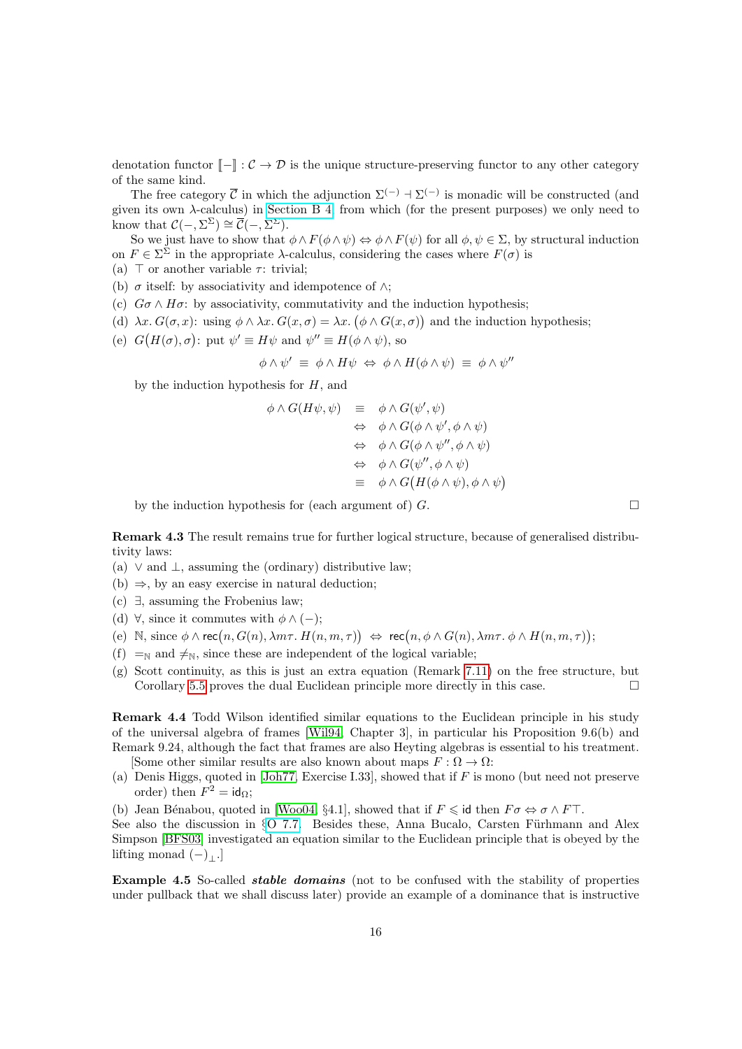denotation functor $[\![-]\!] : \mathcal{C} \to \mathcal{D}$ is the unique structure-preserving functor to any other category of the same kind.

The free category $\overline{\mathcal{C}}$ in which the adjunction $\Sigma^{(-)} \dashv \Sigma^{(-)}$ is monadic will be constructed (and given its own $\lambda$-calculus) in Section B 4, from which (for the present purposes) we only need to know that $\mathcal{C}(-, \Sigma^\Sigma) \cong \overline{\mathcal{C}}(-, \Sigma^\Sigma)$.

So we just have to show that $\phi \wedge F(\phi \wedge \psi) \Leftrightarrow \phi \wedge F(\psi)$ for all $\phi, \psi \in \Sigma$, by structural induction on $F \in \Sigma^\Sigma$ in the appropriate $\lambda$-calculus, considering the cases where $F(\sigma)$ is

(a) $\top$ or another variable $\tau$: trivial;

(b) $\sigma$ itself: by associativity and idempotence of $\wedge$;

(c) $G\sigma \wedge H\sigma$: by associativity, commutativity and the induction hypothesis;

(d) $\lambda x.\, G(\sigma, x)$: using $\phi \wedge \lambda x.\, G(x, \sigma) = \lambda x.\, \big(\phi \wedge G(x, \sigma)\big)$ and the induction hypothesis;

(e) $G\big(H(\sigma), \sigma\big)$: put $\psi' \equiv H\psi$ and $\psi'' \equiv H(\phi \wedge \psi)$, so

$$\phi \wedge \psi' \;\equiv\; \phi \wedge H\psi \;\Leftrightarrow\; \phi \wedge H(\phi \wedge \psi) \;\equiv\; \phi \wedge \psi''$$

by the induction hypothesis for $H$, and

$$\begin{aligned}
\phi \wedge G(H\psi, \psi) \quad &\equiv \quad \phi \wedge G(\psi', \psi) \\
&\Leftrightarrow \quad \phi \wedge G(\phi \wedge \psi', \phi \wedge \psi) \\
&\Leftrightarrow \quad \phi \wedge G(\phi \wedge \psi'', \phi \wedge \psi) \\
&\Leftrightarrow \quad \phi \wedge G(\psi'', \phi \wedge \psi) \\
&\equiv \quad \phi \wedge G\big(H(\phi \wedge \psi), \phi \wedge \psi\big)
\end{aligned}$$

by the induction hypothesis for (each argument of) $G$. □

**Remark 4.3** The result remains true for further logical structure, because of generalised distributivity laws:

(a) $\vee$ and $\bot$, assuming the (ordinary) distributive law;

(b) $\Rightarrow$, by an easy exercise in natural deduction;

(c) $\exists$, assuming the Frobenius law;

(d) $\forall$, since it commutes with $\phi \wedge (-)$;

(e) $\mathbb{N}$, since $\phi \wedge \mathsf{rec}\big(n, G(n), \lambda m\tau.\, H(n, m, \tau)\big) \;\Leftrightarrow\; \mathsf{rec}\big(n, \phi \wedge G(n), \lambda m\tau.\, \phi \wedge H(n, m, \tau)\big)$;

(f) $=_\mathbb{N}$ and $\neq_\mathbb{N}$, since these are independent of the logical variable;

(g) Scott continuity, as this is just an extra equation (Remark 7.11) on the free structure, but Corollary 5.5 proves the dual Euclidean principle more directly in this case. □

**Remark 4.4** Todd Wilson identified similar equations to the Euclidean principle in his study of the universal algebra of frames [Wil94, Chapter 3], in particular his Proposition 9.6(b) and Remark 9.24, although the fact that frames are also Heyting algebras is essential to his treatment.

[Some other similar results are also known about maps $F : \Omega \to \Omega$:

(a) Denis Higgs, quoted in [Joh77, Exercise I.33], showed that if $F$ is mono (but need not preserve order) then $F^2 = \mathsf{id}_\Omega$;

(b) Jean Bénabou, quoted in [Woo04, §4.1], showed that if $F \leqslant \mathsf{id}$ then $F\sigma \Leftrightarrow \sigma \wedge F\top$.

See also the discussion in §O 7.7. Besides these, Anna Bucalo, Carsten Führmann and Alex Simpson [BFS03] investigated an equation similar to the Euclidean principle that is obeyed by the lifting monad $(-)_\bot$.]

**Example 4.5** So-called ***stable domains*** (not to be confused with the stability of properties under pullback that we shall discuss later) provide an example of a dominance that is instructive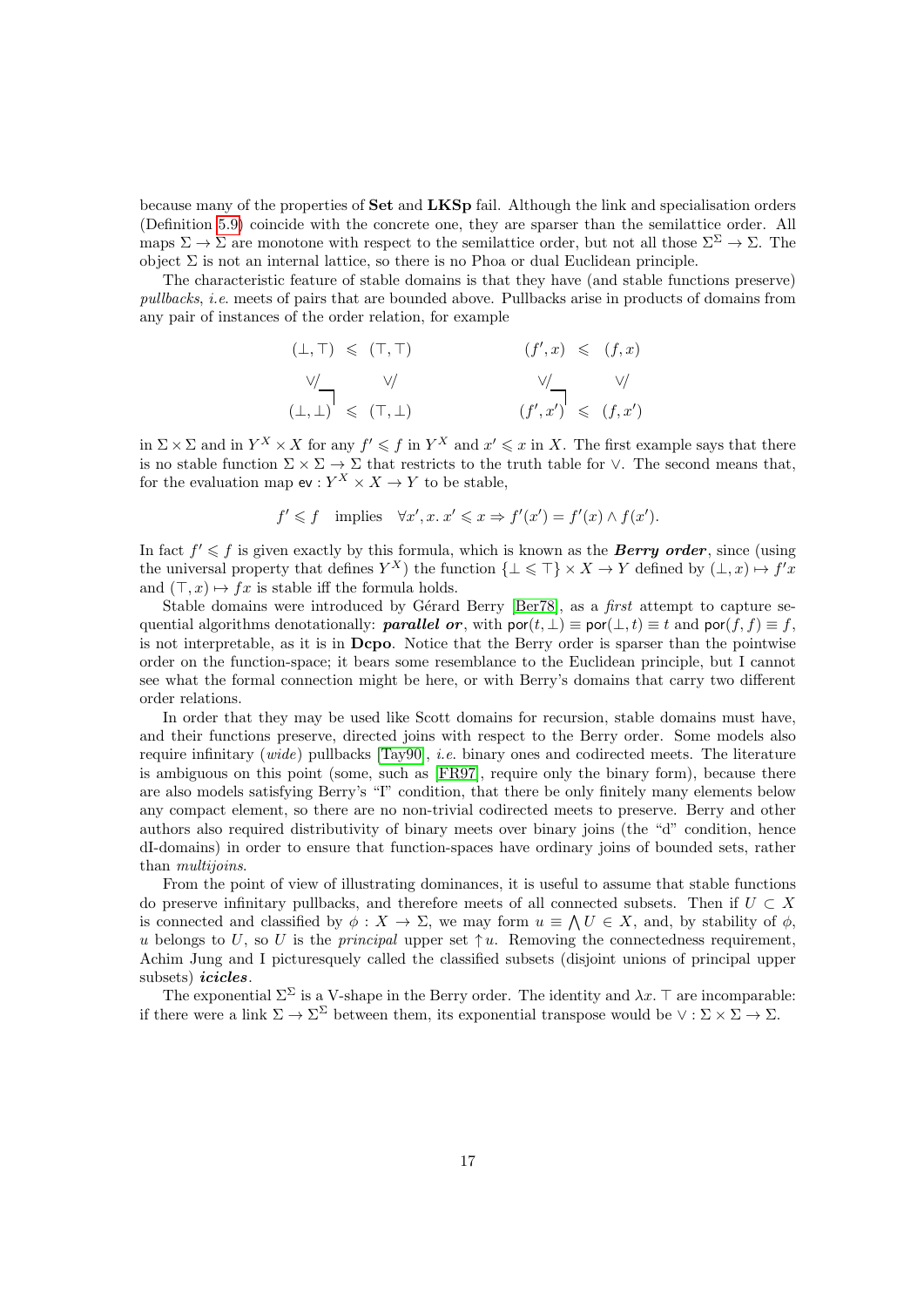because many of the properties of **Set** and **LKSp** fail. Although the link and specialisation orders (Definition 5.9) coincide with the concrete one, they are sparser than the semilattice order. All maps $\Sigma \to \Sigma$ are monotone with respect to the semilattice order, but not all those $\Sigma^\Sigma \to \Sigma$. The object $\Sigma$ is not an internal lattice, so there is no Phoa or dual Euclidean principle.

The characteristic feature of stable domains is that they have (and stable functions preserve) *pullbacks*, *i.e.* meets of pairs that are bounded above. Pullbacks arise in products of domains from any pair of instances of the order relation, for example

$$
\begin{array}{ccc}
(\bot, \top) & \leqslant & (\top, \top) \\
\rotatebox{90}{$\leqslant$} & & \rotatebox{90}{$\leqslant$} \\
(\bot, \bot) & \leqslant & (\top, \bot)
\end{array}
\qquad\qquad
\begin{array}{ccc}
(f', x) & \leqslant & (f, x) \\
\rotatebox{90}{$\leqslant$} & & \rotatebox{90}{$\leqslant$} \\
(f', x') & \leqslant & (f, x')
\end{array}
$$

in $\Sigma \times \Sigma$ and in $Y^X \times X$ for any $f' \leqslant f$ in $Y^X$ and $x' \leqslant x$ in $X$. The first example says that there is no stable function $\Sigma \times \Sigma \to \Sigma$ that restricts to the truth table for $\vee$. The second means that, for the evaluation map $\mathsf{ev} : Y^X \times X \to Y$ to be stable,

$$f' \leqslant f \quad \text{implies} \quad \forall x', x.\, x' \leqslant x \Rightarrow f'(x') = f'(x) \wedge f(x').$$

In fact $f' \leqslant f$ is given exactly by this formula, which is known as the ***Berry order***, since (using the universal property that defines $Y^X$) the function $\{\bot \leqslant \top\} \times X \to Y$ defined by $(\bot, x) \mapsto f'x$ and $(\top, x) \mapsto fx$ is stable iff the formula holds.

Stable domains were introduced by Gérard Berry [Ber78], as a *first* attempt to capture sequential algorithms denotationally: ***parallel or***, with $\mathsf{por}(t, \bot) \equiv \mathsf{por}(\bot, t) \equiv t$ and $\mathsf{por}(f, f) \equiv f$, is not interpretable, as it is in **Dcpo**. Notice that the Berry order is sparser than the pointwise order on the function-space; it bears some resemblance to the Euclidean principle, but I cannot see what the formal connection might be here, or with Berry's domains that carry two different order relations.

In order that they may be used like Scott domains for recursion, stable domains must have, and their functions preserve, directed joins with respect to the Berry order. Some models also require infinitary (*wide*) pullbacks [Tay90], *i.e.* binary ones and codirected meets. The literature is ambiguous on this point (some, such as [FR97], require only the binary form), because there are also models satisfying Berry's "I" condition, that there be only finitely many elements below any compact element, so there are no non-trivial codirected meets to preserve. Berry and other authors also required distributivity of binary meets over binary joins (the "d" condition, hence dI-domains) in order to ensure that function-spaces have ordinary joins of bounded sets, rather than *multijoins*.

From the point of view of illustrating dominances, it is useful to assume that stable functions do preserve infinitary pullbacks, and therefore meets of all connected subsets. Then if $U \subset X$ is connected and classified by $\phi : X \to \Sigma$, we may form $u \equiv \bigwedge U \in X$, and, by stability of $\phi$, $u$ belongs to $U$, so $U$ is the *principal* upper set $\uparrow u$. Removing the connectedness requirement, Achim Jung and I picturesquely called the classified subsets (disjoint unions of principal upper subsets) ***icicles***.

The exponential $\Sigma^\Sigma$ is a V-shape in the Berry order. The identity and $\lambda x.\, \top$ are incomparable: if there were a link $\Sigma \to \Sigma^\Sigma$ between them, its exponential transpose would be $\vee : \Sigma \times \Sigma \to \Sigma$.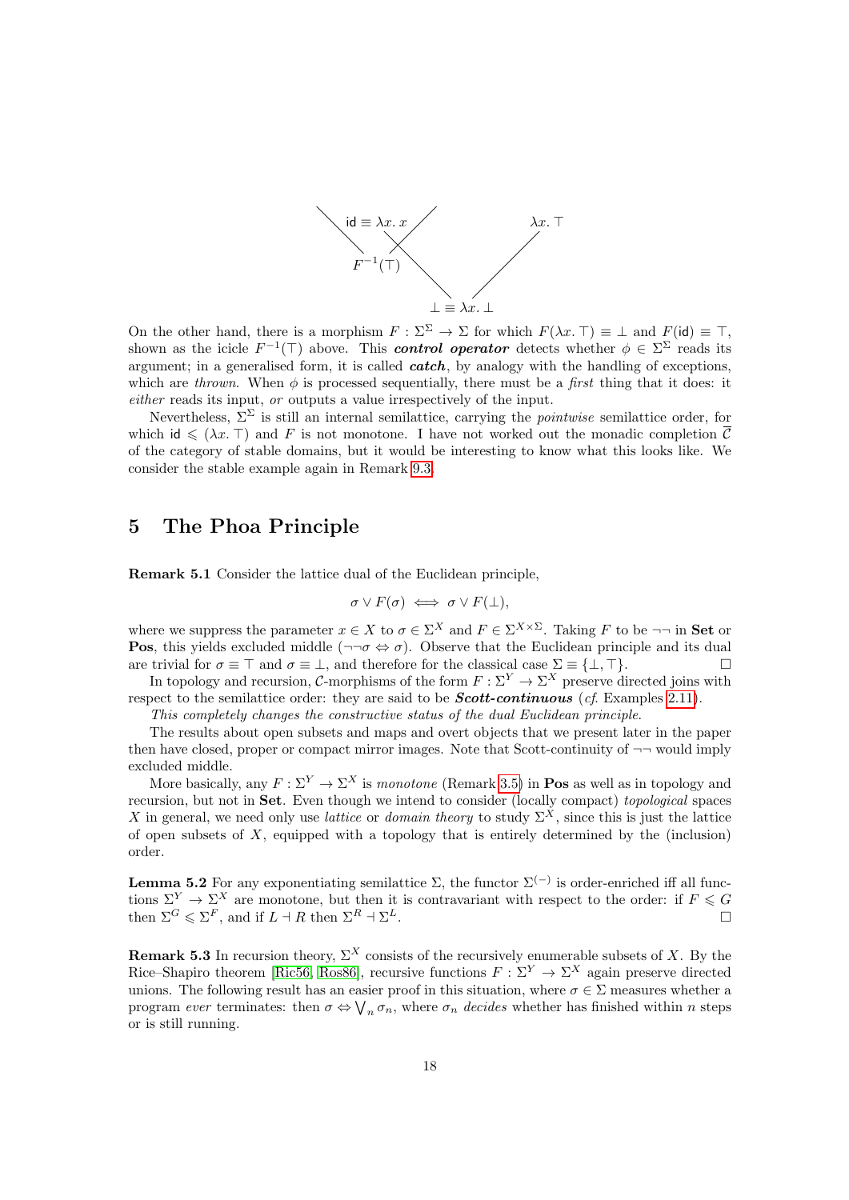$\mathsf{id} \equiv \lambda x.\, x$ $\qquad\qquad\qquad \lambda x.\, \top$

$F^{-1}(\top)$

$\bot \equiv \lambda x.\, \bot$

On the other hand, there is a morphism $F : \Sigma^\Sigma \to \Sigma$ for which $F(\lambda x.\, \top) \equiv \bot$ and $F(\mathsf{id}) \equiv \top$, shown as the icicle $F^{-1}(\top)$ above. This ***control operator*** detects whether $\phi \in \Sigma^\Sigma$ reads its argument; in a generalised form, it is called ***catch***, by analogy with the handling of exceptions, which are *thrown*. When $\phi$ is processed sequentially, there must be a *first* thing that it does: it *either* reads its input, *or* outputs a value irrespectively of the input.

Nevertheless, $\Sigma^\Sigma$ is still an internal semilattice, carrying the *pointwise* semilattice order, for which $\mathsf{id} \leqslant (\lambda x.\, \top)$ and $F$ is not monotone. I have not worked out the monadic completion $\overline{\mathcal{C}}$ of the category of stable domains, but it would be interesting to know what this looks like. We consider the stable example again in Remark 9.3.

## 5 The Phoa Principle

**Remark 5.1** Consider the lattice dual of the Euclidean principle,

$$\sigma \vee F(\sigma) \iff \sigma \vee F(\bot),$$

where we suppress the parameter $x \in X$ to $\sigma \in \Sigma^X$ and $F \in \Sigma^{X\times\Sigma}$. Taking $F$ to be $\neg\neg$ in **Set** or **Pos**, this yields excluded middle ($\neg\neg\sigma \Leftrightarrow \sigma$). Observe that the Euclidean principle and its dual are trivial for $\sigma \equiv \top$ and $\sigma \equiv \bot$, and therefore for the classical case $\Sigma \equiv \{\bot, \top\}$. □

In topology and recursion, $\mathcal{C}$-morphisms of the form $F : \Sigma^Y \to \Sigma^X$ preserve directed joins with respect to the semilattice order: they are said to be ***Scott-continuous*** (*cf.* Examples 2.11).

*This completely changes the constructive status of the dual Euclidean principle.*

The results about open subsets and maps and overt objects that we present later in the paper then have closed, proper or compact mirror images. Note that Scott-continuity of $\neg\neg$ would imply excluded middle.

More basically, any $F : \Sigma^Y \to \Sigma^X$ is *monotone* (Remark 3.5) in **Pos** as well as in topology and recursion, but not in **Set**. Even though we intend to consider (locally compact) *topological* spaces $X$ in general, we need only use *lattice* or *domain theory* to study $\Sigma^X$, since this is just the lattice of open subsets of $X$, equipped with a topology that is entirely determined by the (inclusion) order.

**Lemma 5.2** For any exponentiating semilattice $\Sigma$, the functor $\Sigma^{(-)}$ is order-enriched iff all functions $\Sigma^Y \to \Sigma^X$ are monotone, but then it is contravariant with respect to the order: if $F \leqslant G$ then $\Sigma^G \leqslant \Sigma^F$, and if $L \dashv R$ then $\Sigma^R \dashv \Sigma^L$. □

**Remark 5.3** In recursion theory, $\Sigma^X$ consists of the recursively enumerable subsets of $X$. By the Rice–Shapiro theorem [Ric56, Ros86], recursive functions $F : \Sigma^Y \to \Sigma^X$ again preserve directed unions. The following result has an easier proof in this situation, where $\sigma \in \Sigma$ measures whether a program *ever* terminates: then $\sigma \Leftrightarrow \bigvee_n \sigma_n$, where $\sigma_n$ *decides* whether has finished within $n$ steps or is still running.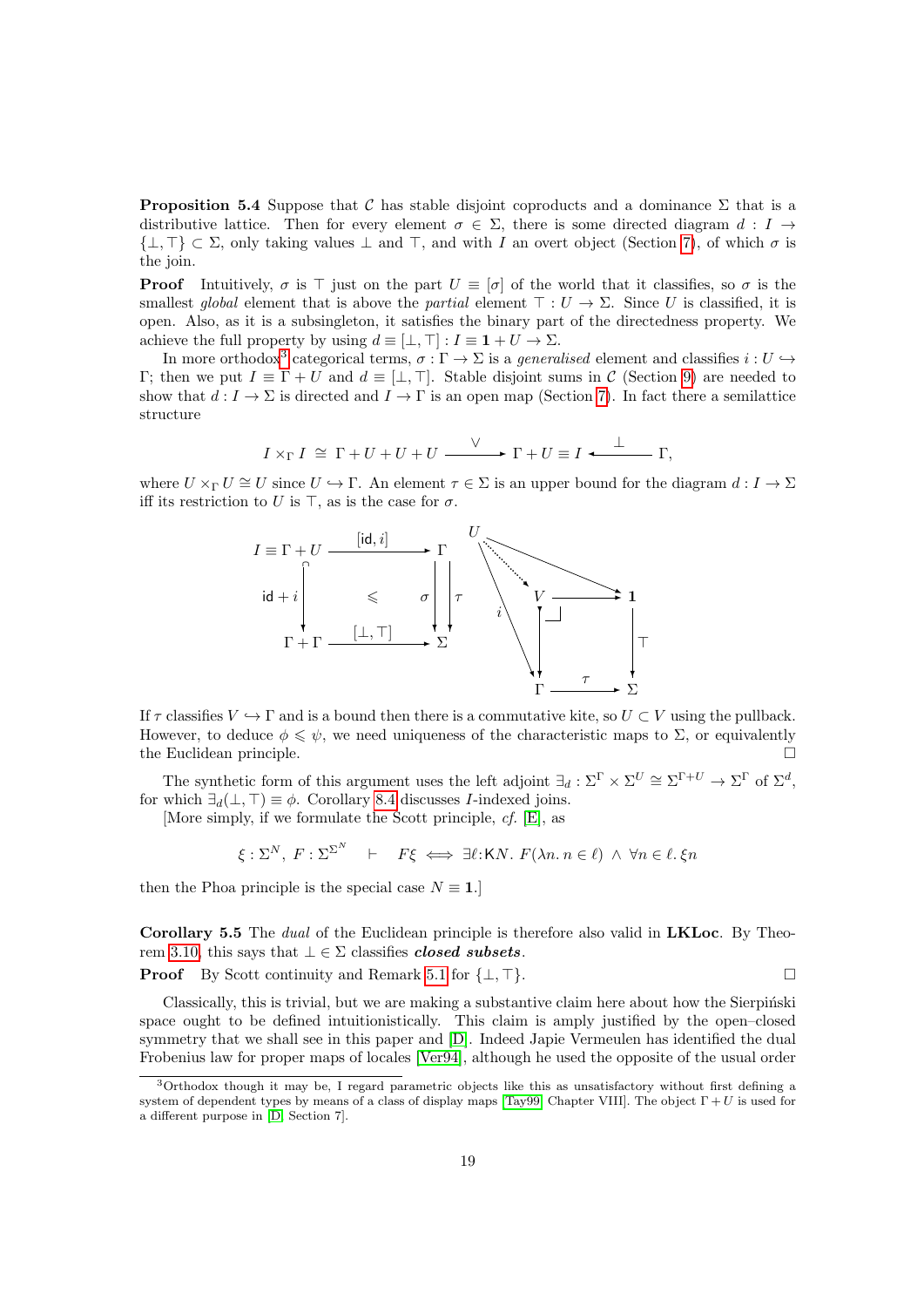**Proposition 5.4** Suppose that $\mathcal{C}$ has stable disjoint coproducts and a dominance $\Sigma$ that is a distributive lattice. Then for every element $\sigma \in \Sigma$, there is some directed diagram $d : I \to \{\bot, \top\} \subset \Sigma$, only taking values $\bot$ and $\top$, and with $I$ an overt object (Section 7), of which $\sigma$ is the join.

**Proof** Intuitively, $\sigma$ is $\top$ just on the part $U \equiv [\sigma]$ of the world that it classifies, so $\sigma$ is the smallest *global* element that is above the *partial* element $\top : U \to \Sigma$. Since $U$ is classified, it is open. Also, as it is a subsingleton, it satisfies the binary part of the directedness property. We achieve the full property by using $d \equiv [\bot, \top] : I \equiv \mathbf{1} + U \to \Sigma$.

In more orthodox[3] categorical terms, $\sigma : \Gamma \to \Sigma$ is a *generalised* element and classifies $i : U \hookrightarrow \Gamma$; then we put $I \equiv \Gamma + U$ and $d \equiv [\bot, \top]$. Stable disjoint sums in $\mathcal{C}$ (Section 9) are needed to show that $d : I \to \Sigma$ is directed and $I \to \Gamma$ is an open map (Section 7). In fact there a semilattice structure

$$I \times_\Gamma I \;\cong\; \Gamma + U + U + U \xrightarrow{\;\vee\;} \Gamma + U \equiv I \xleftarrow{\;\bot\;} \Gamma,$$

where $U \times_\Gamma U \cong U$ since $U \hookrightarrow \Gamma$. An element $\tau \in \Sigma$ is an upper bound for the diagram $d : I \to \Sigma$ iff its restriction to $U$ is $\top$, as is the case for $\sigma$.

$$\begin{array}{ccc} I \equiv \Gamma + U & \xrightarrow{[\mathsf{id}, i]} & \Gamma \\ {\scriptstyle \mathsf{id}+i}\big\downarrow & \leqslant & \sigma \big\downarrow \big\downarrow \tau \\ \Gamma + \Gamma & \xrightarrow{[\bot, \top]} & \Sigma \end{array} \qquad \begin{array}{ccc} U \dashrightarrow V & \longrightarrow & \mathbf{1} \\ \big\downarrow & \lrcorner & \big\downarrow \top \\ \Gamma & \xrightarrow{\;\tau\;} & \Sigma \end{array}$$

If $\tau$ classifies $V \hookrightarrow \Gamma$ and is a bound then there is a commutative kite, so $U \subset V$ using the pullback. However, to deduce $\phi \leqslant \psi$, we need uniqueness of the characteristic maps to $\Sigma$, or equivalently the Euclidean principle. □

The synthetic form of this argument uses the left adjoint $\exists_d : \Sigma^\Gamma \times \Sigma^U \cong \Sigma^{\Gamma+U} \to \Sigma^\Gamma$ of $\Sigma^d$, for which $\exists_d(\bot, \top) \equiv \phi$. Corollary 8.4 discusses $I$-indexed joins.

[More simply, if we formulate the Scott principle, *cf.* [E], as

$$\xi : \Sigma^N,\ F : \Sigma^{\Sigma^N} \quad\vdash\quad F\xi \iff \exists \ell{:}\mathsf{K}N.\ F(\lambda n.\, n \in \ell) \ \wedge\ \forall n \in \ell.\, \xi n$$

then the Phoa principle is the special case $N \equiv \mathbf{1}$.]

**Corollary 5.5** The *dual* of the Euclidean principle is therefore also valid in **LKLoc**. By Theorem 3.10, this says that $\bot \in \Sigma$ classifies ***closed subsets***.

**Proof** By Scott continuity and Remark 5.1 for $\{\bot, \top\}$. □

Classically, this is trivial, but we are making a substantive claim here about how the Sierpiński space ought to be defined intuitionistically. This claim is amply justified by the open–closed symmetry that we shall see in this paper and [D]. Indeed Japie Vermeulen has identified the dual Frobenius law for proper maps of locales [Ver94], although he used the opposite of the usual order

[3] Orthodox though it may be, I regard parametric objects like this as unsatisfactory without first defining a system of dependent types by means of a class of display maps [Tay99, Chapter VIII]. The object $\Gamma + U$ is used for a different purpose in [D, Section 7].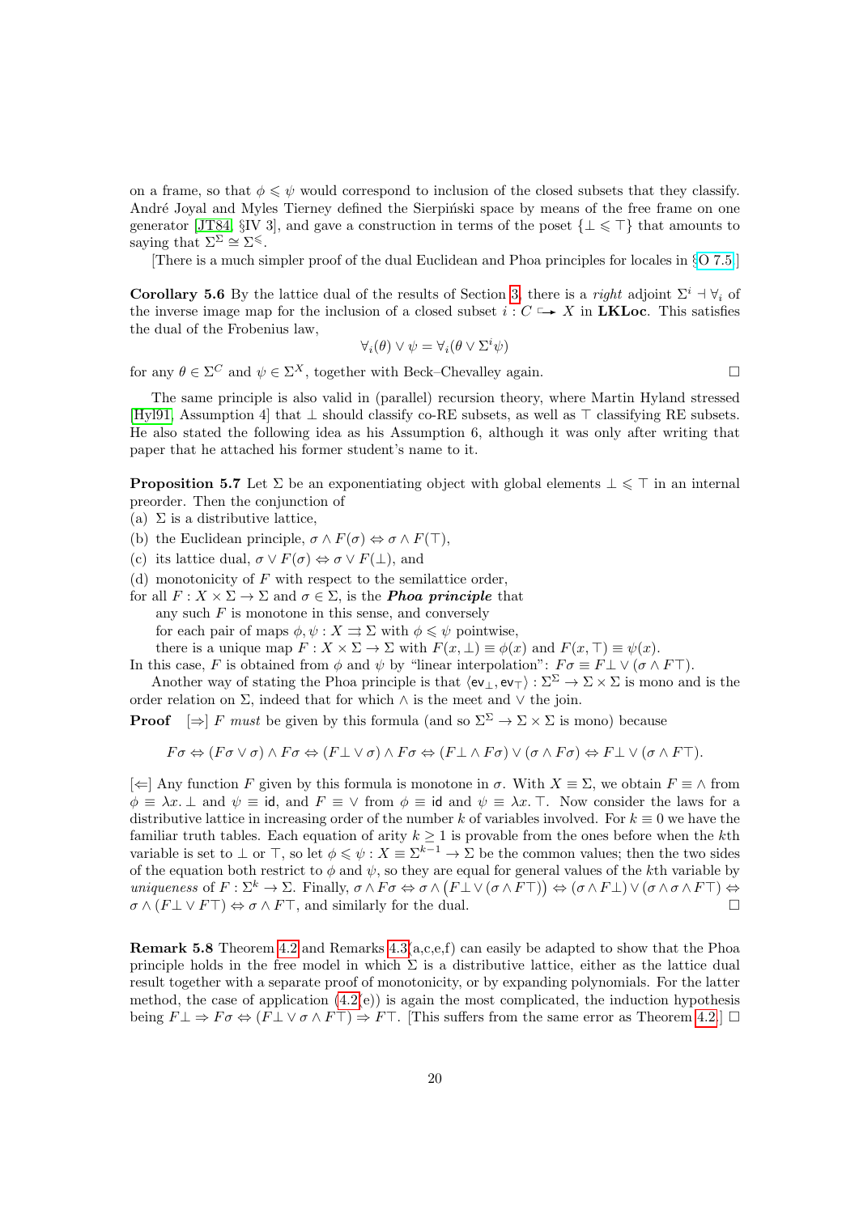on a frame, so that $\phi \leqslant \psi$ would correspond to inclusion of the closed subsets that they classify. André Joyal and Myles Tierney defined the Sierpiński space by means of the free frame on one generator [JT84, §IV 3], and gave a construction in terms of the poset $\{\bot \leqslant \top\}$ that amounts to saying that $\Sigma^\Sigma \cong \Sigma^\leqslant$.

[There is a much simpler proof of the dual Euclidean and Phoa principles for locales in §O 7.5]

**Corollary 5.6** By the lattice dual of the results of Section 3, there is a *right* adjoint $\Sigma^i \dashv \forall_i$ of the inverse image map for the inclusion of a closed subset $i : C \hookrightarrow X$ in **LKLoc**. This satisfies the dual of the Frobenius law,

$$\forall_i(\theta) \vee \psi = \forall_i(\theta \vee \Sigma^i \psi)$$

for any $\theta \in \Sigma^C$ and $\psi \in \Sigma^X$, together with Beck–Chevalley again. □

The same principle is also valid in (parallel) recursion theory, where Martin Hyland stressed [Hyl91, Assumption 4] that $\bot$ should classify co-RE subsets, as well as $\top$ classifying RE subsets. He also stated the following idea as his Assumption 6, although it was only after writing that paper that he attached his former student's name to it.

**Proposition 5.7** Let $\Sigma$ be an exponentiating object with global elements $\bot \leqslant \top$ in an internal preorder. Then the conjunction of

(a) $\Sigma$ is a distributive lattice,

(b) the Euclidean principle, $\sigma \wedge F(\sigma) \Leftrightarrow \sigma \wedge F(\top)$,

(c) its lattice dual, $\sigma \vee F(\sigma) \Leftrightarrow \sigma \vee F(\bot)$, and

(d) monotonicity of $F$ with respect to the semilattice order,

for all $F : X \times \Sigma \to \Sigma$ and $\sigma \in \Sigma$, is the ***Phoa principle*** that

any such $F$ is monotone in this sense, and conversely

for each pair of maps $\phi, \psi : X \rightrightarrows \Sigma$ with $\phi \leqslant \psi$ pointwise,

there is a unique map $F : X \times \Sigma \to \Sigma$ with $F(x, \bot) \equiv \phi(x)$ and $F(x, \top) \equiv \psi(x)$.

In this case, $F$ is obtained from $\phi$ and $\psi$ by "linear interpolation": $F\sigma \equiv F\bot \vee (\sigma \wedge F\top)$.

Another way of stating the Phoa principle is that $\langle \mathsf{ev}_\bot, \mathsf{ev}_\top \rangle : \Sigma^\Sigma \to \Sigma \times \Sigma$ is mono and is the order relation on $\Sigma$, indeed that for which $\wedge$ is the meet and $\vee$ the join.

**Proof** [$\Rightarrow$] $F$ *must* be given by this formula (and so $\Sigma^\Sigma \to \Sigma \times \Sigma$ is mono) because

$$F\sigma \Leftrightarrow (F\sigma \vee \sigma) \wedge F\sigma \Leftrightarrow (F\bot \vee \sigma) \wedge F\sigma \Leftrightarrow (F\bot \wedge F\sigma) \vee (\sigma \wedge F\sigma) \Leftrightarrow F\bot \vee (\sigma \wedge F\top).$$

[$\Leftarrow$] Any function $F$ given by this formula is monotone in $\sigma$. With $X \equiv \Sigma$, we obtain $F \equiv \wedge$ from $\phi \equiv \lambda x.\, \bot$ and $\psi \equiv \mathsf{id}$, and $F \equiv \vee$ from $\phi \equiv \mathsf{id}$ and $\psi \equiv \lambda x.\, \top$. Now consider the laws for a distributive lattice in increasing order of the number $k$ of variables involved. For $k \equiv 0$ we have the familiar truth tables. Each equation of arity $k \geq 1$ is provable from the ones before when the $k$th variable is set to $\bot$ or $\top$, so let $\phi \leqslant \psi : X \equiv \Sigma^{k-1} \to \Sigma$ be the common values; then the two sides of the equation both restrict to $\phi$ and $\psi$, so they are equal for general values of the $k$th variable by *uniqueness* of $F : \Sigma^k \to \Sigma$. Finally, $\sigma \wedge F\sigma \Leftrightarrow \sigma \wedge \big(F\bot \vee (\sigma \wedge F\top)\big) \Leftrightarrow (\sigma \wedge F\bot) \vee (\sigma \wedge \sigma \wedge F\top) \Leftrightarrow \sigma \wedge (F\bot \vee F\top) \Leftrightarrow \sigma \wedge F\top$, and similarly for the dual. □

**Remark 5.8** Theorem 4.2 and Remarks 4.3(a,c,e,f) can easily be adapted to show that the Phoa principle holds in the free model in which $\Sigma$ is a distributive lattice, either as the lattice dual result together with a separate proof of monotonicity, or by expanding polynomials. For the latter method, the case of application (4.2(e)) is again the most complicated, the induction hypothesis being $F\bot \Rightarrow F\sigma \Leftrightarrow (F\bot \vee \sigma \wedge F\top) \Rightarrow F\top$. [This suffers from the same error as Theorem 4.2.] □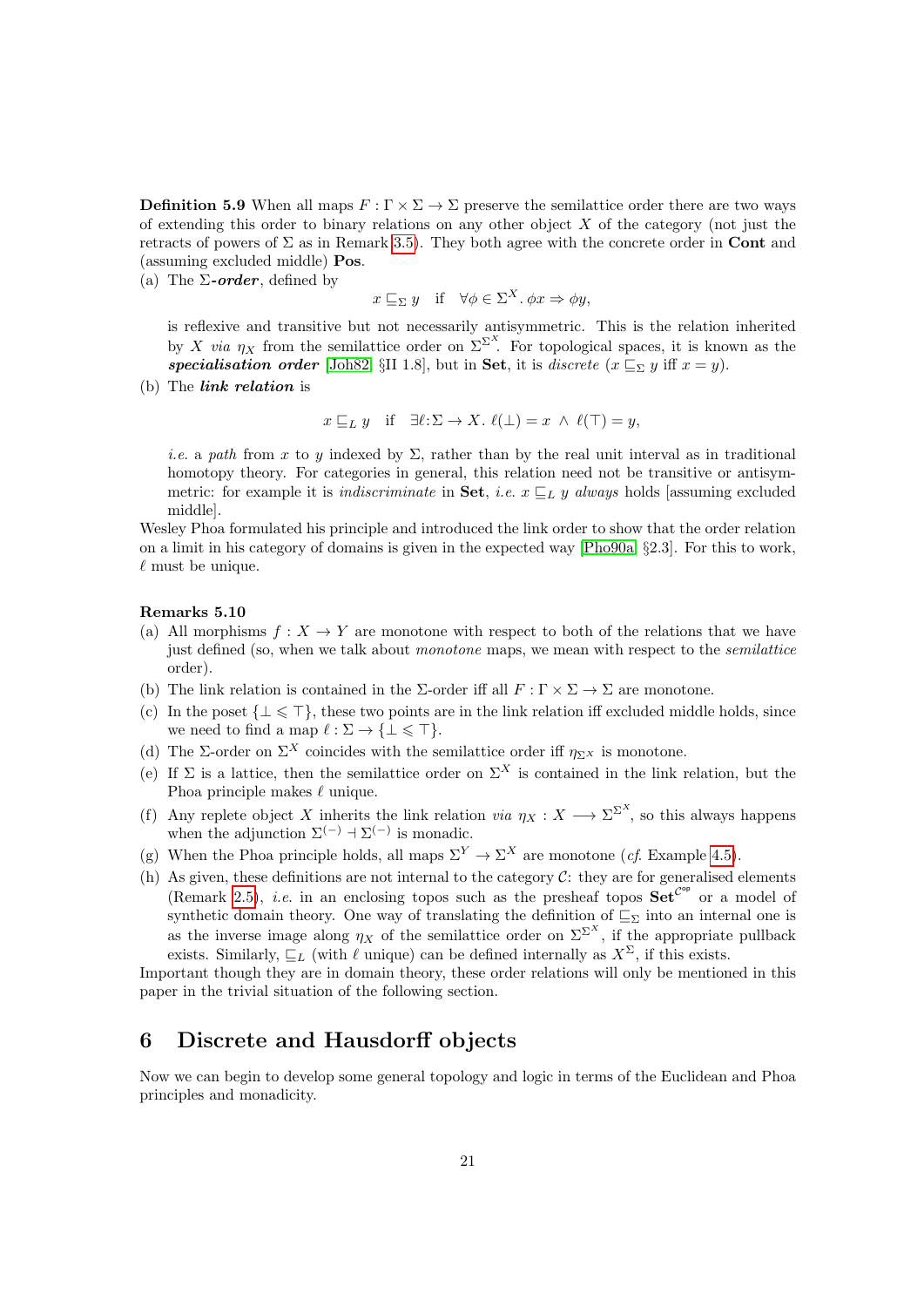**Definition 5.9** When all maps $F : \Gamma \times \Sigma \to \Sigma$ preserve the semilattice order there are two ways of extending this order to binary relations on any other object $X$ of the category (not just the retracts of powers of $\Sigma$ as in Remark 3.5). They both agree with the concrete order in **Cont** and (assuming excluded middle) **Pos**.

(a) The $\Sigma$-***order***, defined by

$$x \sqsubseteq_\Sigma y \quad \text{if} \quad \forall \phi \in \Sigma^X.\, \phi x \Rightarrow \phi y,$$

is reflexive and transitive but not necessarily antisymmetric. This is the relation inherited by $X$ *via* $\eta_X$ from the semilattice order on $\Sigma^{\Sigma^X}$. For topological spaces, it is known as the ***specialisation order*** [Joh82, §II 1.8], but in **Set**, it is *discrete* ($x \sqsubseteq_\Sigma y$ iff $x = y$).

(b) The ***link relation*** is

$$x \sqsubseteq_L y \quad \text{if} \quad \exists \ell{:}\Sigma \to X.\, \ell(\bot) = x \,\wedge\, \ell(\top) = y,$$

*i.e.* a *path* from $x$ to $y$ indexed by $\Sigma$, rather than by the real unit interval as in traditional homotopy theory. For categories in general, this relation need not be transitive or antisymmetric: for example it is *indiscriminate* in **Set**, *i.e.* $x \sqsubseteq_L y$ *always* holds [assuming excluded middle].

Wesley Phoa formulated his principle and introduced the link order to show that the order relation on a limit in his category of domains is given in the expected way [Pho90a, §2.3]. For this to work, $\ell$ must be unique.

**Remarks 5.10**

(a) All morphisms $f : X \to Y$ are monotone with respect to both of the relations that we have just defined (so, when we talk about *monotone* maps, we mean with respect to the *semilattice* order).

(b) The link relation is contained in the $\Sigma$-order iff all $F : \Gamma \times \Sigma \to \Sigma$ are monotone.

(c) In the poset $\{\bot \leqslant \top\}$, these two points are in the link relation iff excluded middle holds, since we need to find a map $\ell : \Sigma \to \{\bot \leqslant \top\}$.

(d) The $\Sigma$-order on $\Sigma^X$ coincides with the semilattice order iff $\eta_{\Sigma^X}$ is monotone.

(e) If $\Sigma$ is a lattice, then the semilattice order on $\Sigma^X$ is contained in the link relation, but the Phoa principle makes $\ell$ unique.

(f) Any replete object $X$ inherits the link relation *via* $\eta_X : X \longrightarrow \Sigma^{\Sigma^X}$, so this always happens when the adjunction $\Sigma^{(-)} \dashv \Sigma^{(-)}$ is monadic.

(g) When the Phoa principle holds, all maps $\Sigma^Y \to \Sigma^X$ are monotone (*cf.* Example 4.5).

(h) As given, these definitions are not internal to the category $\mathcal{C}$: they are for generalised elements (Remark 2.5), *i.e.* in an enclosing topos such as the presheaf topos $\mathbf{Set}^{\mathcal{C}^{op}}$ or a model of synthetic domain theory. One way of translating the definition of $\sqsubseteq_\Sigma$ into an internal one is as the inverse image along $\eta_X$ of the semilattice order on $\Sigma^{\Sigma^X}$, if the appropriate pullback exists. Similarly, $\sqsubseteq_L$ (with $\ell$ unique) can be defined internally as $X^\Sigma$, if this exists.

Important though they are in domain theory, these order relations will only be mentioned in this paper in the trivial situation of the following section.

# 6 Discrete and Hausdorff objects

Now we can begin to develop some general topology and logic in terms of the Euclidean and Phoa principles and monadicity.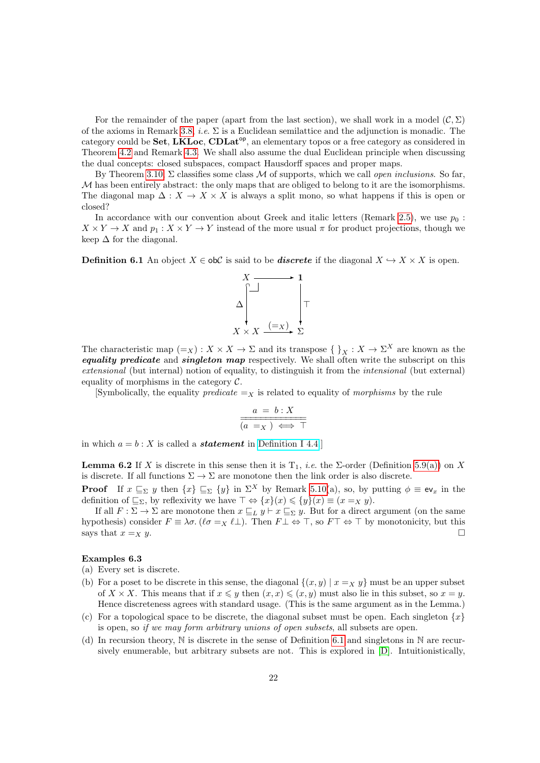For the remainder of the paper (apart from the last section), we shall work in a model $(\mathcal{C}, \Sigma)$ of the axioms in Remark 3.8, *i.e.* $\Sigma$ is a Euclidean semilattice and the adjunction is monadic. The category could be **Set**, **LKLoc**, $\mathbf{CDLat}^{\mathsf{op}}$, an elementary topos or a free category as considered in Theorem 4.2 and Remark 4.3. We shall also assume the dual Euclidean principle when discussing the dual concepts: closed subspaces, compact Hausdorff spaces and proper maps.

By Theorem 3.10, $\Sigma$ classifies some class $\mathcal{M}$ of supports, which we call *open inclusions*. So far, $\mathcal{M}$ has been entirely abstract: the only maps that are obliged to belong to it are the isomorphisms. The diagonal map $\Delta : X \to X \times X$ is always a split mono, so what happens if this is open or closed?

In accordance with our convention about Greek and italic letters (Remark 2.5), we use $p_0 : X \times Y \to X$ and $p_1 : X \times Y \to Y$ instead of the more usual $\pi$ for product projections, though we keep $\Delta$ for the diagonal.

**Definition 6.1** An object $X \in \mathsf{ob}\mathcal{C}$ is said to be ***discrete*** if the diagonal $X \hookrightarrow X \times X$ is open.

$$\begin{array}{ccc} X & \longrightarrow & \mathbf{1} \\ {\scriptstyle\Delta}\big\downarrow & \lrcorner & \big\downarrow{\scriptstyle\top} \\ X \times X & \xrightarrow{(=_X)} & \Sigma \end{array}$$

The characteristic map $(=_X) : X \times X \to \Sigma$ and its transpose $\{\ \}_X : X \to \Sigma^X$ are known as the ***equality predicate*** and ***singleton map*** respectively. We shall often write the subscript on this *extensional* (but internal) notion of equality, to distinguish it from the *intensional* (but external) equality of morphisms in the category $\mathcal{C}$.

[Symbolically, the equality *predicate* $=_X$ is related to equality of *morphisms* by the rule

$$\frac{a \;=\; b : X}{\overline{\overline{(a \;=_X\;) \iff \top}}}$$

in which $a = b : X$ is called a ***statement*** in Definition I 4.4.]

**Lemma 6.2** If $X$ is discrete in this sense then it is $\mathrm{T}_1$, *i.e.* the $\Sigma$-order (Definition 5.9(a)) on $X$ is discrete. If all functions $\Sigma \to \Sigma$ are monotone then the link order is also discrete.

**Proof** If $x \sqsubseteq_\Sigma y$ then $\{x\} \sqsubseteq_\Sigma \{y\}$ in $\Sigma^X$ by Remark 5.10(a), so, by putting $\phi \equiv \mathsf{ev}_x$ in the definition of $\sqsubseteq_\Sigma$, by reflexivity we have $\top \Leftrightarrow \{x\}(x) \leqslant \{y\}(x) \equiv (x =_X y)$.

If all $F : \Sigma \to \Sigma$ are monotone then $x \sqsubseteq_L y \vdash x \sqsubseteq_\Sigma y$. But for a direct argument (on the same hypothesis) consider $F \equiv \lambda\sigma.\,(\ell\sigma =_X \ell\bot)$. Then $F\bot \Leftrightarrow \top$, so $F\top \Leftrightarrow \top$ by monotonicity, but this says that $x =_X y$. $\square$

**Examples 6.3**

(a) Every set is discrete.

(b) For a poset to be discrete in this sense, the diagonal $\{(x, y) \mid x =_X y\}$ must be an upper subset of $X \times X$. This means that if $x \leqslant y$ then $(x, x) \leqslant (x, y)$ must also lie in this subset, so $x = y$. Hence discreteness agrees with standard usage. (This is the same argument as in the Lemma.)

(c) For a topological space to be discrete, the diagonal subset must be open. Each singleton $\{x\}$ is open, so *if we may form arbitrary unions of open subsets*, all subsets are open.

(d) In recursion theory, $\mathbb{N}$ is discrete in the sense of Definition 6.1 and singletons in $\mathbb{N}$ are recursively enumerable, but arbitrary subsets are not. This is explored in [D]. Intuitionistically,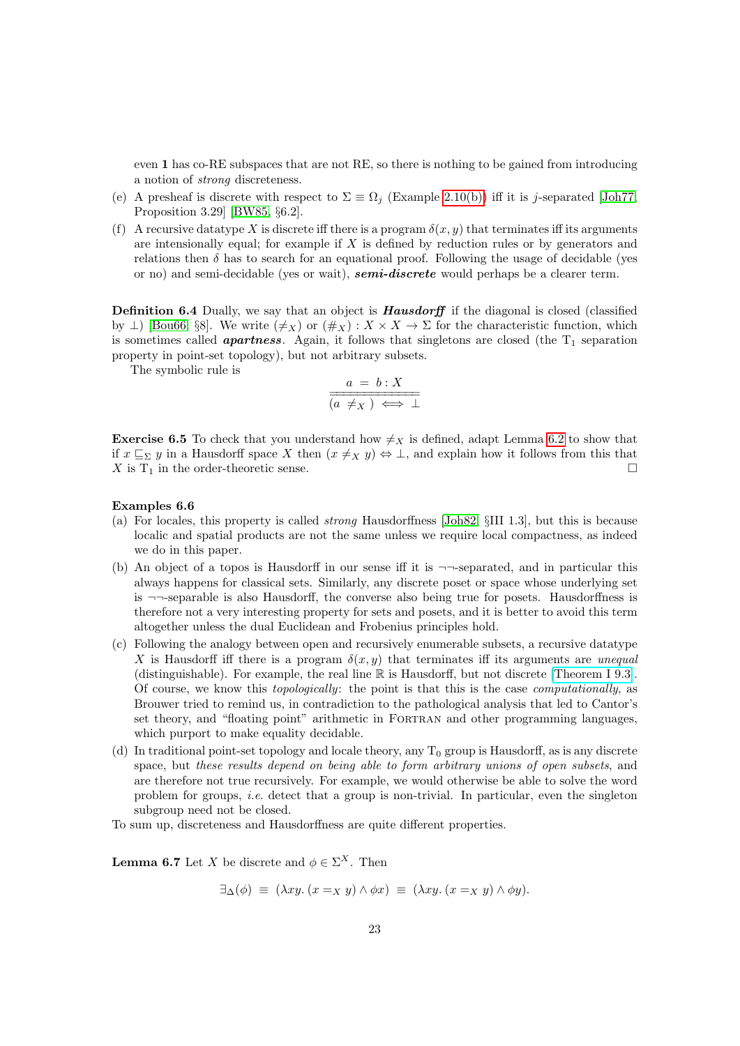even **1** has co-RE subspaces that are not RE, so there is nothing to be gained from introducing a notion of *strong* discreteness.

(e) A presheaf is discrete with respect to $\Sigma \equiv \Omega_j$ (Example 2.10(b)) iff it is $j$-separated [Joh77, Proposition 3.29] [BW85, §6.2].

(f) A recursive datatype $X$ is discrete iff there is a program $\delta(x, y)$ that terminates iff its arguments are intensionally equal; for example if $X$ is defined by reduction rules or by generators and relations then $\delta$ has to search for an equational proof. Following the usage of decidable (yes or no) and semi-decidable (yes or wait), ***semi-discrete*** would perhaps be a clearer term.

**Definition 6.4** Dually, we say that an object is ***Hausdorff*** if the diagonal is closed (classified by $\bot$) [Bou66, §8]. We write $(\neq_X)$ or $(\#_X) : X \times X \to \Sigma$ for the characteristic function, which is sometimes called ***apartness***. Again, it follows that singletons are closed (the $\mathrm{T}_1$ separation property in point-set topology), but not arbitrary subsets.

The symbolic rule is

$$\frac{a \;=\; b : X}{\overline{\overline{(a \;\neq_X\;) \iff \bot}}}$$

**Exercise 6.5** To check that you understand how $\neq_X$ is defined, adapt Lemma 6.2 to show that if $x \sqsubseteq_\Sigma y$ in a Hausdorff space $X$ then $(x \neq_X y) \Leftrightarrow \bot$, and explain how it follows from this that $X$ is $\mathrm{T}_1$ in the order-theoretic sense. □

**Examples 6.6**

(a) For locales, this property is called *strong* Hausdorffness [Joh82, §III 1.3], but this is because localic and spatial products are not the same unless we require local compactness, as indeed we do in this paper.

(b) An object of a topos is Hausdorff in our sense iff it is $\neg\neg$-separated, and in particular this always happens for classical sets. Similarly, any discrete poset or space whose underlying set is $\neg\neg$-separable is also Hausdorff, the converse also being true for posets. Hausdorffness is therefore not a very interesting property for sets and posets, and it is better to avoid this term altogether unless the dual Euclidean and Frobenius principles hold.

(c) Following the analogy between open and recursively enumerable subsets, a recursive datatype $X$ is Hausdorff iff there is a program $\delta(x, y)$ that terminates iff its arguments are *unequal* (distinguishable). For example, the real line $\mathbb{R}$ is Hausdorff, but not discrete [Theorem I 9.3]. Of course, we know this *topologically*: the point is that this is the case *computationally*, as Brouwer tried to remind us, in contradiction to the pathological analysis that led to Cantor's set theory, and "floating point" arithmetic in FORTRAN and other programming languages, which purport to make equality decidable.

(d) In traditional point-set topology and locale theory, any $\mathrm{T}_0$ group is Hausdorff, as is any discrete space, but *these results depend on being able to form arbitrary unions of open subsets*, and are therefore not true recursively. For example, we would otherwise be able to solve the word problem for groups, *i.e.* detect that a group is non-trivial. In particular, even the singleton subgroup need not be closed.

To sum up, discreteness and Hausdorffness are quite different properties.

**Lemma 6.7** Let $X$ be discrete and $\phi \in \Sigma^X$. Then

$$\exists_\Delta(\phi) \;\equiv\; (\lambda xy.\, (x =_X y) \wedge \phi x) \;\equiv\; (\lambda xy.\, (x =_X y) \wedge \phi y).$$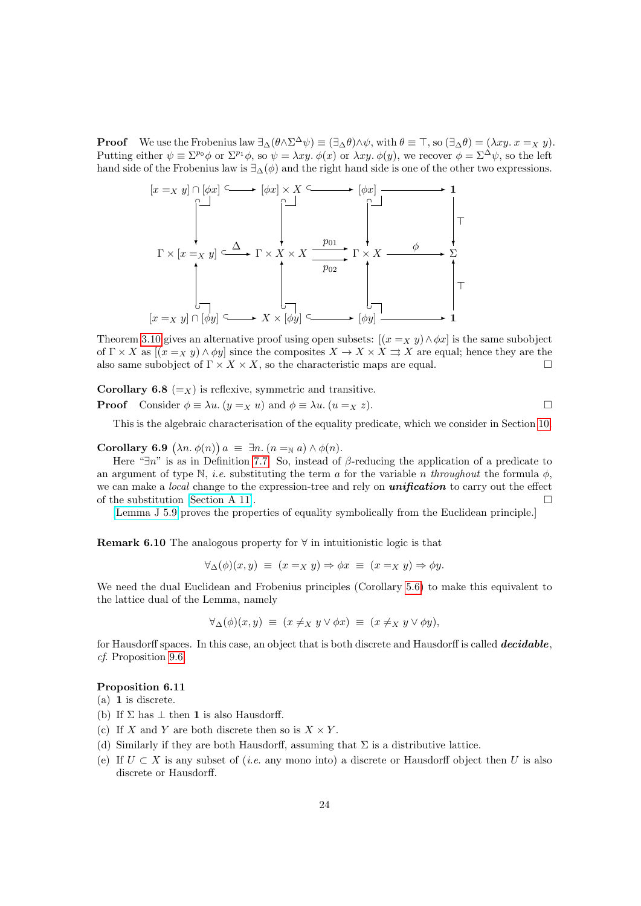**Proof** We use the Frobenius law $\exists_\Delta(\theta \wedge \Sigma^\Delta\psi) \equiv (\exists_\Delta\theta) \wedge \psi$, with $\theta \equiv \top$, so $(\exists_\Delta\theta) = (\lambda xy.\, x =_X y)$. Putting either $\psi \equiv \Sigma^{p_0}\phi$ or $\Sigma^{p_1}\phi$, so $\psi = \lambda xy.\, \phi(x)$ or $\lambda xy.\, \phi(y)$, we recover $\phi = \Sigma^\Delta\psi$, so the left hand side of the Frobenius law is $\exists_\Delta(\phi)$ and the right hand side is one of the other two expressions.

$$
\begin{array}{ccccccc}
[x =_X y] \cap [\phi x] & \hookrightarrow & [\phi x] \times X & \hookrightarrow & [\phi x] & \longrightarrow & \mathbf{1} \\
\downarrow & & \downarrow & & \downarrow & & \downarrow \top \\
\Gamma \times [x =_X y] & \overset{\Delta}{\hookrightarrow} & \Gamma \times X \times X & \underset{p_{02}}{\overset{p_{01}}{\rightrightarrows}} & \Gamma \times X & \overset{\phi}{\longrightarrow} & \Sigma \\
\uparrow & & \uparrow & & \uparrow & & \uparrow \top \\
[x =_X y] \cap [\phi y] & \hookrightarrow & X \times [\phi y] & \hookrightarrow & [\phi y] & \longrightarrow & \mathbf{1}
\end{array}
$$

Theorem 3.10 gives an alternative proof using open subsets: $[(x =_X y) \wedge \phi x]$ is the same subobject of $\Gamma \times X$ as $[(x =_X y) \wedge \phi y]$ since the composites $X \to X \times X \rightrightarrows X$ are equal; hence they are the also same subobject of $\Gamma \times X \times X$, so the characteristic maps are equal. $\square$

**Corollary 6.8** $(=_X)$ is reflexive, symmetric and transitive.

**Proof** Consider $\phi \equiv \lambda u.\, (y =_X u)$ and $\phi \equiv \lambda u.\, (u =_X z)$. $\square$

This is the algebraic characterisation of the equality predicate, which we consider in Section 10.

**Corollary 6.9** $\big(\lambda n.\, \phi(n)\big)\, a \;\equiv\; \exists n.\, (n =_{\mathbb{N}} a) \wedge \phi(n)$.

Here "$\exists n$" is as in Definition 7.7. So, instead of $\beta$-reducing the application of a predicate to an argument of type $\mathbb{N}$, *i.e.* substituting the term $a$ for the variable $n$ *throughout* the formula $\phi$, we can make a *local* change to the expression-tree and rely on ***unification*** to carry out the effect of the substitution [Section A 11]. $\square$

[Lemma J 5.9 proves the properties of equality symbolically from the Euclidean principle.]

**Remark 6.10** The analogous property for $\forall$ in intuitionistic logic is that

$$\forall_\Delta(\phi)(x,y) \;\equiv\; (x =_X y) \Rightarrow \phi x \;\equiv\; (x =_X y) \Rightarrow \phi y.$$

We need the dual Euclidean and Frobenius principles (Corollary 5.6) to make this equivalent to the lattice dual of the Lemma, namely

$$\forall_\Delta(\phi)(x,y) \;\equiv\; (x \neq_X y \vee \phi x) \;\equiv\; (x \neq_X y \vee \phi y),$$

for Hausdorff spaces. In this case, an object that is both discrete and Hausdorff is called ***decidable***, *cf.* Proposition 9.6.

**Proposition 6.11**

(a) $\mathbf{1}$ is discrete.

(b) If $\Sigma$ has $\bot$ then $\mathbf{1}$ is also Hausdorff.

(c) If $X$ and $Y$ are both discrete then so is $X \times Y$.

(d) Similarly if they are both Hausdorff, assuming that $\Sigma$ is a distributive lattice.

(e) If $U \subset X$ is any subset of (*i.e.* any mono into) a discrete or Hausdorff object then $U$ is also discrete or Hausdorff.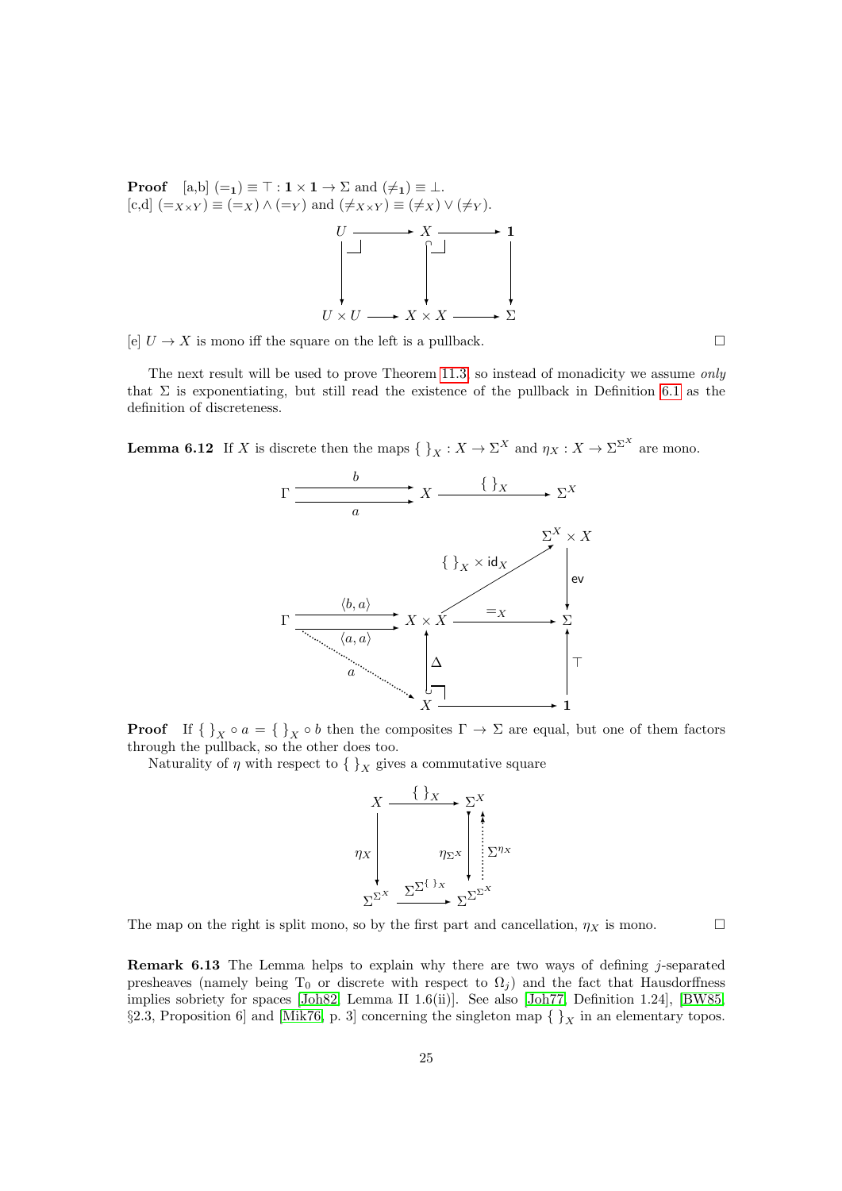**Proof** [a,b] $(=_{\mathbf{1}}) \equiv \top : \mathbf{1} \times \mathbf{1} \to \Sigma$ and $(\neq_{\mathbf{1}}) \equiv \bot$.
[c,d] $(=_{X\times Y}) \equiv (=_X) \wedge (=_Y)$ and $(\neq_{X\times Y}) \equiv (\neq_X) \vee (\neq_Y)$.

$$\begin{array}{ccccc} U & \longrightarrow & X & \longrightarrow & \mathbf{1} \\ \downarrow & & \downarrow & & \downarrow \\ U \times U & \longrightarrow & X \times X & \longrightarrow & \Sigma \end{array}$$

[e] $U \to X$ is mono iff the square on the left is a pullback. $\square$

The next result will be used to prove Theorem 11.3, so instead of monadicity we assume *only* that $\Sigma$ is exponentiating, but still read the existence of the pullback in Definition 6.1 as the definition of discreteness.

**Lemma 6.12** If $X$ is discrete then the maps $\{\ \}_X : X \to \Sigma^X$ and $\eta_X : X \to \Sigma^{\Sigma^X}$ are mono.

$$\Gamma \underset{a}{\overset{b}{\rightrightarrows}} X \xrightarrow{\{\ \}_X} \Sigma^X$$

$$\begin{array}{ccccc} & & & & \Sigma^X \times X \\ & & & \nearrow^{\{\ \}_X \times \mathsf{id}_X} & \downarrow \mathsf{ev} \\ \Gamma & \underset{\langle a,a\rangle}{\overset{\langle b,a\rangle}{\rightrightarrows}} & X \times X & \xrightarrow{=_X} & \Sigma \\ & \searrow^{a} & \uparrow \Delta & & \uparrow \top \\ & & X & \longrightarrow & \mathbf{1} \end{array}$$

**Proof** If $\{\ \}_X \circ a = \{\ \}_X \circ b$ then the composites $\Gamma \to \Sigma$ are equal, but one of them factors through the pullback, so the other does too.

Naturality of $\eta$ with respect to $\{\ \}_X$ gives a commutative square

$$\begin{array}{ccc} X & \xrightarrow{\{\ \}_X} & \Sigma^X \\ \downarrow \eta_X & & \downarrow \eta_{\Sigma^X} \ \uparrow \Sigma^{\eta_X} \\ \Sigma^{\Sigma^X} & \xrightarrow{\Sigma^{\Sigma^{\{\ \}_X}}} & \Sigma^{\Sigma^{\Sigma^X}} \end{array}$$

The map on the right is split mono, so by the first part and cancellation, $\eta_X$ is mono. $\square$

**Remark 6.13** The Lemma helps to explain why there are two ways of defining $j$-separated presheaves (namely being $T_0$ or discrete with respect to $\Omega_j$) and the fact that Hausdorffness implies sobriety for spaces [Joh82, Lemma II 1.6(ii)]. See also [Joh77, Definition 1.24], [BW85, §2.3, Proposition 6] and [Mik76, p. 3] concerning the singleton map $\{\ \}_X$ in an elementary topos.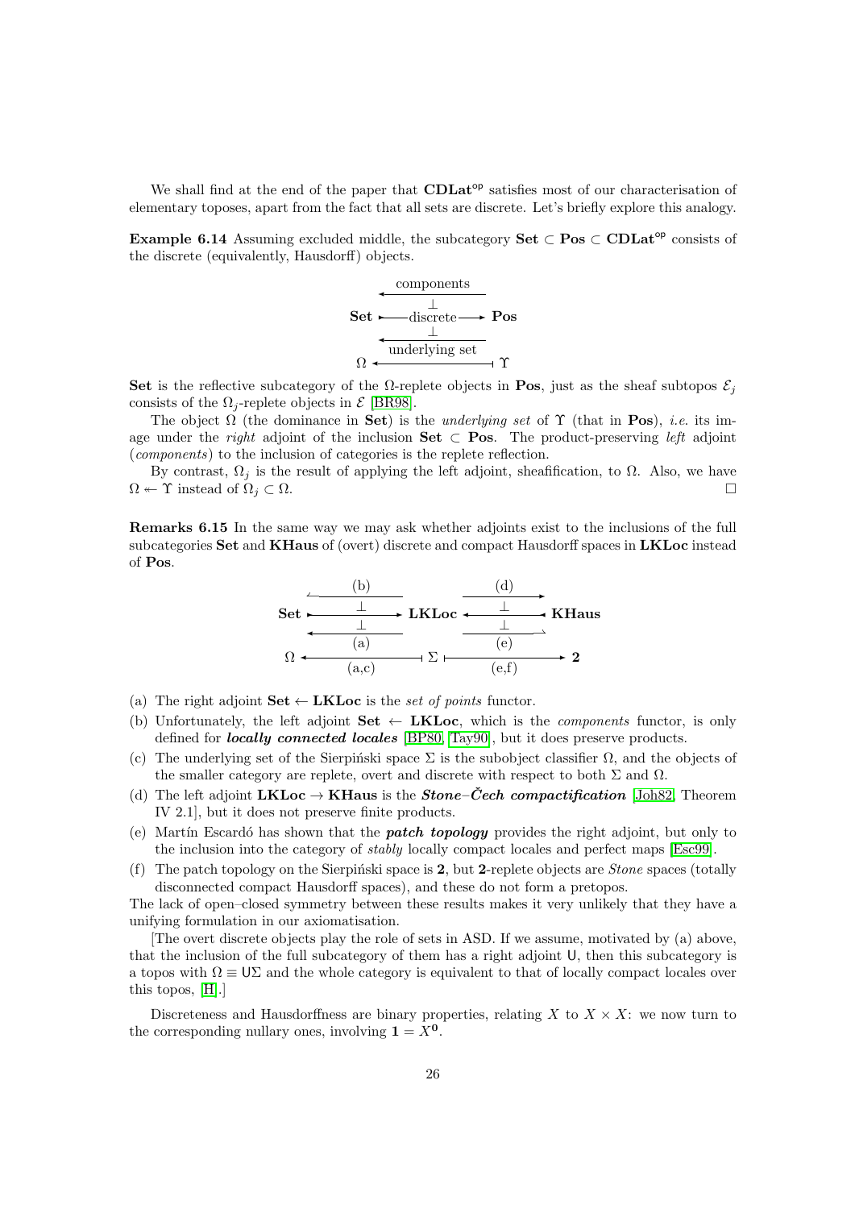We shall find at the end of the paper that $\mathbf{CDLat}^{\mathsf{op}}$ satisfies most of our characterisation of elementary toposes, apart from the fact that all sets are discrete. Let's briefly explore this analogy.

**Example 6.14** Assuming excluded middle, the subcategory $\mathbf{Set} \subset \mathbf{Pos} \subset \mathbf{CDLat}^{\mathsf{op}}$ consists of the discrete (equivalently, Hausdorff) objects.

$$\begin{array}{ccc} & \xleftarrow{\text{components}} & \\ & \bot & \\ \mathbf{Set} & \xrightarrow{\text{discrete}} & \mathbf{Pos} \\ & \bot & \\ & \xleftarrow[\text{underlying set}]{} & \\ \Omega & \longleftarrow & \Upsilon \end{array}$$

**Set** is the reflective subcategory of the $\Omega$-replete objects in **Pos**, just as the sheaf subtopos $\mathcal{E}_j$ consists of the $\Omega_j$-replete objects in $\mathcal{E}$ [BR98].

The object $\Omega$ (the dominance in **Set**) is the *underlying set* of $\Upsilon$ (that in **Pos**), *i.e.* its image under the *right* adjoint of the inclusion $\mathbf{Set} \subset \mathbf{Pos}$. The product-preserving *left* adjoint (*components*) to the inclusion of categories is the replete reflection.

By contrast, $\Omega_j$ is the result of applying the left adjoint, sheafification, to $\Omega$. Also, we have $\Omega \twoheadleftarrow \Upsilon$ instead of $\Omega_j \subset \Omega$. $\square$

**Remarks 6.15** In the same way we may ask whether adjoints exist to the inclusions of the full subcategories **Set** and **KHaus** of (overt) discrete and compact Hausdorff spaces in **LKLoc** instead of **Pos**.

$$\begin{array}{ccccc} & \xleftarrow{\text{(b)}} & & \xrightarrow{\text{(d)}} & \\ \mathbf{Set} & \xrightarrow{\bot} & \mathbf{LKLoc} & \xleftarrow{\bot} & \mathbf{KHaus} \\ & \xleftarrow[\text{(a)}]{\bot} & & \xrightarrow[\text{(e)}]{\bot} & \\ \Omega & \xleftarrow[\text{(a,c)}]{} & \Sigma & \xrightarrow[\text{(e,f)}]{} & \mathbf{2} \end{array}$$

(a) The right adjoint $\mathbf{Set} \leftarrow \mathbf{LKLoc}$ is the *set of points* functor.

(b) Unfortunately, the left adjoint $\mathbf{Set} \leftarrow \mathbf{LKLoc}$, which is the *components* functor, is only defined for ***locally connected locales*** [BP80, Tay90], but it does preserve products.

(c) The underlying set of the Sierpiński space $\Sigma$ is the subobject classifier $\Omega$, and the objects of the smaller category are replete, overt and discrete with respect to both $\Sigma$ and $\Omega$.

(d) The left adjoint $\mathbf{LKLoc} \to \mathbf{KHaus}$ is the ***Stone–Čech compactification*** [Joh82, Theorem IV 2.1], but it does not preserve finite products.

(e) Martín Escardó has shown that the ***patch topology*** provides the right adjoint, but only to the inclusion into the category of *stably* locally compact locales and perfect maps [Esc99].

(f) The patch topology on the Sierpiński space is $\mathbf{2}$, but $\mathbf{2}$-replete objects are *Stone* spaces (totally disconnected compact Hausdorff spaces), and these do not form a pretopos.

The lack of open–closed symmetry between these results makes it very unlikely that they have a unifying formulation in our axiomatisation.

[The overt discrete objects play the role of sets in ASD. If we assume, motivated by (a) above, that the inclusion of the full subcategory of them has a right adjoint $\mathsf{U}$, then this subcategory is a topos with $\Omega \equiv \mathsf{U}\Sigma$ and the whole category is equivalent to that of locally compact locales over this topos, [H].]

Discreteness and Hausdorffness are binary properties, relating $X$ to $X \times X$: we now turn to the corresponding nullary ones, involving $\mathbf{1} = X^{\mathbf{0}}$.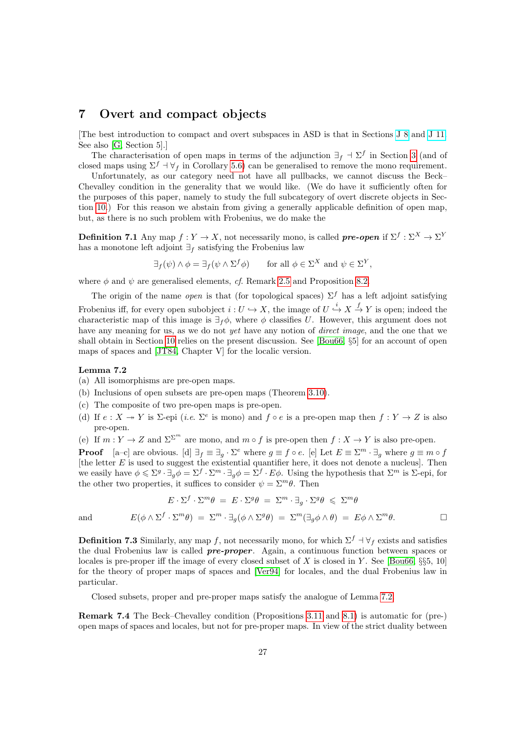# 7 Overt and compact objects

[The best introduction to compact and overt subspaces in ASD is that in Sections J 8 and J 11. See also [G, Section 5].]

The characterisation of open maps in terms of the adjunction $\exists_f \dashv \Sigma^f$ in Section 3 (and of closed maps using $\Sigma^f \dashv \forall_f$ in Corollary 5.6) can be generalised to remove the mono requirement.

Unfortunately, as our category need not have all pullbacks, we cannot discuss the Beck–Chevalley condition in the generality that we would like. (We do have it sufficiently often for the purposes of this paper, namely to study the full subcategory of overt discrete objects in Section 10.) For this reason we abstain from giving a generally applicable definition of open map, but, as there is no such problem with Frobenius, we do make the

**Definition 7.1** Any map $f : Y \to X$, not necessarily mono, is called ***pre-open*** if $\Sigma^f : \Sigma^X \to \Sigma^Y$ has a monotone left adjoint $\exists_f$ satisfying the Frobenius law

$$\exists_f(\psi) \wedge \phi = \exists_f(\psi \wedge \Sigma^f \phi) \qquad \text{for all } \phi \in \Sigma^X \text{ and } \psi \in \Sigma^Y,$$

where $\phi$ and $\psi$ are generalised elements, *cf.* Remark 2.5 and Proposition 8.2.

The origin of the name *open* is that (for topological spaces) $\Sigma^f$ has a left adjoint satisfying Frobenius iff, for every open subobject $i : U \hookrightarrow X$, the image of $U \overset{i}{\hookrightarrow} X \overset{f}{\to} Y$ is open; indeed the characteristic map of this image is $\exists_f \phi$, where $\phi$ classifies $U$. However, this argument does not have any meaning for us, as we do not *yet* have any notion of *direct image*, and the one that we shall obtain in Section 10 relies on the present discussion. See [Bou66, §5] for an account of open maps of spaces and [JT84, Chapter V] for the localic version.

**Lemma 7.2**

(a) All isomorphisms are pre-open maps.

(b) Inclusions of open subsets are pre-open maps (Theorem 3.10).

(c) The composite of two pre-open maps is pre-open.

(d) If $e : X \twoheadrightarrow Y$ is $\Sigma$-epi (*i.e.* $\Sigma^e$ is mono) and $f \circ e$ is a pre-open map then $f : Y \to Z$ is also pre-open.

(e) If $m : Y \to Z$ and $\Sigma^{\Sigma^m}$ are mono, and $m \circ f$ is pre-open then $f : X \to Y$ is also pre-open.

**Proof** [a–c] are obvious. [d] $\exists_f \equiv \exists_g \cdot \Sigma^e$ where $g \equiv f \circ e$. [e] Let $E \equiv \Sigma^m \cdot \exists_g$ where $g \equiv m \circ f$ [the letter $E$ is used to suggest the existential quantifier here, it does not denote a nucleus]. Then we easily have $\phi \leqslant \Sigma^g \cdot \exists_g \phi = \Sigma^f \cdot \Sigma^m \cdot \exists_g \phi = \Sigma^f \cdot E\phi$. Using the hypothesis that $\Sigma^m$ is $\Sigma$-epi, for the other two properties, it suffices to consider $\psi = \Sigma^m \theta$. Then

$$E \cdot \Sigma^f \cdot \Sigma^m \theta \;=\; E \cdot \Sigma^g \theta \;=\; \Sigma^m \cdot \exists_g \cdot \Sigma^g \theta \;\leqslant\; \Sigma^m \theta$$

and
$$E(\phi \wedge \Sigma^f \cdot \Sigma^m \theta) \;=\; \Sigma^m \cdot \exists_g(\phi \wedge \Sigma^g \theta) \;=\; \Sigma^m(\exists_g \phi \wedge \theta) \;=\; E\phi \wedge \Sigma^m \theta. \qquad \square$$

**Definition 7.3** Similarly, any map $f$, not necessarily mono, for which $\Sigma^f \dashv \forall_f$ exists and satisfies the dual Frobenius law is called ***pre-proper***. Again, a continuous function between spaces or locales is pre-proper iff the image of every closed subset of $X$ is closed in $Y$. See [Bou66, §§5, 10] for the theory of proper maps of spaces and [Ver94] for locales, and the dual Frobenius law in particular.

Closed subsets, proper and pre-proper maps satisfy the analogue of Lemma 7.2.

**Remark 7.4** The Beck–Chevalley condition (Propositions 3.11 and 8.1) is automatic for (pre-) open maps of spaces and locales, but not for pre-proper maps. In view of the strict duality between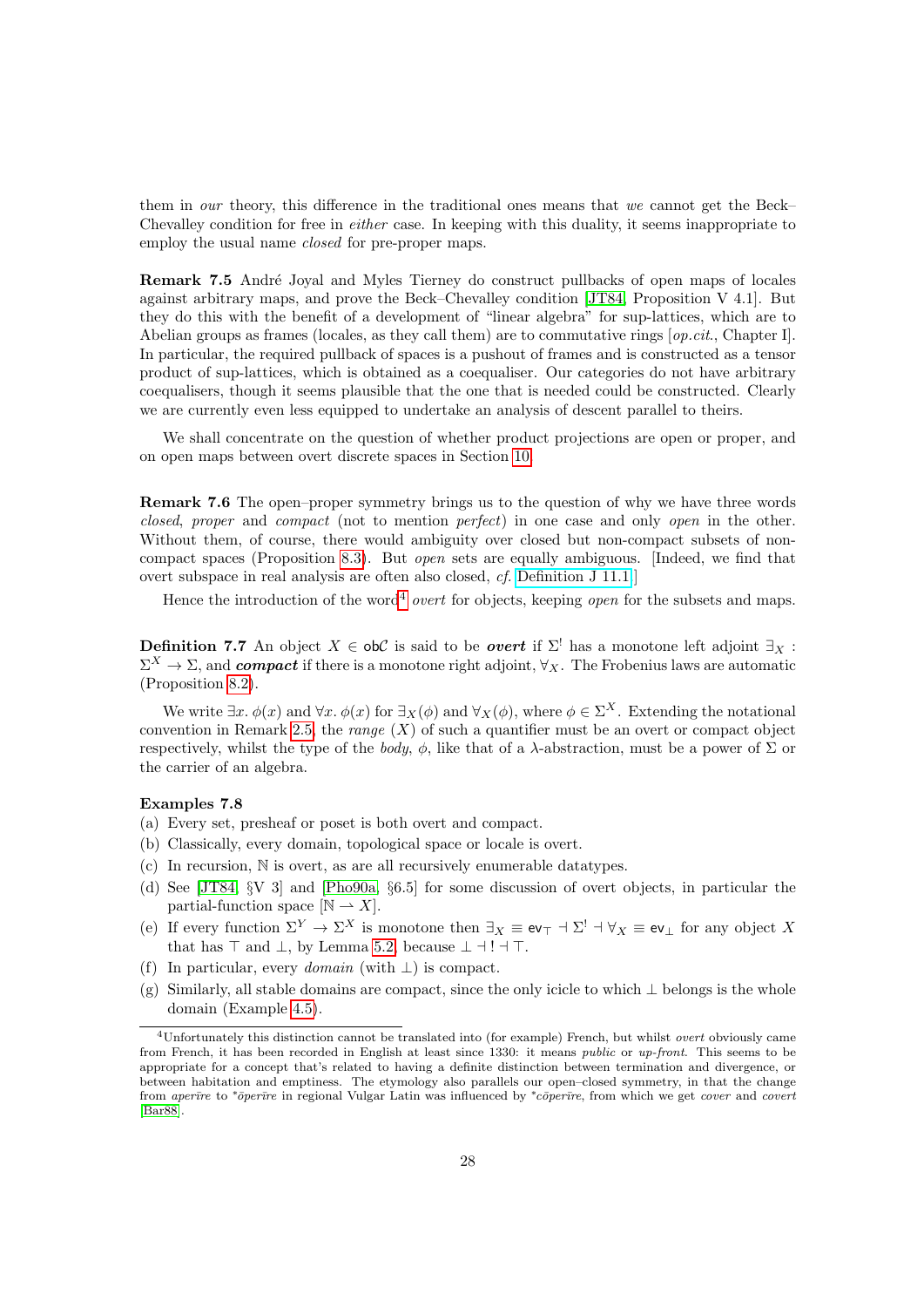them in *our* theory, this difference in the traditional ones means that *we* cannot get the Beck–Chevalley condition for free in *either* case. In keeping with this duality, it seems inappropriate to employ the usual name *closed* for pre-proper maps.

**Remark 7.5** André Joyal and Myles Tierney do construct pullbacks of open maps of locales against arbitrary maps, and prove the Beck–Chevalley condition [JT84, Proposition V 4.1]. But they do this with the benefit of a development of "linear algebra" for sup-lattices, which are to Abelian groups as frames (locales, as they call them) are to commutative rings [*op.cit.*, Chapter I]. In particular, the required pullback of spaces is a pushout of frames and is constructed as a tensor product of sup-lattices, which is obtained as a coequaliser. Our categories do not have arbitrary coequalisers, though it seems plausible that the one that is needed could be constructed. Clearly we are currently even less equipped to undertake an analysis of descent parallel to theirs.

We shall concentrate on the question of whether product projections are open or proper, and on open maps between overt discrete spaces in Section 10.

**Remark 7.6** The open–proper symmetry brings us to the question of why we have three words *closed*, *proper* and *compact* (not to mention *perfect*) in one case and only *open* in the other. Without them, of course, there would ambiguity over closed but non-compact subsets of non-compact spaces (Proposition 8.3). But *open* sets are equally ambiguous. [Indeed, we find that overt subspace in real analysis are often also closed, *cf.* Definition J 11.1.]

Hence the introduction of the word[4] *overt* for objects, keeping *open* for the subsets and maps.

**Definition 7.7** An object $X \in \mathsf{ob}\mathcal{C}$ is said to be ***overt*** if $\Sigma^!$ has a monotone left adjoint $\exists_X : \Sigma^X \to \Sigma$, and ***compact*** if there is a monotone right adjoint, $\forall_X$. The Frobenius laws are automatic (Proposition 8.2).

We write $\exists x.\, \phi(x)$ and $\forall x.\, \phi(x)$ for $\exists_X(\phi)$ and $\forall_X(\phi)$, where $\phi \in \Sigma^X$. Extending the notational convention in Remark 2.5, the *range* $(X)$ of such a quantifier must be an overt or compact object respectively, whilst the type of the *body*, $\phi$, like that of a $\lambda$-abstraction, must be a power of $\Sigma$ or the carrier of an algebra.

**Examples 7.8**

(a) Every set, presheaf or poset is both overt and compact.

(b) Classically, every domain, topological space or locale is overt.

(c) In recursion, $\mathbb{N}$ is overt, as are all recursively enumerable datatypes.

(d) See [JT84, §V 3] and [Pho90a, §6.5] for some discussion of overt objects, in particular the partial-function space $[\mathbb{N} \rightharpoonup X]$.

(e) If every function $\Sigma^Y \to \Sigma^X$ is monotone then $\exists_X \equiv \mathsf{ev}_\top \dashv \Sigma^! \dashv \forall_X \equiv \mathsf{ev}_\bot$ for any object $X$ that has $\top$ and $\bot$, by Lemma 5.2, because $\bot \dashv ! \dashv \top$.

(f) In particular, every *domain* (with $\bot$) is compact.

(g) Similarly, all stable domains are compact, since the only icicle to which $\bot$ belongs is the whole domain (Example 4.5).

---

[4] Unfortunately this distinction cannot be translated into (for example) French, but whilst *overt* obviously came from French, it has been recorded in English at least since 1330: it means *public* or *up-front*. This seems to be appropriate for a concept that's related to having a definite distinction between termination and divergence, or between habitation and emptiness. The etymology also parallels our open–closed symmetry, in that the change from *aperīre* to \**ōperīre* in regional Vulgar Latin was influenced by \**cōperīre*, from which we get *cover* and *covert* [Bar88].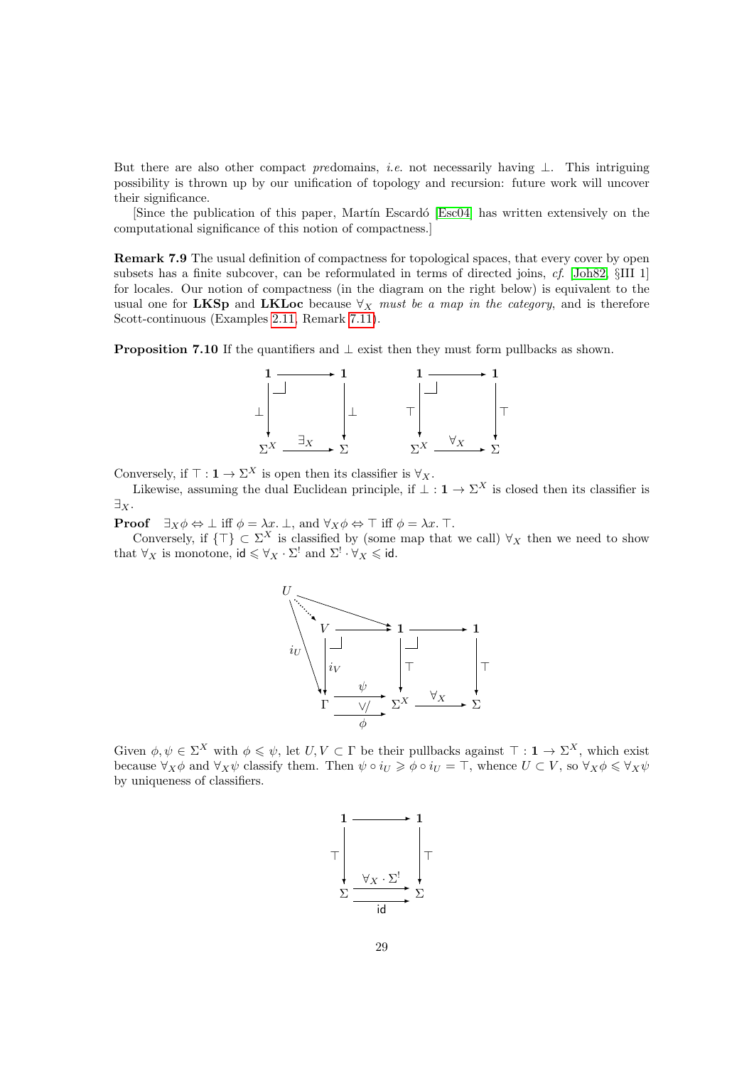But there are also other compact *pre*domains, *i.e.* not necessarily having $\bot$. This intriguing possibility is thrown up by our unification of topology and recursion: future work will uncover their significance.

[Since the publication of this paper, Martín Escardó [Esc04] has written extensively on the computational significance of this notion of compactness.]

**Remark 7.9** The usual definition of compactness for topological spaces, that every cover by open subsets has a finite subcover, can be reformulated in terms of directed joins, *cf.* [Joh82, §III 1] for locales. Our notion of compactness (in the diagram on the right below) is equivalent to the usual one for **LKSp** and **LKLoc** because $\forall_X$ *must be a map in the category*, and is therefore Scott-continuous (Examples 2.11, Remark 7.11).

**Proposition 7.10** If the quantifiers and $\bot$ exist then they must form pullbacks as shown.

$$\begin{array}{ccc} \mathbf{1} & \longrightarrow & \mathbf{1} \\ \bot\downarrow & \lrcorner & \downarrow\bot \\ \Sigma^X & \xrightarrow{\exists_X} & \Sigma \end{array} \qquad\qquad \begin{array}{ccc} \mathbf{1} & \longrightarrow & \mathbf{1} \\ \top\downarrow & \lrcorner & \downarrow\top \\ \Sigma^X & \xrightarrow{\forall_X} & \Sigma \end{array}$$

Conversely, if $\top : \mathbf{1} \to \Sigma^X$ is open then its classifier is $\forall_X$.

Likewise, assuming the dual Euclidean principle, if $\bot : \mathbf{1} \to \Sigma^X$ is closed then its classifier is $\exists_X$.

**Proof** $\exists_X \phi \Leftrightarrow \bot$ iff $\phi = \lambda x.\,\bot$, and $\forall_X \phi \Leftrightarrow \top$ iff $\phi = \lambda x.\,\top$.

Conversely, if $\{\top\} \subset \Sigma^X$ is classified by (some map that we call) $\forall_X$ then we need to show that $\forall_X$ is monotone, $\mathsf{id} \leqslant \forall_X \cdot \Sigma^!$ and $\Sigma^! \cdot \forall_X \leqslant \mathsf{id}$.

$$\begin{array}{ccccc} U \cdots\!\!\to V & \longrightarrow & \mathbf{1} & \longrightarrow & \mathbf{1} \\ i_U \searrow \quad i_V\downarrow & \lrcorner & \top\downarrow & \lrcorner & \downarrow\top \\ \Gamma & \underset{\phi}{\overset{\psi}{\rightrightarrows}}\ (\vee/) & \Sigma^X & \xrightarrow{\forall_X} & \Sigma \end{array}$$

Given $\phi, \psi \in \Sigma^X$ with $\phi \leqslant \psi$, let $U, V \subset \Gamma$ be their pullbacks against $\top : \mathbf{1} \to \Sigma^X$, which exist because $\forall_X \phi$ and $\forall_X \psi$ classify them. Then $\psi \circ i_U \geqslant \phi \circ i_U = \top$, whence $U \subset V$, so $\forall_X \phi \leqslant \forall_X \psi$ by uniqueness of classifiers.

$$\begin{array}{ccc} \mathbf{1} & \longrightarrow & \mathbf{1} \\ \top\downarrow & & \downarrow\top \\ \Sigma & \underset{\mathsf{id}}{\overset{\forall_X \cdot \Sigma^!}{\rightrightarrows}} & \Sigma \end{array}$$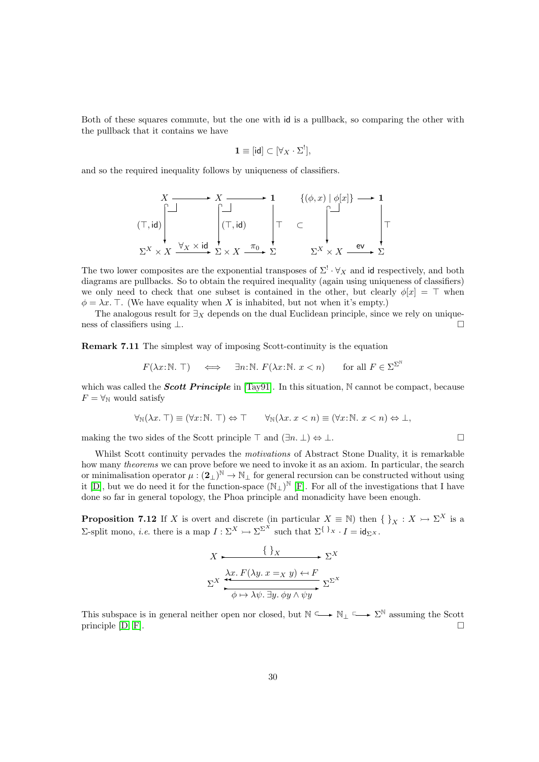Both of these squares commute, but the one with $\mathsf{id}$ is a pullback, so comparing the other with the pullback that it contains we have

$$\mathbf{1} \equiv [\mathsf{id}] \subset [\forall_X \cdot \Sigma^!],$$

and so the required inequality follows by uniqueness of classifiers.

$$\begin{array}{ccccc|ccc}
X & \longrightarrow & X & \longrightarrow & \mathbf{1} & \{(\phi,x) \mid \phi[x]\} & \longrightarrow & \mathbf{1} \\
\big\downarrow (\top,\mathsf{id}) & & \big\downarrow (\top,\mathsf{id}) & & \big\downarrow \top \quad \subset & \big\downarrow & & \big\downarrow \top \\
\Sigma^X \times X & \xrightarrow{\forall_X \times \mathsf{id}} & \Sigma \times X & \xrightarrow{\pi_0} & \Sigma & \Sigma^X \times X & \xrightarrow{\mathsf{ev}} & \Sigma
\end{array}$$

The two lower composites are the exponential transposes of $\Sigma^! \cdot \forall_X$ and $\mathsf{id}$ respectively, and both diagrams are pullbacks. So to obtain the required inequality (again using uniqueness of classifiers) we only need to check that one subset is contained in the other, but clearly $\phi[x] = \top$ when $\phi = \lambda x.\top$. (We have equality when $X$ is inhabited, but not when it's empty.)

The analogous result for $\exists_X$ depends on the dual Euclidean principle, since we rely on uniqueness of classifiers using $\bot$. □

**Remark 7.11** The simplest way of imposing Scott-continuity is the equation

$$F(\lambda x{:}\mathbb{N}.\top) \quad\Longleftrightarrow\quad \exists n{:}\mathbb{N}.\, F(\lambda x{:}\mathbb{N}.\, x < n) \qquad \text{for all } F \in \Sigma^{\Sigma^{\mathbb{N}}}$$

which was called the ***Scott Principle*** in [Tay91]. In this situation, $\mathbb{N}$ cannot be compact, because $F = \forall_{\mathbb{N}}$ would satisfy

$$\forall_{\mathbb{N}}(\lambda x.\top) \equiv (\forall x{:}\mathbb{N}.\top) \Leftrightarrow \top \qquad \forall_{\mathbb{N}}(\lambda x.\, x < n) \equiv (\forall x{:}\mathbb{N}.\, x < n) \Leftrightarrow \bot,$$

making the two sides of the Scott principle $\top$ and $(\exists n.\bot) \Leftrightarrow \bot$. □

Whilst Scott continuity pervades the *motivations* of Abstract Stone Duality, it is remarkable how many *theorems* we can prove before we need to invoke it as an axiom. In particular, the search or minimalisation operator $\mu : (\mathbf{2}_\bot)^{\mathbb{N}} \to \mathbb{N}_\bot$ for general recursion can be constructed without using it [D], but we do need it for the function-space $(\mathbb{N}_\bot)^{\mathbb{N}}$ [F]. For all of the investigations that I have done so far in general topology, the Phoa principle and monadicity have been enough.

**Proposition 7.12** If $X$ is overt and discrete (in particular $X \equiv \mathbb{N}$) then $\{\,\}_X : X \rightarrowtail \Sigma^X$ is a $\Sigma$-split mono, *i.e.* there is a map $I : \Sigma^X \rightarrowtail \Sigma^{\Sigma^X}$ such that $\Sigma^{\{\,\}_X} \cdot I = \mathsf{id}_{\Sigma^X}$.

$$\begin{array}{ccc}
X & \xrightarrow{\quad \{\,\}_X \quad} & \Sigma^X \\
\Sigma^X & \xleftarrow{\lambda x.\, F(\lambda y.\, x =_X y) \leftarrow\!\shortmid F} & \Sigma^{\Sigma^X} \\
 & \xrightarrow[\phi \mapsto \lambda\psi.\, \exists y.\, \phi y \wedge \psi y]{} &
\end{array}$$

This subspace is in general neither open nor closed, but $\mathbb{N} \hookrightarrow \mathbb{N}_\bot \hookrightarrow \Sigma^{\mathbb{N}}$ assuming the Scott principle [D, F]. □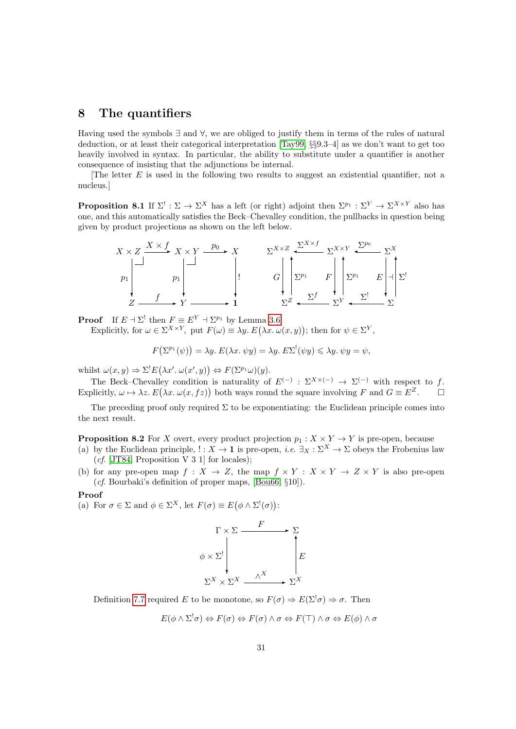## 8 The quantifiers

Having used the symbols $\exists$ and $\forall$, we are obliged to justify them in terms of the rules of natural deduction, or at least their categorical interpretation [Tay99, §§9.3–4] as we don't want to get too heavily involved in syntax. In particular, the ability to substitute under a quantifier is another consequence of insisting that the adjunctions be internal.

[The letter $E$ is used in the following two results to suggest an existential quantifier, not a nucleus.]

**Proposition 8.1** If $\Sigma^! : \Sigma \to \Sigma^X$ has a left (or right) adjoint then $\Sigma^{p_1} : \Sigma^Y \to \Sigma^{X\times Y}$ also has one, and this automatically satisfies the Beck–Chevalley condition, the pullbacks in question being given by product projections as shown on the left below.

$$
\begin{array}{ccccc}
X\times Z & \xrightarrow{X\times f} & X\times Y & \xrightarrow{p_0} & X \\
\downarrow{\scriptstyle p_1} & & \downarrow{\scriptstyle p_1} & & \downarrow{\scriptstyle !} \\
Z & \xrightarrow{f} & Y & \longrightarrow & \mathbf{1}
\end{array}
\qquad\qquad
\begin{array}{ccccc}
\Sigma^{X\times Z} & \xleftarrow{\Sigma^{X\times f}} & \Sigma^{X\times Y} & \xleftarrow{\Sigma^{p_0}} & \Sigma^X \\
{\scriptstyle G}\downarrow\ \uparrow{\scriptstyle \Sigma^{p_1}} & & {\scriptstyle F}\downarrow\ \uparrow{\scriptstyle \Sigma^{p_1}} & & {\scriptstyle E}\downarrow\dashv\uparrow{\scriptstyle \Sigma^!} \\
\Sigma^Z & \xleftarrow{\Sigma^f} & \Sigma^Y & \xleftarrow{\Sigma^!} & \Sigma
\end{array}
$$

**Proof** If $E \dashv \Sigma^!$ then $F \equiv E^Y \dashv \Sigma^{p_1}$ by Lemma 3.6.

Explicitly, for $\omega \in \Sigma^{X\times Y}$, put $F(\omega) \equiv \lambda y.\, E\big(\lambda x.\, \omega(x,y)\big)$; then for $\psi \in \Sigma^Y$,

$$F\big(\Sigma^{p_1}(\psi)\big) = \lambda y.\, E(\lambda x.\, \psi y) = \lambda y.\, E\Sigma^!(\psi y) \leqslant \lambda y.\, \psi y = \psi,$$

whilst $\omega(x,y) \Rightarrow \Sigma^! E\big(\lambda x'.\, \omega(x',y)\big) \Leftrightarrow F(\Sigma^{p_1}\omega)(y)$.

The Beck–Chevalley condition is naturality of $E^{(-)} : \Sigma^{X\times(-)} \to \Sigma^{(-)}$ with respect to $f$. Explicitly, $\omega \mapsto \lambda z.\, E\big(\lambda x.\, \omega(x, fz)\big)$ both ways round the square involving $F$ and $G \equiv E^Z$. $\square$

The preceding proof only required $\Sigma$ to be exponentiating: the Euclidean principle comes into the next result.

**Proposition 8.2** For $X$ overt, every product projection $p_1 : X \times Y \to Y$ is pre-open, because

(a) by the Euclidean principle, $! : X \to \mathbf{1}$ is pre-open, *i.e.* $\exists_X : \Sigma^X \to \Sigma$ obeys the Frobenius law (*cf.* [JT84, Proposition V 3 1] for locales);

(b) for any pre-open map $f : X \to Z$, the map $f \times Y : X \times Y \to Z \times Y$ is also pre-open (*cf.* Bourbaki's definition of proper maps, [Bou66, §10]).

**Proof**

(a) For $\sigma \in \Sigma$ and $\phi \in \Sigma^X$, let $F(\sigma) \equiv E\big(\phi \wedge \Sigma^!(\sigma)\big)$:

$$
\begin{array}{ccc}
\Gamma \times \Sigma & \xrightarrow{F} & \Sigma \\
{\scriptstyle \phi\times\Sigma^!}\downarrow & & \uparrow{\scriptstyle E} \\
\Sigma^X \times \Sigma^X & \xrightarrow{\wedge^X} & \Sigma^X
\end{array}
$$

Definition 7.7 required $E$ to be monotone, so $F(\sigma) \Rightarrow E(\Sigma^!\sigma) \Rightarrow \sigma$. Then

$$E(\phi \wedge \Sigma^!\sigma) \Leftrightarrow F(\sigma) \Leftrightarrow F(\sigma) \wedge \sigma \Leftrightarrow F(\top) \wedge \sigma \Leftrightarrow E(\phi) \wedge \sigma$$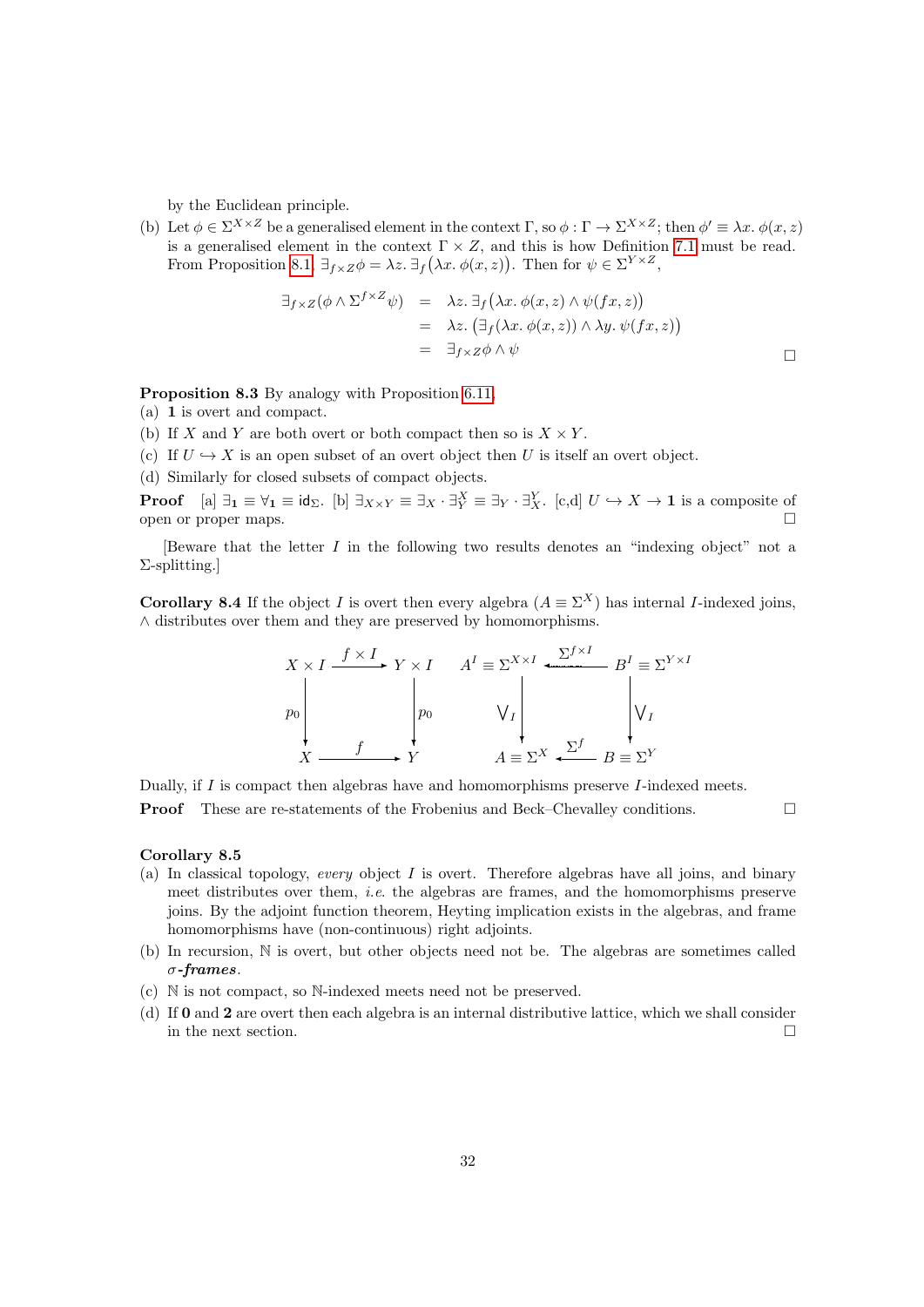by the Euclidean principle.

(b) Let $\phi \in \Sigma^{X\times Z}$ be a generalised element in the context $\Gamma$, so $\phi : \Gamma \to \Sigma^{X\times Z}$; then $\phi' \equiv \lambda x.\ \phi(x,z)$ is a generalised element in the context $\Gamma \times Z$, and this is how Definition 7.1 must be read. From Proposition 8.1, $\exists_{f\times Z}\phi = \lambda z.\ \exists_f\big(\lambda x.\ \phi(x,z)\big)$. Then for $\psi \in \Sigma^{Y\times Z}$,

$$
\begin{aligned}
\exists_{f\times Z}(\phi \wedge \Sigma^{f\times Z}\psi) &= \lambda z.\ \exists_f\big(\lambda x.\ \phi(x,z) \wedge \psi(fx,z)\big) \\
&= \lambda z.\ \big(\exists_f(\lambda x.\ \phi(x,z)) \wedge \lambda y.\ \psi(fx,z)\big) \\
&= \exists_{f\times Z}\phi \wedge \psi
\end{aligned}
$$

□

**Proposition 8.3** By analogy with Proposition 6.11,

(a) $\mathbf{1}$ is overt and compact.

(b) If $X$ and $Y$ are both overt or both compact then so is $X \times Y$.

(c) If $U \hookrightarrow X$ is an open subset of an overt object then $U$ is itself an overt object.

(d) Similarly for closed subsets of compact objects.

**Proof** [a] $\exists_{\mathbf{1}} \equiv \forall_{\mathbf{1}} \equiv \mathsf{id}_\Sigma$. [b] $\exists_{X\times Y} \equiv \exists_X \cdot \exists^X_Y \equiv \exists_Y \cdot \exists^Y_X$. [c,d] $U \hookrightarrow X \to \mathbf{1}$ is a composite of open or proper maps. □

[Beware that the letter $I$ in the following two results denotes an "indexing object" not a $\Sigma$-splitting.]

**Corollary 8.4** If the object $I$ is overt then every algebra $(A \equiv \Sigma^X)$ has internal $I$-indexed joins, $\wedge$ distributes over them and they are preserved by homomorphisms.

$$
\begin{array}{ccc}
X \times I & \xrightarrow{\ f\times I\ } & Y \times I \\
\downarrow{\scriptstyle p_0} & & \downarrow{\scriptstyle p_0} \\
X & \xrightarrow{\ f\ } & Y
\end{array}
\qquad
\begin{array}{ccc}
A^I \equiv \Sigma^{X\times I} & \xleftarrow{\ \Sigma^{f\times I}\ } & B^I \equiv \Sigma^{Y\times I} \\
\downarrow{\scriptstyle \bigvee_I} & & \downarrow{\scriptstyle \bigvee_I} \\
A \equiv \Sigma^X & \xleftarrow{\ \Sigma^f\ } & B \equiv \Sigma^Y
\end{array}
$$

Dually, if $I$ is compact then algebras have and homomorphisms preserve $I$-indexed meets.

**Proof** These are re-statements of the Frobenius and Beck–Chevalley conditions. □

**Corollary 8.5**

(a) In classical topology, *every* object $I$ is overt. Therefore algebras have all joins, and binary meet distributes over them, *i.e.* the algebras are frames, and the homomorphisms preserve joins. By the adjoint function theorem, Heyting implication exists in the algebras, and frame homomorphisms have (non-continuous) right adjoints.

(b) In recursion, $\mathbb{N}$ is overt, but other objects need not be. The algebras are sometimes called ***σ-frames***.

(c) $\mathbb{N}$ is not compact, so $\mathbb{N}$-indexed meets need not be preserved.

(d) If $\mathbf{0}$ and $\mathbf{2}$ are overt then each algebra is an internal distributive lattice, which we shall consider in the next section. □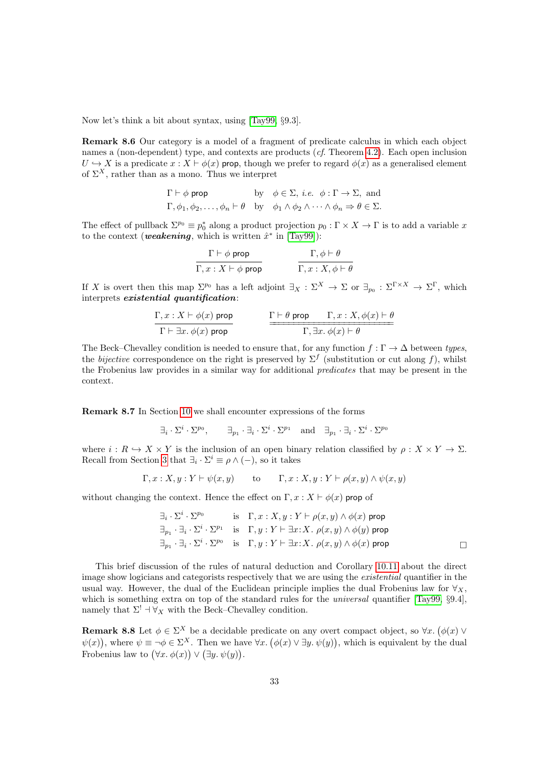Now let's think a bit about syntax, using [Tay99, §9.3].

**Remark 8.6** Our category is a model of a fragment of predicate calculus in which each object names a (non-dependent) type, and contexts are products (*cf.* Theorem 4.2). Each open inclusion $U \hookrightarrow X$ is a predicate $x : X \vdash \phi(x)$ $\mathsf{prop}$, though we prefer to regard $\phi(x)$ as a generalised element of $\Sigma^X$, rather than as a mono. Thus we interpret

$$
\begin{array}{lll}
\Gamma \vdash \phi \ \mathsf{prop} & \text{by} & \phi \in \Sigma,\ \textit{i.e.}\ \ \phi : \Gamma \to \Sigma,\ \text{and} \\
\Gamma, \phi_1, \phi_2, \ldots, \phi_n \vdash \theta & \text{by} & \phi_1 \wedge \phi_2 \wedge \cdots \wedge \phi_n \Rightarrow \theta \in \Sigma.
\end{array}
$$

The effect of pullback $\Sigma^{p_0} \equiv p_0^*$ along a product projection $p_0 : \Gamma \times X \to \Gamma$ is to add a variable $x$ to the context (***weakening***, which is written $\hat{x}^*$ in [Tay99]):

$$
\frac{\Gamma \vdash \phi \ \mathsf{prop}}{\Gamma, x : X \vdash \phi \ \mathsf{prop}} \qquad\qquad \frac{\Gamma, \phi \vdash \theta}{\Gamma, x : X, \phi \vdash \theta}
$$

If $X$ is overt then this map $\Sigma^{p_0}$ has a left adjoint $\exists_X : \Sigma^X \to \Sigma$ or $\exists_{p_0} : \Sigma^{\Gamma \times X} \to \Sigma^\Gamma$, which interprets ***existential quantification***:

$$
\frac{\Gamma, x : X \vdash \phi(x) \ \mathsf{prop}}{\Gamma \vdash \exists x.\ \phi(x) \ \mathsf{prop}} \qquad\qquad \frac{\Gamma \vdash \theta \ \mathsf{prop} \qquad \Gamma, x : X, \phi(x) \vdash \theta}{\Gamma, \exists x.\ \phi(x) \vdash \theta}
$$

The Beck–Chevalley condition is needed to ensure that, for any function $f : \Gamma \to \Delta$ between *types*, the *bijective* correspondence on the right is preserved by $\Sigma^f$ (substitution or cut along $f$), whilst the Frobenius law provides in a similar way for additional *predicates* that may be present in the context.

**Remark 8.7** In Section 10 we shall encounter expressions of the forms

$$
\exists_i \cdot \Sigma^i \cdot \Sigma^{p_0}, \qquad \exists_{p_1} \cdot \exists_i \cdot \Sigma^i \cdot \Sigma^{p_1} \quad \text{and} \quad \exists_{p_1} \cdot \exists_i \cdot \Sigma^i \cdot \Sigma^{p_0}
$$

where $i : R \hookrightarrow X \times Y$ is the inclusion of an open binary relation classified by $\rho : X \times Y \to \Sigma$. Recall from Section 3 that $\exists_i \cdot \Sigma^i \equiv \rho \wedge (-)$, so it takes

$$
\Gamma, x : X, y : Y \vdash \psi(x, y) \qquad \text{to} \qquad \Gamma, x : X, y : Y \vdash \rho(x, y) \wedge \psi(x, y)
$$

without changing the context. Hence the effect on $\Gamma, x : X \vdash \phi(x)$ $\mathsf{prop}$ of

$$
\begin{array}{lll}
\exists_i \cdot \Sigma^i \cdot \Sigma^{p_0} & \text{is} & \Gamma, x : X, y : Y \vdash \rho(x, y) \wedge \phi(x) \ \mathsf{prop} \\
\exists_{p_1} \cdot \exists_i \cdot \Sigma^i \cdot \Sigma^{p_1} & \text{is} & \Gamma, y : Y \vdash \exists x{:}X.\ \rho(x, y) \wedge \phi(y) \ \mathsf{prop} \\
\exists_{p_1} \cdot \exists_i \cdot \Sigma^i \cdot \Sigma^{p_0} & \text{is} & \Gamma, y : Y \vdash \exists x{:}X.\ \rho(x, y) \wedge \phi(x) \ \mathsf{prop}
\end{array}
$$

□

This brief discussion of the rules of natural deduction and Corollary 10.11 about the direct image show logicians and categorists respectively that we are using the *existential* quantifier in the usual way. However, the dual of the Euclidean principle implies the dual Frobenius law for $\forall_X$, which is something extra on top of the standard rules for the *universal* quantifier [Tay99, §9.4], namely that $\Sigma^! \dashv \forall_X$ with the Beck–Chevalley condition.

**Remark 8.8** Let $\phi \in \Sigma^X$ be a decidable predicate on any overt compact object, so $\forall x.\ \big(\phi(x) \vee \psi(x)\big)$, where $\psi \equiv \neg\phi \in \Sigma^X$. Then we have $\forall x.\ \big(\phi(x) \vee \exists y.\ \psi(y)\big)$, which is equivalent by the dual Frobenius law to $\big(\forall x.\ \phi(x)\big) \vee \big(\exists y.\ \psi(y)\big)$.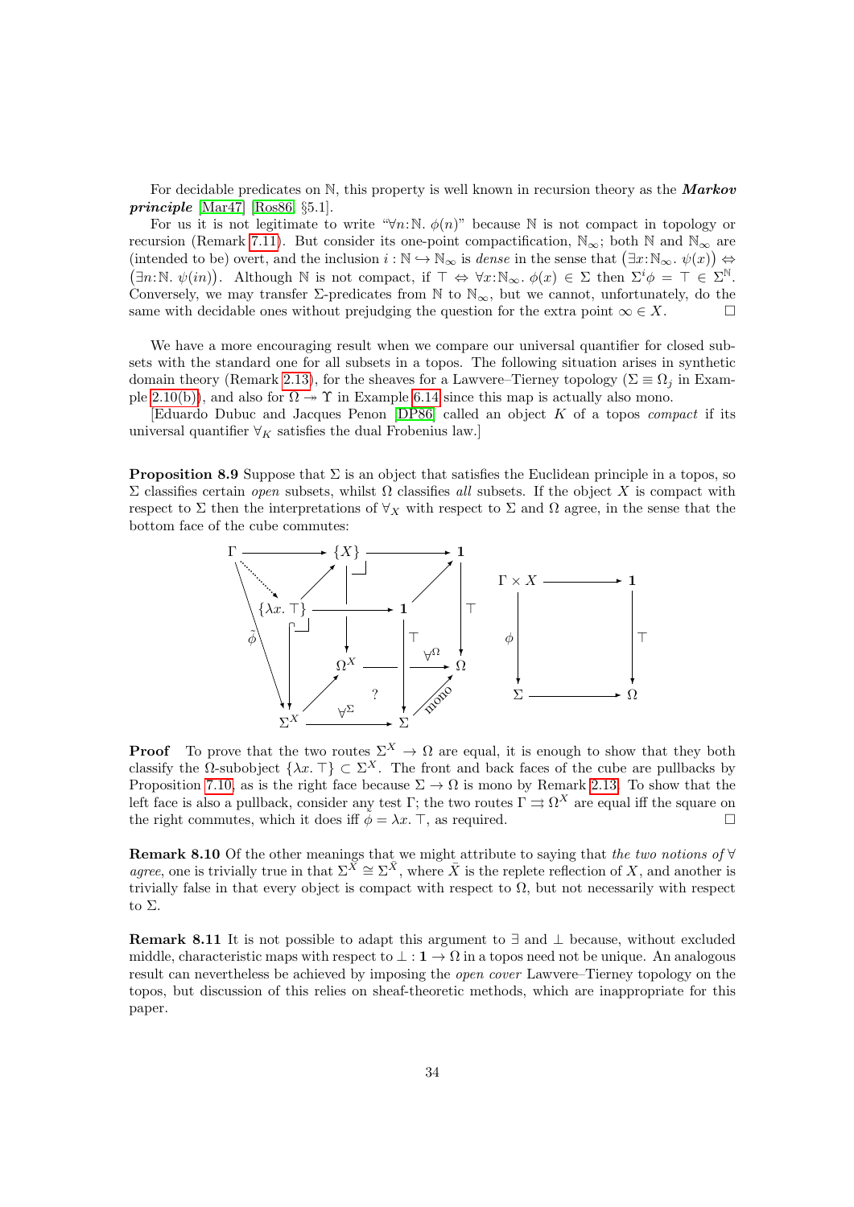For decidable predicates on $\mathbb{N}$, this property is well known in recursion theory as the ***Markov principle*** [Mar47] [Ros86, §5.1].

For us it is not legitimate to write "$\forall n{:}\mathbb{N}.\ \phi(n)$" because $\mathbb{N}$ is not compact in topology or recursion (Remark 7.11). But consider its one-point compactification, $\mathbb{N}_\infty$; both $\mathbb{N}$ and $\mathbb{N}_\infty$ are (intended to be) overt, and the inclusion $i : \mathbb{N} \hookrightarrow \mathbb{N}_\infty$ is *dense* in the sense that $\big(\exists x{:}\mathbb{N}_\infty.\ \psi(x)\big) \Leftrightarrow \big(\exists n{:}\mathbb{N}.\ \psi(in)\big)$. Although $\mathbb{N}$ is not compact, if $\top \Leftrightarrow \forall x{:}\mathbb{N}_\infty.\ \phi(x) \in \Sigma$ then $\Sigma^i \phi = \top \in \Sigma^{\mathbb{N}}$. Conversely, we may transfer $\Sigma$-predicates from $\mathbb{N}$ to $\mathbb{N}_\infty$, but we cannot, unfortunately, do the same with decidable ones without prejudging the question for the extra point $\infty \in X$. □

We have a more encouraging result when we compare our universal quantifier for closed subsets with the standard one for all subsets in a topos. The following situation arises in synthetic domain theory (Remark 2.13), for the sheaves for a Lawvere–Tierney topology ($\Sigma \equiv \Omega_j$ in Example 2.10(b)), and also for $\Omega \twoheadrightarrow \Upsilon$ in Example 6.14 since this map is actually also mono.

[Eduardo Dubuc and Jacques Penon [DP86] called an object $K$ of a topos *compact* if its universal quantifier $\forall_K$ satisfies the dual Frobenius law.]

**Proposition 8.9** Suppose that $\Sigma$ is an object that satisfies the Euclidean principle in a topos, so $\Sigma$ classifies certain *open* subsets, whilst $\Omega$ classifies *all* subsets. If the object $X$ is compact with respect to $\Sigma$ then the interpretations of $\forall_X$ with respect to $\Sigma$ and $\Omega$ agree, in the sense that the bottom face of the cube commutes:

$$
\begin{array}{ccc}
\Gamma \to \{X\} \to \mathbf{1}, \quad \{\lambda x.\,\top\} \to \mathbf{1}, \quad \Omega^X \xrightarrow{\forall^\Omega} \Omega, \quad \Sigma^X \xrightarrow{\forall^\Sigma} \Sigma \xrightarrow{\text{mono}} \Omega, \quad \tilde\phi : \Gamma \to \Sigma^X
\end{array}
\qquad
\begin{array}{ccc}
\Gamma \times X & \longrightarrow & \mathbf{1} \\
\phi \downarrow & & \downarrow \top \\
\Sigma & \longrightarrow & \Omega
\end{array}
$$

**Proof** To prove that the two routes $\Sigma^X \to \Omega$ are equal, it is enough to show that they both classify the $\Omega$-subobject $\{\lambda x.\,\top\} \subset \Sigma^X$. The front and back faces of the cube are pullbacks by Proposition 7.10, as is the right face because $\Sigma \to \Omega$ is mono by Remark 2.13. To show that the left face is also a pullback, consider any test $\Gamma$; the two routes $\Gamma \rightrightarrows \Omega^X$ are equal iff the square on the right commutes, which it does iff $\phi = \lambda x.\,\top$, as required. □

**Remark 8.10** Of the other meanings that we might attribute to saying that *the two notions of* $\forall$ *agree*, one is trivially true in that $\Sigma^X \cong \Sigma^{\bar X}$, where $\bar X$ is the replete reflection of $X$, and another is trivially false in that every object is compact with respect to $\Omega$, but not necessarily with respect to $\Sigma$.

**Remark 8.11** It is not possible to adapt this argument to $\exists$ and $\bot$ because, without excluded middle, characteristic maps with respect to $\bot : \mathbf{1} \to \Omega$ in a topos need not be unique. An analogous result can nevertheless be achieved by imposing the *open cover* Lawvere–Tierney topology on the topos, but discussion of this relies on sheaf-theoretic methods, which are inappropriate for this paper.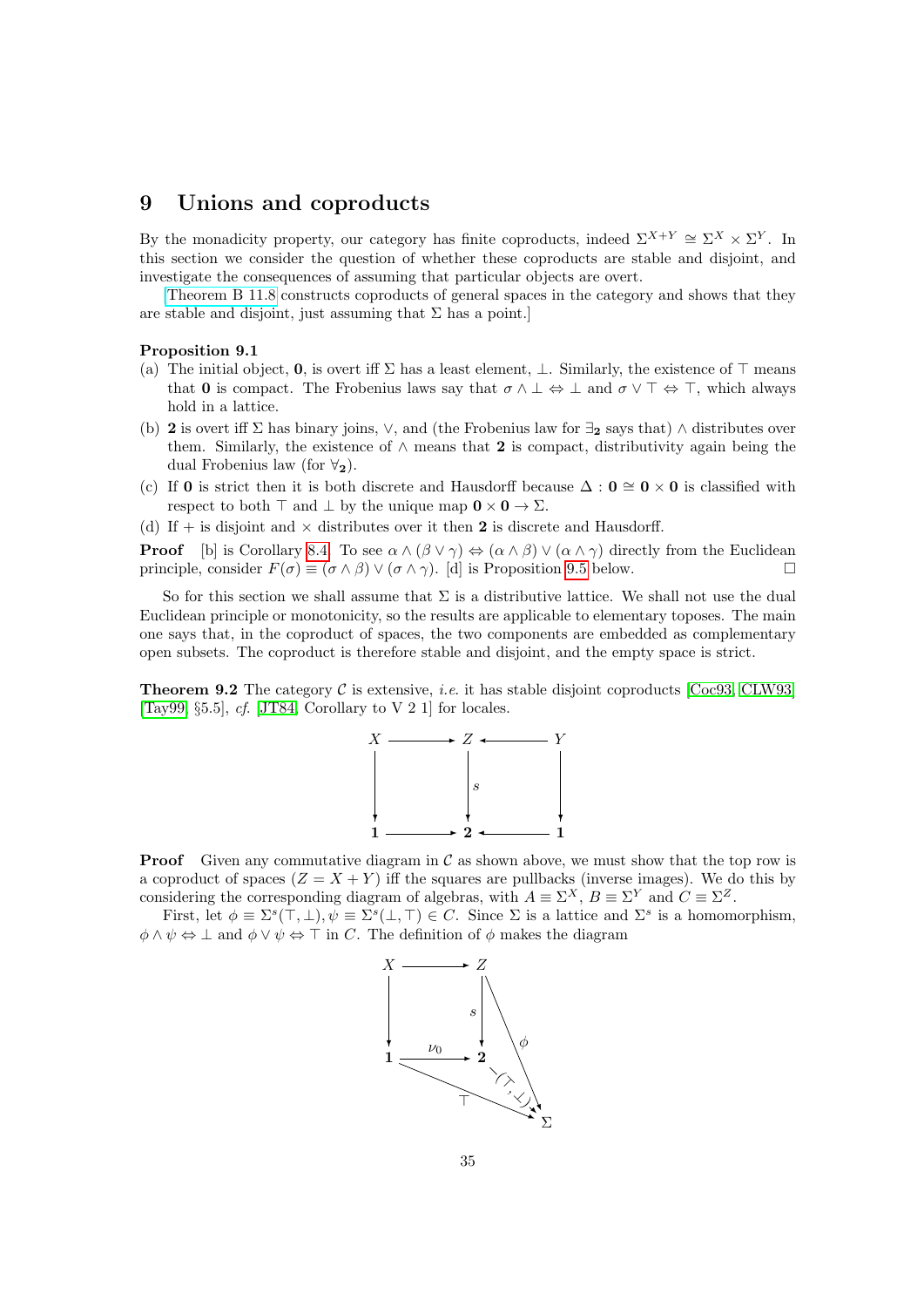## 9 Unions and coproducts

By the monadicity property, our category has finite coproducts, indeed $\Sigma^{X+Y} \cong \Sigma^X \times \Sigma^Y$. In this section we consider the question of whether these coproducts are stable and disjoint, and investigate the consequences of assuming that particular objects are overt.

[Theorem B 11.8 constructs coproducts of general spaces in the category and shows that they are stable and disjoint, just assuming that $\Sigma$ has a point.]

**Proposition 9.1**

(a) The initial object, $\mathbf{0}$, is overt iff $\Sigma$ has a least element, $\bot$. Similarly, the existence of $\top$ means that $\mathbf{0}$ is compact. The Frobenius laws say that $\sigma \wedge \bot \Leftrightarrow \bot$ and $\sigma \vee \top \Leftrightarrow \top$, which always hold in a lattice.

(b) $\mathbf{2}$ is overt iff $\Sigma$ has binary joins, $\vee$, and (the Frobenius law for $\exists_{\mathbf{2}}$ says that) $\wedge$ distributes over them. Similarly, the existence of $\wedge$ means that $\mathbf{2}$ is compact, distributivity again being the dual Frobenius law (for $\forall_{\mathbf{2}}$).

(c) If $\mathbf{0}$ is strict then it is both discrete and Hausdorff because $\Delta : \mathbf{0} \cong \mathbf{0} \times \mathbf{0}$ is classified with respect to both $\top$ and $\bot$ by the unique map $\mathbf{0} \times \mathbf{0} \to \Sigma$.

(d) If $+$ is disjoint and $\times$ distributes over it then $\mathbf{2}$ is discrete and Hausdorff.

**Proof** [b] is Corollary 8.4. To see $\alpha \wedge (\beta \vee \gamma) \Leftrightarrow (\alpha \wedge \beta) \vee (\alpha \wedge \gamma)$ directly from the Euclidean principle, consider $F(\sigma) \equiv (\sigma \wedge \beta) \vee (\sigma \wedge \gamma)$. [d] is Proposition 9.5 below. $\square$

So for this section we shall assume that $\Sigma$ is a distributive lattice. We shall not use the dual Euclidean principle or monotonicity, so the results are applicable to elementary toposes. The main one says that, in the coproduct of spaces, the two components are embedded as complementary open subsets. The coproduct is therefore stable and disjoint, and the empty space is strict.

**Theorem 9.2** The category $\mathcal{C}$ is extensive, *i.e.* it has stable disjoint coproducts [Coc93, CLW93] [Tay99, §5.5], *cf.* [JT84, Corollary to V 2 1] for locales.

$$\begin{array}{ccccc} X & \longrightarrow & Z & \longleftarrow & Y \\ \downarrow & & \downarrow{\scriptstyle s} & & \downarrow \\ \mathbf{1} & \longrightarrow & \mathbf{2} & \longleftarrow & \mathbf{1} \end{array}$$

**Proof** Given any commutative diagram in $\mathcal{C}$ as shown above, we must show that the top row is a coproduct of spaces ($Z = X + Y$) iff the squares are pullbacks (inverse images). We do this by considering the corresponding diagram of algebras, with $A \equiv \Sigma^X$, $B \equiv \Sigma^Y$ and $C \equiv \Sigma^Z$.

First, let $\phi \equiv \Sigma^s(\top, \bot), \psi \equiv \Sigma^s(\bot, \top) \in C$. Since $\Sigma$ is a lattice and $\Sigma^s$ is a homomorphism, $\phi \wedge \psi \Leftrightarrow \bot$ and $\phi \vee \psi \Leftrightarrow \top$ in $C$. The definition of $\phi$ makes the diagram

$$\begin{array}{ccc} X & \longrightarrow & Z \\ \downarrow & & \downarrow{\scriptstyle s} \quad \searrow{\scriptstyle \phi} \\ \mathbf{1} & \xrightarrow{\nu_0} & \mathbf{2} \xrightarrow{(\top,\bot)} \Sigma \\ & \searrow_{\top} & \end{array}$$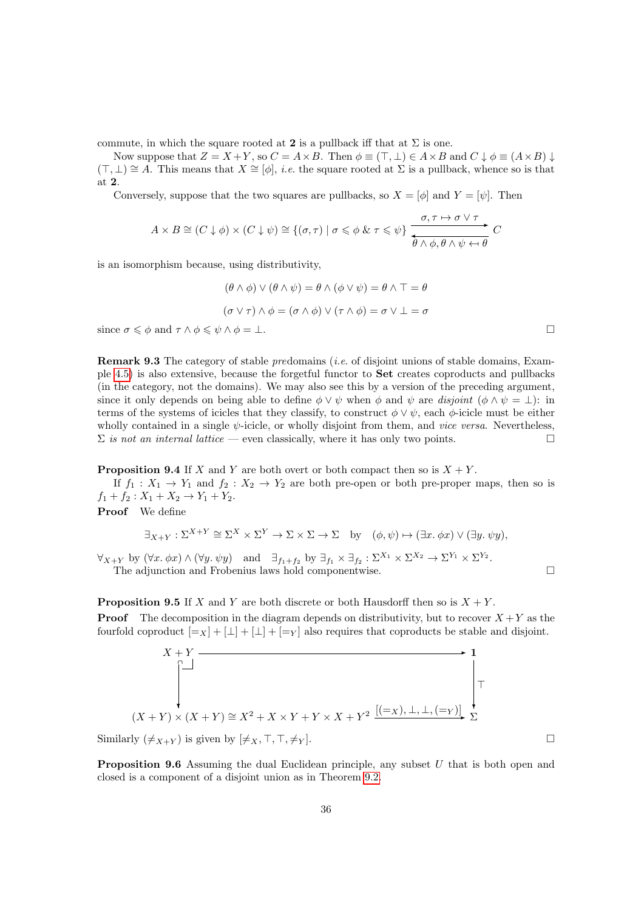commute, in which the square rooted at $\mathbf{2}$ is a pullback iff that at $\Sigma$ is one.

Now suppose that $Z = X+Y$, so $C = A\times B$. Then $\phi \equiv (\top,\bot) \in A\times B$ and $C\downarrow\phi \equiv (A\times B)\downarrow(\top,\bot) \cong A$. This means that $X \cong [\phi]$, *i.e.* the square rooted at $\Sigma$ is a pullback, whence so is that at $\mathbf{2}$.

Conversely, suppose that the two squares are pullbacks, so $X = [\phi]$ and $Y = [\psi]$. Then

$$A\times B \cong (C\downarrow\phi)\times(C\downarrow\psi) \cong \{(\sigma,\tau) \mid \sigma\leqslant\phi \;\&\; \tau\leqslant\psi\} \underset{\theta\wedge\phi,\,\theta\wedge\psi \leftarrow\!\shortmid\, \theta}{\overset{\sigma,\tau\mapsto\sigma\vee\tau}{\rightleftarrows}} C$$

is an isomorphism because, using distributivity,

$$(\theta\wedge\phi)\vee(\theta\wedge\psi) = \theta\wedge(\phi\vee\psi) = \theta\wedge\top = \theta$$

$$(\sigma\vee\tau)\wedge\phi = (\sigma\wedge\phi)\vee(\tau\wedge\phi) = \sigma\vee\bot = \sigma$$

since $\sigma\leqslant\phi$ and $\tau\wedge\phi\leqslant\psi\wedge\phi = \bot$. □

**Remark 9.3** The category of stable *pre*domains (*i.e.* of disjoint unions of stable domains, Example 4.5) is also extensive, because the forgetful functor to **Set** creates coproducts and pullbacks (in the category, not the domains). We may also see this by a version of the preceding argument, since it only depends on being able to define $\phi\vee\psi$ when $\phi$ and $\psi$ are *disjoint* ($\phi\wedge\psi = \bot$): in terms of the systems of icicles that they classify, to construct $\phi\vee\psi$, each $\phi$-icicle must be either wholly contained in a single $\psi$-icicle, or wholly disjoint from them, and *vice versa*. Nevertheless, $\Sigma$ *is not an internal lattice* — even classically, where it has only two points. □

**Proposition 9.4** If $X$ and $Y$ are both overt or both compact then so is $X+Y$.

If $f_1 : X_1\to Y_1$ and $f_2 : X_2\to Y_2$ are both pre-open or both pre-proper maps, then so is $f_1+f_2 : X_1+X_2\to Y_1+Y_2$.

**Proof** We define

$$\exists_{X+Y} : \Sigma^{X+Y}\cong\Sigma^X\times\Sigma^Y\to\Sigma\times\Sigma\to\Sigma \quad\text{by}\quad (\phi,\psi)\mapsto(\exists x.\,\phi x)\vee(\exists y.\,\psi y),$$

$\forall_{X+Y}$ by $(\forall x.\,\phi x)\wedge(\forall y.\,\psi y)$ and $\exists_{f_1+f_2}$ by $\exists_{f_1}\times\exists_{f_2} : \Sigma^{X_1}\times\Sigma^{X_2}\to\Sigma^{Y_1}\times\Sigma^{Y_2}$.

The adjunction and Frobenius laws hold componentwise. □

**Proposition 9.5** If $X$ and $Y$ are both discrete or both Hausdorff then so is $X+Y$.

**Proof** The decomposition in the diagram depends on distributivity, but to recover $X+Y$ as the fourfold coproduct $[=_X]+[\bot]+[\bot]+[=_Y]$ also requires that coproducts be stable and disjoint.

$$\begin{array}{ccc}
X+Y & \longrightarrow & \mathbf{1} \\
\big\downarrow & & \big\downarrow \top \\
(X+Y)\times(X+Y)\cong X^2+X\times Y+Y\times X+Y^2 & \xrightarrow{[(=_X),\,\bot,\,\bot,\,(=_Y)]} & \Sigma
\end{array}$$

Similarly $(\neq_{X+Y})$ is given by $[\neq_X,\top,\top,\neq_Y]$. □

**Proposition 9.6** Assuming the dual Euclidean principle, any subset $U$ that is both open and closed is a component of a disjoint union as in Theorem 9.2.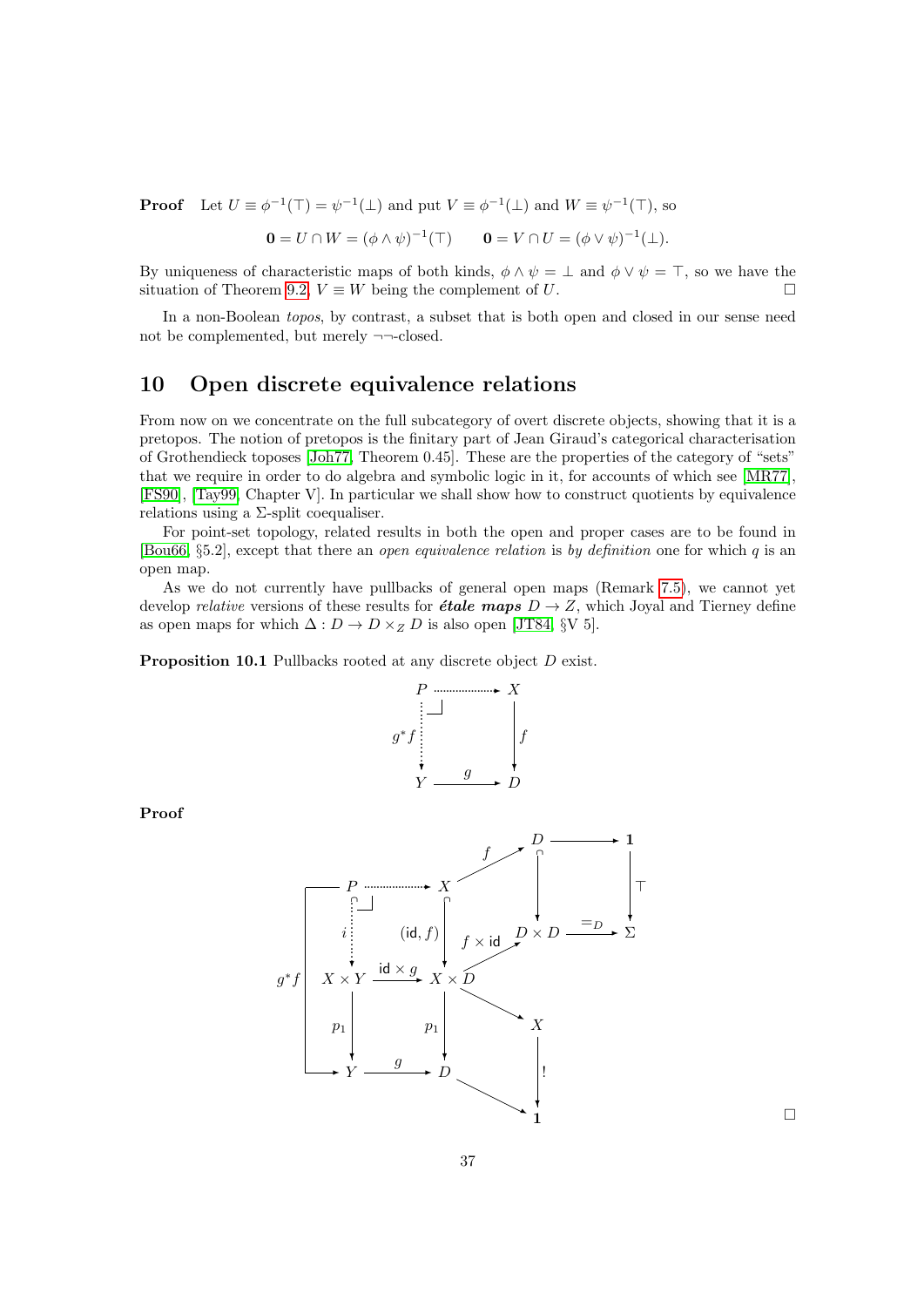**Proof** Let $U \equiv \phi^{-1}(\top) = \psi^{-1}(\bot)$ and put $V \equiv \phi^{-1}(\bot)$ and $W \equiv \psi^{-1}(\top)$, so

$$\mathbf{0} = U \cap W = (\phi \wedge \psi)^{-1}(\top) \qquad \mathbf{0} = V \cap U = (\phi \vee \psi)^{-1}(\bot).$$

By uniqueness of characteristic maps of both kinds, $\phi \wedge \psi = \bot$ and $\phi \vee \psi = \top$, so we have the situation of Theorem 9.2, $V \equiv W$ being the complement of $U$. □

In a non-Boolean *topos*, by contrast, a subset that is both open and closed in our sense need not be complemented, but merely $\neg\neg$-closed.

## 10 Open discrete equivalence relations

From now on we concentrate on the full subcategory of overt discrete objects, showing that it is a pretopos. The notion of pretopos is the finitary part of Jean Giraud's categorical characterisation of Grothendieck toposes [Joh77, Theorem 0.45]. These are the properties of the category of "sets" that we require in order to do algebra and symbolic logic in it, for accounts of which see [MR77], [FS90], [Tay99, Chapter V]. In particular we shall show how to construct quotients by equivalence relations using a $\Sigma$-split coequaliser.

For point-set topology, related results in both the open and proper cases are to be found in [Bou66, §5.2], except that there an *open equivalence relation* is *by definition* one for which $q$ is an open map.

As we do not currently have pullbacks of general open maps (Remark 7.5), we cannot yet develop *relative* versions of these results for ***étale maps*** $D \to Z$, which Joyal and Tierney define as open maps for which $\Delta : D \to D \times_Z D$ is also open [JT84, §V 5].

**Proposition 10.1** Pullbacks rooted at any discrete object $D$ exist.

$$\begin{array}{ccc} P & \dashrightarrow & X \\ {\scriptstyle g^*f}\,\vdots & \lrcorner & \downarrow{\scriptstyle f} \\ Y & \xrightarrow{\;g\;} & D \end{array}$$

**Proof**

$$\begin{array}{ccccc}
 & & & D & \longrightarrow \mathbf{1} \\
P & \dashrightarrow & X & \nearrow_{f} & \downarrow{\scriptstyle \top} \\
\vdots{\scriptstyle i} & & \downarrow{\scriptstyle (\mathrm{id}, f)} & D \times D & \xrightarrow{=_D} \Sigma \\
X \times Y & \xrightarrow{\mathrm{id} \times g} & X \times D & \nearrow_{f \times \mathrm{id}} & \\
\downarrow{\scriptstyle p_1} & & \downarrow{\scriptstyle p_1} & \searrow & X \\
Y & \xrightarrow{\;g\;} & D & & \downarrow{\scriptstyle !} \\
 & & & \searrow & \mathbf{1}
\end{array}$$

with $g^*f : P \to Y$ the composite of $i$ and $p_1$. □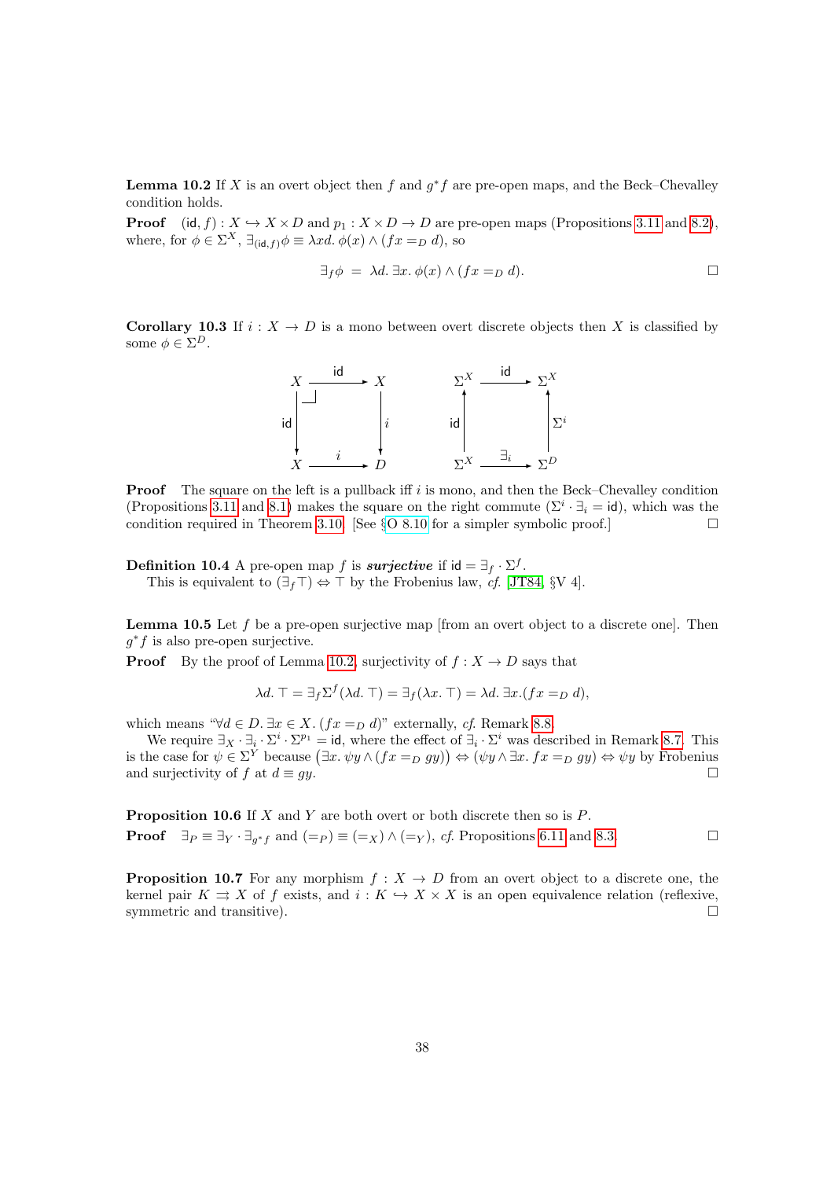**Lemma 10.2** If $X$ is an overt object then $f$ and $g^*f$ are pre-open maps, and the Beck–Chevalley condition holds.

**Proof** $(\mathsf{id}, f) : X \hookrightarrow X \times D$ and $p_1 : X \times D \to D$ are pre-open maps (Propositions 3.11 and 8.2), where, for $\phi \in \Sigma^X$, $\exists_{(\mathsf{id},f)}\phi \equiv \lambda xd.\, \phi(x) \wedge (fx =_D d)$, so

$$\exists_f \phi \;=\; \lambda d.\, \exists x.\, \phi(x) \wedge (fx =_D d). \qquad \square$$

**Corollary 10.3** If $i : X \to D$ is a mono between overt discrete objects then $X$ is classified by some $\phi \in \Sigma^D$.

$$\begin{array}{ccc} X & \xrightarrow{\;\mathsf{id}\;} & X \\ {\scriptstyle\mathsf{id}}\downarrow & \lrcorner & \downarrow{\scriptstyle i} \\ X & \xrightarrow[\;i\;]{} & D \end{array} \qquad\qquad \begin{array}{ccc} \Sigma^X & \xrightarrow{\;\mathsf{id}\;} & \Sigma^X \\ {\scriptstyle\mathsf{id}}\uparrow & & \uparrow{\scriptstyle \Sigma^i} \\ \Sigma^X & \xrightarrow[\;\exists_i\;]{} & \Sigma^D \end{array}$$

**Proof** The square on the left is a pullback iff $i$ is mono, and then the Beck–Chevalley condition (Propositions 3.11 and 8.1) makes the square on the right commute ($\Sigma^i \cdot \exists_i = \mathsf{id}$), which was the condition required in Theorem 3.10. [See §O 8.10 for a simpler symbolic proof.] $\square$

**Definition 10.4** A pre-open map $f$ is ***surjective*** if $\mathsf{id} = \exists_f \cdot \Sigma^f$.
This is equivalent to $(\exists_f \top) \Leftrightarrow \top$ by the Frobenius law, *cf.* [JT84, §V 4].

**Lemma 10.5** Let $f$ be a pre-open surjective map [from an overt object to a discrete one]. Then $g^*f$ is also pre-open surjective.

**Proof** By the proof of Lemma 10.2, surjectivity of $f : X \to D$ says that

$$\lambda d.\, \top = \exists_f \Sigma^f(\lambda d.\, \top) = \exists_f(\lambda x.\, \top) = \lambda d.\, \exists x.(fx =_D d),$$

which means "$\forall d \in D.\, \exists x \in X.\, (fx =_D d)$" externally, *cf.* Remark 8.8.
We require $\exists_X \cdot \exists_i \cdot \Sigma^i \cdot \Sigma^{p_1} = \mathsf{id}$, where the effect of $\exists_i \cdot \Sigma^i$ was described in Remark 8.7. This is the case for $\psi \in \Sigma^Y$ because $\big(\exists x.\, \psi y \wedge (fx =_D gy)\big) \Leftrightarrow (\psi y \wedge \exists x.\, fx =_D gy) \Leftrightarrow \psi y$ by Frobenius and surjectivity of $f$ at $d \equiv gy$. $\square$

**Proposition 10.6** If $X$ and $Y$ are both overt or both discrete then so is $P$.

**Proof** $\exists_P \equiv \exists_Y \cdot \exists_{g^*f}$ and $(=_P) \equiv (=_X) \wedge (=_Y)$, *cf.* Propositions 6.11 and 8.3. $\square$

**Proposition 10.7** For any morphism $f : X \to D$ from an overt object to a discrete one, the kernel pair $K \rightrightarrows X$ of $f$ exists, and $i : K \hookrightarrow X \times X$ is an open equivalence relation (reflexive, symmetric and transitive). $\square$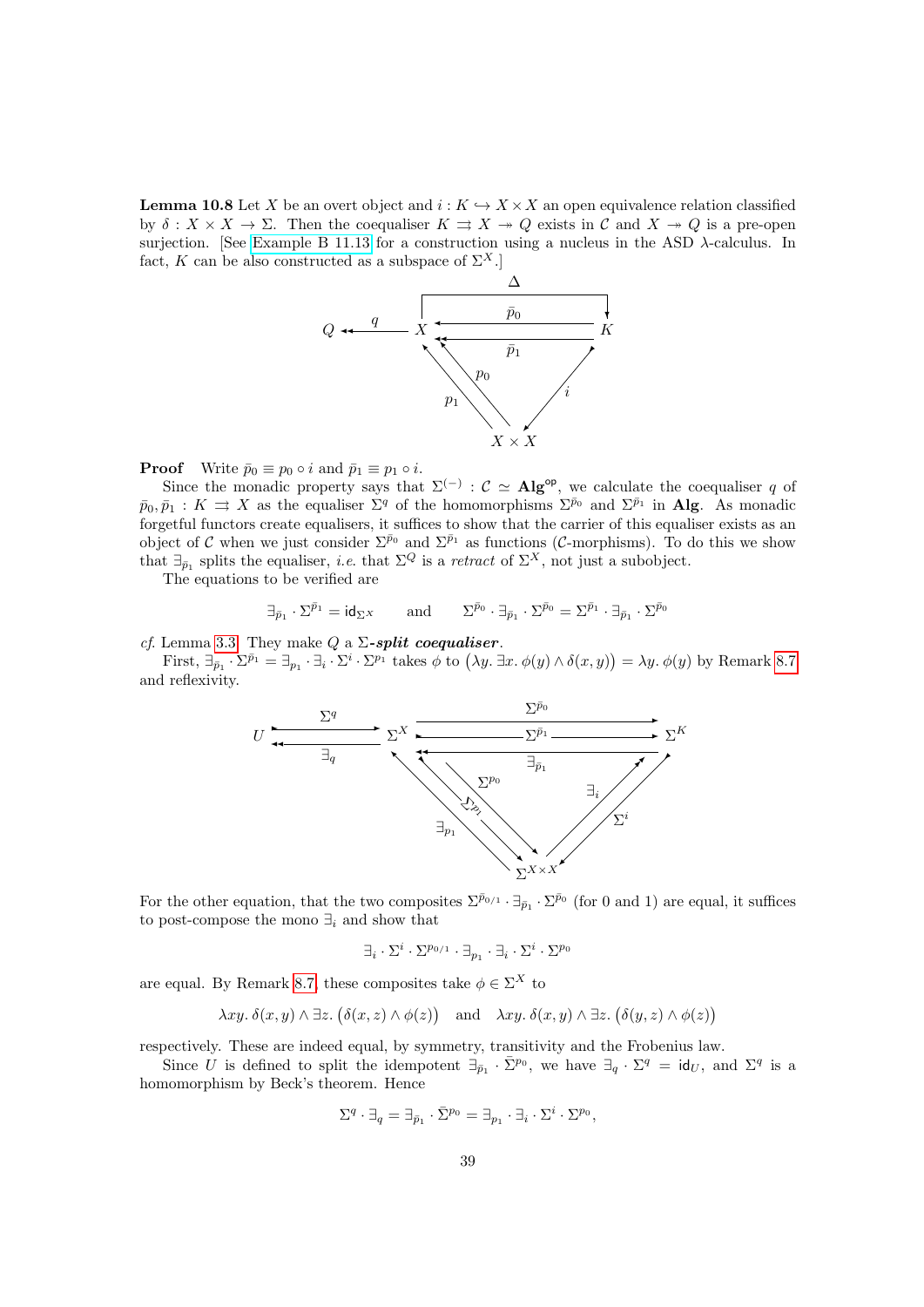**Lemma 10.8** Let $X$ be an overt object and $i : K \hookrightarrow X \times X$ an open equivalence relation classified by $\delta : X \times X \to \Sigma$. Then the coequaliser $K \rightrightarrows X \twoheadrightarrow Q$ exists in $\mathcal{C}$ and $X \twoheadrightarrow Q$ is a pre-open surjection. [See Example B 11.13 for a construction using a nucleus in the ASD $\lambda$-calculus. In fact, $K$ can be also constructed as a subspace of $\Sigma^X$.]

**Proof** Write $\bar{p}_0 \equiv p_0 \circ i$ and $\bar{p}_1 \equiv p_1 \circ i$.

Since the monadic property says that $\Sigma^{(-)} : \mathcal{C} \simeq \mathbf{Alg}^{\mathsf{op}}$, we calculate the coequaliser $q$ of $\bar{p}_0, \bar{p}_1 : K \rightrightarrows X$ as the equaliser $\Sigma^q$ of the homomorphisms $\Sigma^{\bar{p}_0}$ and $\Sigma^{\bar{p}_1}$ in $\mathbf{Alg}$. As monadic forgetful functors create equalisers, it suffices to show that the carrier of this equaliser exists as an object of $\mathcal{C}$ when we just consider $\Sigma^{\bar{p}_0}$ and $\Sigma^{\bar{p}_1}$ as functions ($\mathcal{C}$-morphisms). To do this we show that $\exists_{\bar{p}_1}$ splits the equaliser, *i.e.* that $\Sigma^Q$ is a *retract* of $\Sigma^X$, not just a subobject.

The equations to be verified are

$$\exists_{\bar{p}_1} \cdot \Sigma^{\bar{p}_1} = \mathsf{id}_{\Sigma^X} \qquad \text{and} \qquad \Sigma^{\bar{p}_0} \cdot \exists_{\bar{p}_1} \cdot \Sigma^{\bar{p}_0} = \Sigma^{\bar{p}_1} \cdot \exists_{\bar{p}_1} \cdot \Sigma^{\bar{p}_0}$$

*cf.* Lemma 3.3. They make $Q$ a ***Σ-split coequaliser***.

First, $\exists_{\bar{p}_1} \cdot \Sigma^{\bar{p}_1} = \exists_{p_1} \cdot \exists_i \cdot \Sigma^i \cdot \Sigma^{p_1}$ takes $\phi$ to $\big(\lambda y.\, \exists x.\, \phi(y) \wedge \delta(x,y)\big) = \lambda y.\, \phi(y)$ by Remark 8.7 and reflexivity.

For the other equation, that the two composites $\Sigma^{\bar{p}_{0/1}} \cdot \exists_{\bar{p}_1} \cdot \Sigma^{\bar{p}_0}$ (for 0 and 1) are equal, it suffices to post-compose the mono $\exists_i$ and show that

$$\exists_i \cdot \Sigma^i \cdot \Sigma^{p_{0/1}} \cdot \exists_{p_1} \cdot \exists_i \cdot \Sigma^i \cdot \Sigma^{p_0}$$

are equal. By Remark 8.7, these composites take $\phi \in \Sigma^X$ to

$$\lambda xy.\, \delta(x,y) \wedge \exists z.\, \big(\delta(x,z) \wedge \phi(z)\big) \quad \text{and} \quad \lambda xy.\, \delta(x,y) \wedge \exists z.\, \big(\delta(y,z) \wedge \phi(z)\big)$$

respectively. These are indeed equal, by symmetry, transitivity and the Frobenius law.

Since $U$ is defined to split the idempotent $\exists_{\bar{p}_1} \cdot \bar{\Sigma}^{p_0}$, we have $\exists_q \cdot \Sigma^q = \mathsf{id}_U$, and $\Sigma^q$ is a homomorphism by Beck's theorem. Hence

$$\Sigma^q \cdot \exists_q = \exists_{\bar{p}_1} \cdot \bar{\Sigma}^{p_0} = \exists_{p_1} \cdot \exists_i \cdot \Sigma^i \cdot \Sigma^{p_0},$$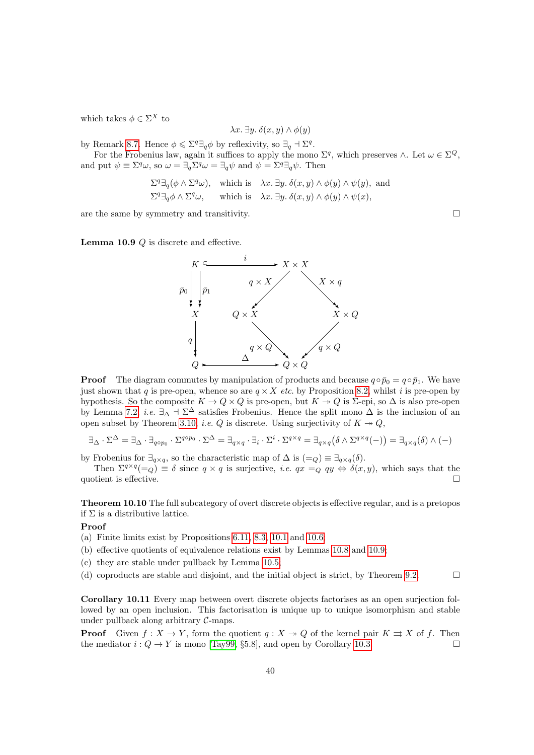which takes $\phi \in \Sigma^X$ to

$$\lambda x.\, \exists y.\, \delta(x, y) \wedge \phi(y)$$

by Remark 8.7. Hence $\phi \leqslant \Sigma^q \exists_q \phi$ by reflexivity, so $\exists_q \dashv \Sigma^q$.

For the Frobenius law, again it suffices to apply the mono $\Sigma^q$, which preserves $\wedge$. Let $\omega \in \Sigma^Q$, and put $\psi \equiv \Sigma^q \omega$, so $\omega = \exists_q \Sigma^q \omega = \exists_q \psi$ and $\psi = \Sigma^q \exists_q \psi$. Then

$$\begin{array}{lll} \Sigma^q \exists_q (\phi \wedge \Sigma^q \omega), & \text{which is} & \lambda x.\, \exists y.\, \delta(x, y) \wedge \phi(y) \wedge \psi(y), \text{ and} \\ \Sigma^q \exists_q \phi \wedge \Sigma^q \omega, & \text{which is} & \lambda x.\, \exists y.\, \delta(x, y) \wedge \phi(y) \wedge \psi(x), \end{array}$$

are the same by symmetry and transitivity. □

**Lemma 10.9** $Q$ is discrete and effective.

$$\begin{array}{ccccc}
K & \xhookrightarrow{\quad i \quad} & & X \times X & \\
\bar{p}_0 \downarrow\downarrow \bar{p}_1 & & q \times X \swarrow & & \searrow X \times q \\
X & & Q \times X & & X \times Q \\
q \downarrow & & q \times Q \searrow & & \swarrow q \times Q \\
Q & \xrightarrow{\quad \Delta \quad} & & Q \times Q &
\end{array}$$

**Proof** The diagram commutes by manipulation of products and because $q \circ \bar{p}_0 = q \circ \bar{p}_1$. We have just shown that $q$ is pre-open, whence so are $q \times X$ *etc.* by Proposition 8.2, whilst $i$ is pre-open by hypothesis. So the composite $K \to Q \times Q$ is pre-open, but $K \twoheadrightarrow Q$ is $\Sigma$-epi, so $\Delta$ is also pre-open by Lemma 7.2, *i.e.* $\exists_\Delta \dashv \Sigma^\Delta$ satisfies Frobenius. Hence the split mono $\Delta$ is the inclusion of an open subset by Theorem 3.10, *i.e.* $Q$ is discrete. Using surjectivity of $K \twoheadrightarrow Q$,

$$\exists_\Delta \cdot \Sigma^\Delta = \exists_\Delta \cdot \exists_{q \circ p_0} \cdot \Sigma^{q \circ p_0} \cdot \Sigma^\Delta = \exists_{q \times q} \cdot \exists_i \cdot \Sigma^i \cdot \Sigma^{q \times q} = \exists_{q \times q}\big(\delta \wedge \Sigma^{q \times q}(-)\big) = \exists_{q \times q}(\delta) \wedge (-)$$

by Frobenius for $\exists_{q \times q}$, so the characteristic map of $\Delta$ is $(=_Q) \equiv \exists_{q \times q}(\delta)$.

Then $\Sigma^{q \times q}(=_Q) \equiv \delta$ since $q \times q$ is surjective, *i.e.* $qx =_Q qy \Leftrightarrow \delta(x, y)$, which says that the quotient is effective. □

**Theorem 10.10** The full subcategory of overt discrete objects is effective regular, and is a pretopos if $\Sigma$ is a distributive lattice.

**Proof**

(a) Finite limits exist by Propositions 6.11, 8.3, 10.1 and 10.6;

(b) effective quotients of equivalence relations exist by Lemmas 10.8 and 10.9;

(c) they are stable under pullback by Lemma 10.5;

(d) coproducts are stable and disjoint, and the initial object is strict, by Theorem 9.2. □

**Corollary 10.11** Every map between overt discrete objects factorises as an open surjection followed by an open inclusion. This factorisation is unique up to unique isomorphism and stable under pullback along arbitrary $\mathcal{C}$-maps.

**Proof** Given $f : X \to Y$, form the quotient $q : X \twoheadrightarrow Q$ of the kernel pair $K \rightrightarrows X$ of $f$. Then the mediator $i : Q \to Y$ is mono [Tay99, §5.8], and open by Corollary 10.3. □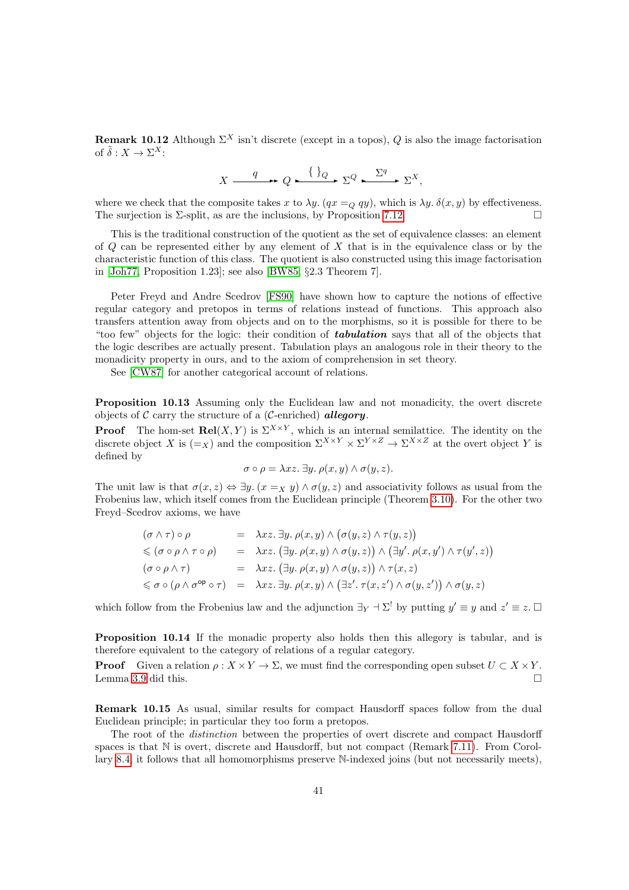**Remark 10.12** Although $\Sigma^X$ isn't discrete (except in a topos), $Q$ is also the image factorisation of $\tilde{\delta} : X \to \Sigma^X$:

$$X \xrightarrow{\quad q \quad} Q \xrightarrow{\{\,\}_Q} \Sigma^Q \xrightarrow{\Sigma^q} \Sigma^X,$$

where we check that the composite takes $x$ to $\lambda y.\ (qx =_Q qy)$, which is $\lambda y.\ \delta(x, y)$ by effectiveness. The surjection is $\Sigma$-split, as are the inclusions, by Proposition 7.12. □

This is the traditional construction of the quotient as the set of equivalence classes: an element of $Q$ can be represented either by any element of $X$ that is in the equivalence class or by the characteristic function of this class. The quotient is also constructed using this image factorisation in [Joh77, Proposition 1.23]; see also [BW85, §2.3 Theorem 7].

Peter Freyd and Andre Scedrov [FS90] have shown how to capture the notions of effective regular category and pretopos in terms of relations instead of functions. This approach also transfers attention away from objects and on to the morphisms, so it is possible for there to be "too few" objects for the logic: their condition of ***tabulation*** says that all of the objects that the logic describes are actually present. Tabulation plays an analogous role in their theory to the monadicity property in ours, and to the axiom of comprehension in set theory.

See [CW87] for another categorical account of relations.

**Proposition 10.13** Assuming only the Euclidean law and not monadicity, the overt discrete objects of $\mathcal{C}$ carry the structure of a ($\mathcal{C}$-enriched) ***allegory***.

**Proof** The hom-set $\mathbf{Rel}(X, Y)$ is $\Sigma^{X\times Y}$, which is an internal semilattice. The identity on the discrete object $X$ is $(=_X)$ and the composition $\Sigma^{X\times Y} \times \Sigma^{Y\times Z} \to \Sigma^{X\times Z}$ at the overt object $Y$ is defined by

$$\sigma \circ \rho = \lambda xz.\ \exists y.\ \rho(x, y) \wedge \sigma(y, z).$$

The unit law is that $\sigma(x, z) \Leftrightarrow \exists y.\ (x =_X y) \wedge \sigma(y, z)$ and associativity follows as usual from the Frobenius law, which itself comes from the Euclidean principle (Theorem 3.10). For the other two Freyd–Scedrov axioms, we have

$$\begin{array}{lcl}
(\sigma \wedge \tau) \circ \rho & = & \lambda xz.\ \exists y.\ \rho(x, y) \wedge \big(\sigma(y, z) \wedge \tau(y, z)\big) \\
\leqslant (\sigma \circ \rho \wedge \tau \circ \rho) & = & \lambda xz.\ \big(\exists y.\ \rho(x, y) \wedge \sigma(y, z)\big) \wedge \big(\exists y'.\ \rho(x, y') \wedge \tau(y', z)\big) \\
(\sigma \circ \rho \wedge \tau) & = & \lambda xz.\ \big(\exists y.\ \rho(x, y) \wedge \sigma(y, z)\big) \wedge \tau(x, z) \\
\leqslant \sigma \circ (\rho \wedge \sigma^{\mathsf{op}} \circ \tau) & = & \lambda xz.\ \exists y.\ \rho(x, y) \wedge \big(\exists z'.\ \tau(x, z') \wedge \sigma(y, z')\big) \wedge \sigma(y, z)
\end{array}$$

which follow from the Frobenius law and the adjunction $\exists_Y \dashv \Sigma^!$ by putting $y' \equiv y$ and $z' \equiv z$. □

**Proposition 10.14** If the monadic property also holds then this allegory is tabular, and is therefore equivalent to the category of relations of a regular category.

**Proof** Given a relation $\rho : X \times Y \to \Sigma$, we must find the corresponding open subset $U \subset X \times Y$. Lemma 3.9 did this. □

**Remark 10.15** As usual, similar results for compact Hausdorff spaces follow from the dual Euclidean principle; in particular they too form a pretopos.

The root of the *distinction* between the properties of overt discrete and compact Hausdorff spaces is that $\mathbb{N}$ is overt, discrete and Hausdorff, but not compact (Remark 7.11). From Corollary 8.4, it follows that all homomorphisms preserve $\mathbb{N}$-indexed joins (but not necessarily meets),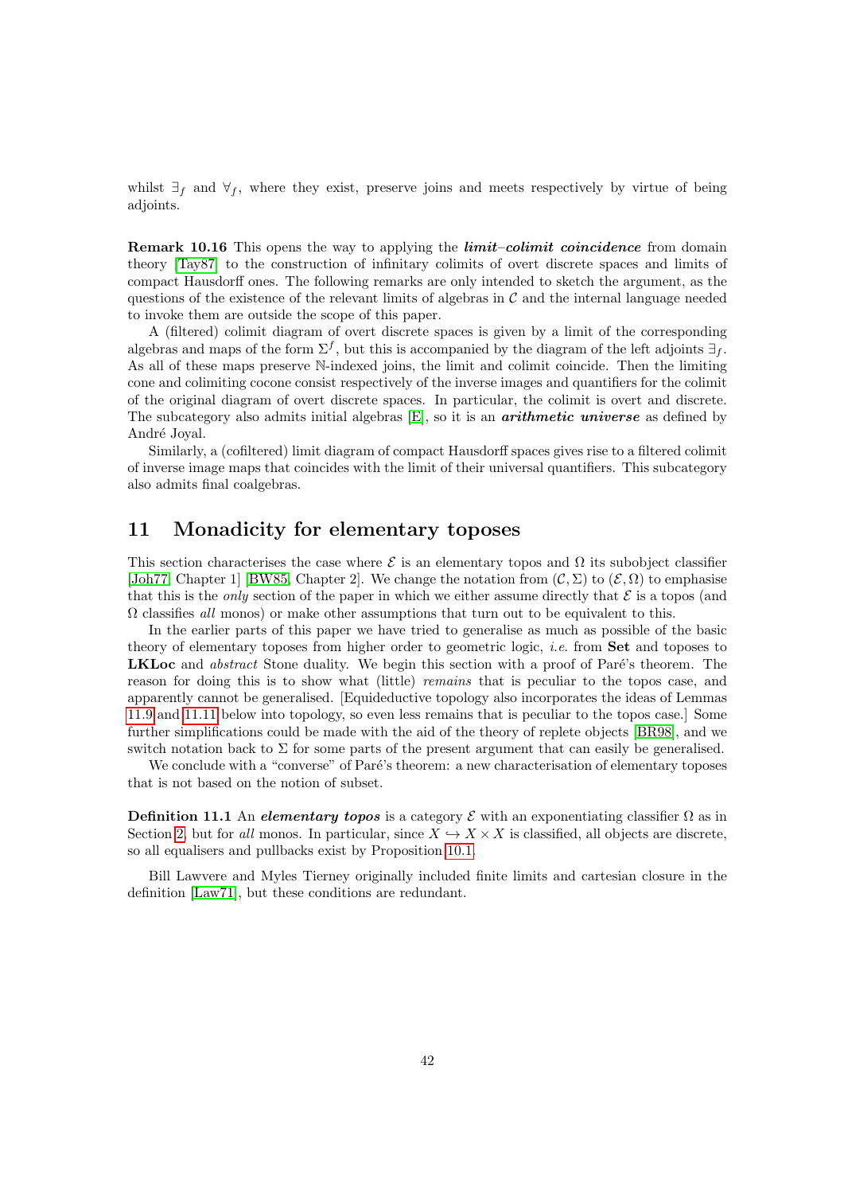whilst $\exists_f$ and $\forall_f$, where they exist, preserve joins and meets respectively by virtue of being adjoints.

**Remark 10.16** This opens the way to applying the ***limit–colimit coincidence*** from domain theory [Tay87] to the construction of infinitary colimits of overt discrete spaces and limits of compact Hausdorff ones. The following remarks are only intended to sketch the argument, as the questions of the existence of the relevant limits of algebras in $\mathcal{C}$ and the internal language needed to invoke them are outside the scope of this paper.

A (filtered) colimit diagram of overt discrete spaces is given by a limit of the corresponding algebras and maps of the form $\Sigma^f$, but this is accompanied by the diagram of the left adjoints $\exists_f$. As all of these maps preserve $\mathbb{N}$-indexed joins, the limit and colimit coincide. Then the limiting cone and colimiting cocone consist respectively of the inverse images and quantifiers for the colimit of the original diagram of overt discrete spaces. In particular, the colimit is overt and discrete. The subcategory also admits initial algebras [E], so it is an ***arithmetic universe*** as defined by André Joyal.

Similarly, a (cofiltered) limit diagram of compact Hausdorff spaces gives rise to a filtered colimit of inverse image maps that coincides with the limit of their universal quantifiers. This subcategory also admits final coalgebras.

## 11 Monadicity for elementary toposes

This section characterises the case where $\mathcal{E}$ is an elementary topos and $\Omega$ its subobject classifier [Joh77, Chapter 1] [BW85, Chapter 2]. We change the notation from $(\mathcal{C}, \Sigma)$ to $(\mathcal{E}, \Omega)$ to emphasise that this is the *only* section of the paper in which we either assume directly that $\mathcal{E}$ is a topos (and $\Omega$ classifies *all* monos) or make other assumptions that turn out to be equivalent to this.

In the earlier parts of this paper we have tried to generalise as much as possible of the basic theory of elementary toposes from higher order to geometric logic, *i.e.* from **Set** and toposes to **LKLoc** and *abstract* Stone duality. We begin this section with a proof of Paré's theorem. The reason for doing this is to show what (little) *remains* that is peculiar to the topos case, and apparently cannot be generalised. [Equideductive topology also incorporates the ideas of Lemmas 11.9 and 11.11 below into topology, so even less remains that is peculiar to the topos case.] Some further simplifications could be made with the aid of the theory of replete objects [BR98], and we switch notation back to $\Sigma$ for some parts of the present argument that can easily be generalised.

We conclude with a "converse" of Paré's theorem: a new characterisation of elementary toposes that is not based on the notion of subset.

**Definition 11.1** An ***elementary topos*** is a category $\mathcal{E}$ with an exponentiating classifier $\Omega$ as in Section 2, but for *all* monos. In particular, since $X \hookrightarrow X \times X$ is classified, all objects are discrete, so all equalisers and pullbacks exist by Proposition 10.1.

Bill Lawvere and Myles Tierney originally included finite limits and cartesian closure in the definition [Law71], but these conditions are redundant.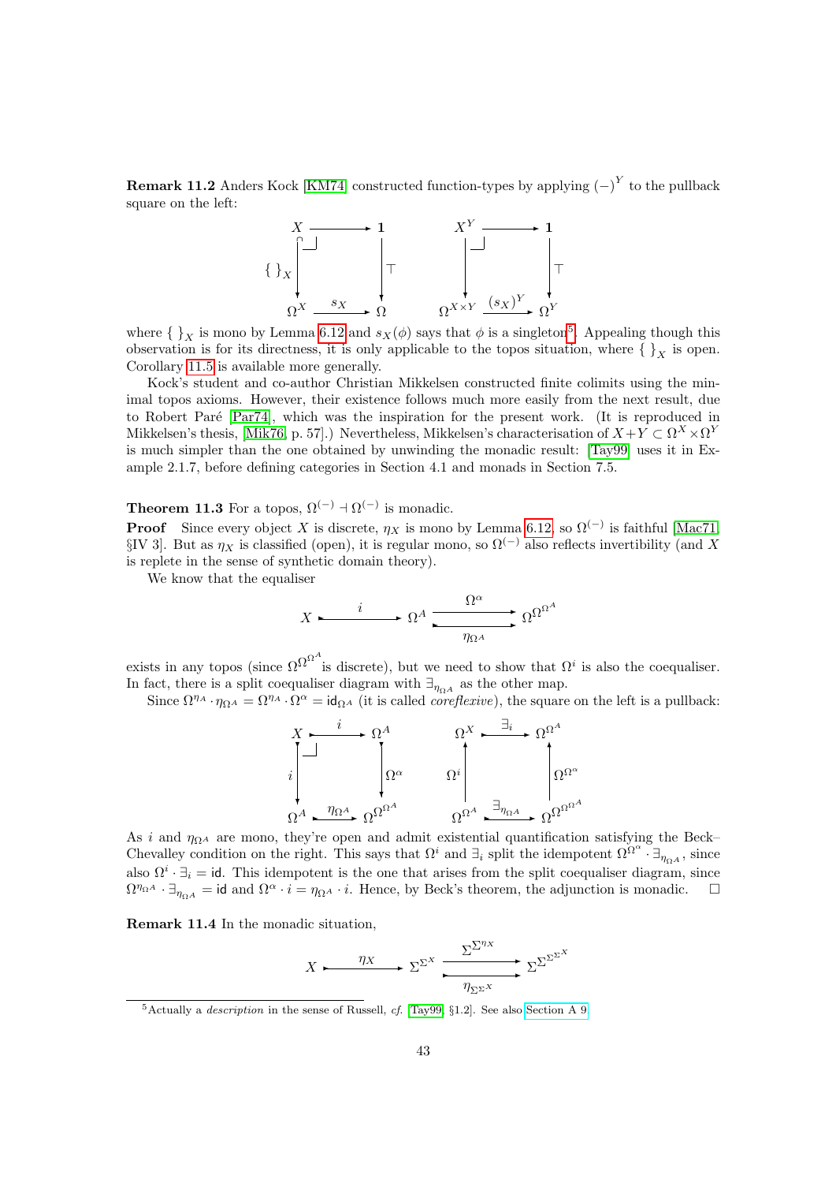**Remark 11.2** Anders Kock [KM74] constructed function-types by applying $(-)^Y$ to the pullback square on the left:

$$\begin{array}{ccc} X & \longrightarrow & \mathbf{1} \\ {\scriptstyle \{\ \}_X} \downarrow & \lrcorner & \downarrow {\scriptstyle \top} \\ \Omega^X & \xrightarrow{s_X} & \Omega \end{array} \qquad\qquad \begin{array}{ccc} X^Y & \longrightarrow & \mathbf{1} \\ \downarrow & \lrcorner & \downarrow {\scriptstyle \top} \\ \Omega^{X\times Y} & \xrightarrow{(s_X)^Y} & \Omega^Y \end{array}$$

where $\{\ \}_X$ is mono by Lemma 6.12 and $s_X(\phi)$ says that $\phi$ is a singleton[5]. Appealing though this observation is for its directness, it is only applicable to the topos situation, where $\{\ \}_X$ is open. Corollary 11.5 is available more generally.

Kock's student and co-author Christian Mikkelsen constructed finite colimits using the minimal topos axioms. However, their existence follows much more easily from the next result, due to Robert Paré [Par74], which was the inspiration for the present work. (It is reproduced in Mikkelsen's thesis, [Mik76, p. 57].) Nevertheless, Mikkelsen's characterisation of $X+Y \subset \Omega^X \times \Omega^Y$ is much simpler than the one obtained by unwinding the monadic result: [Tay99] uses it in Example 2.1.7, before defining categories in Section 4.1 and monads in Section 7.5.

**Theorem 11.3** For a topos, $\Omega^{(-)} \dashv \Omega^{(-)}$ is monadic.

**Proof** Since every object $X$ is discrete, $\eta_X$ is mono by Lemma 6.12, so $\Omega^{(-)}$ is faithful [Mac71, §IV 3]. But as $\eta_X$ is classified (open), it is regular mono, so $\Omega^{(-)}$ also reflects invertibility (and $X$ is replete in the sense of synthetic domain theory).

We know that the equaliser

$$X \xrightarrow{\ i\ } \Omega^A \underset{\eta_{\Omega^A}}{\overset{\Omega^\alpha}{\rightrightarrows}} \Omega^{\Omega^{\Omega^A}}$$

exists in any topos (since $\Omega^{\Omega^{\Omega^A}}$ is discrete), but we need to show that $\Omega^i$ is also the coequaliser. In fact, there is a split coequaliser diagram with $\exists_{\eta_{\Omega^A}}$ as the other map.

Since $\Omega^{\eta_{\Omega^A}} \cdot \eta_{\Omega^A} = \Omega^{\eta_A} \cdot \Omega^\alpha = \mathsf{id}_{\Omega^A}$ (it is called *coreflexive*), the square on the left is a pullback:

$$\begin{array}{ccc} X & \xrightarrow{i} & \Omega^A \\ {\scriptstyle i} \downarrow & \lrcorner & \downarrow {\scriptstyle \Omega^\alpha} \\ \Omega^A & \xrightarrow{\eta_{\Omega^A}} & \Omega^{\Omega^{\Omega^A}} \end{array} \qquad\qquad \begin{array}{ccc} \Omega^X & \xrightarrow{\exists_i} & \Omega^{\Omega^A} \\ {\scriptstyle \Omega^i} \uparrow & & \uparrow {\scriptstyle \Omega^{\Omega^\alpha}} \\ \Omega^{\Omega^A} & \xrightarrow{\exists_{\eta_{\Omega^A}}} & \Omega^{\Omega^{\Omega^{\Omega^A}}} \end{array}$$

As $i$ and $\eta_{\Omega^A}$ are mono, they're open and admit existential quantification satisfying the Beck–Chevalley condition on the right. This says that $\Omega^i$ and $\exists_i$ split the idempotent $\Omega^{\Omega^\alpha} \cdot \exists_{\eta_{\Omega^A}}$, since also $\Omega^i \cdot \exists_i = \mathsf{id}$. This idempotent is the one that arises from the split coequaliser diagram, since $\Omega^{\eta_{\Omega^A}} \cdot \exists_{\eta_{\Omega^A}} = \mathsf{id}$ and $\Omega^\alpha \cdot i = \eta_{\Omega^A} \cdot i$. Hence, by Beck's theorem, the adjunction is monadic. $\square$

**Remark 11.4** In the monadic situation,

$$X \xrightarrow{\ \eta_X\ } \Sigma^{\Sigma^X} \underset{\eta_{\Sigma^{\Sigma^X}}}{\overset{\Sigma^{\Sigma^{\eta_X}}}{\rightrightarrows}} \Sigma^{\Sigma^{\Sigma^{\Sigma^X}}}$$

---

[5] Actually a *description* in the sense of Russell, *cf.* [Tay99, §1.2]. See also Section A 9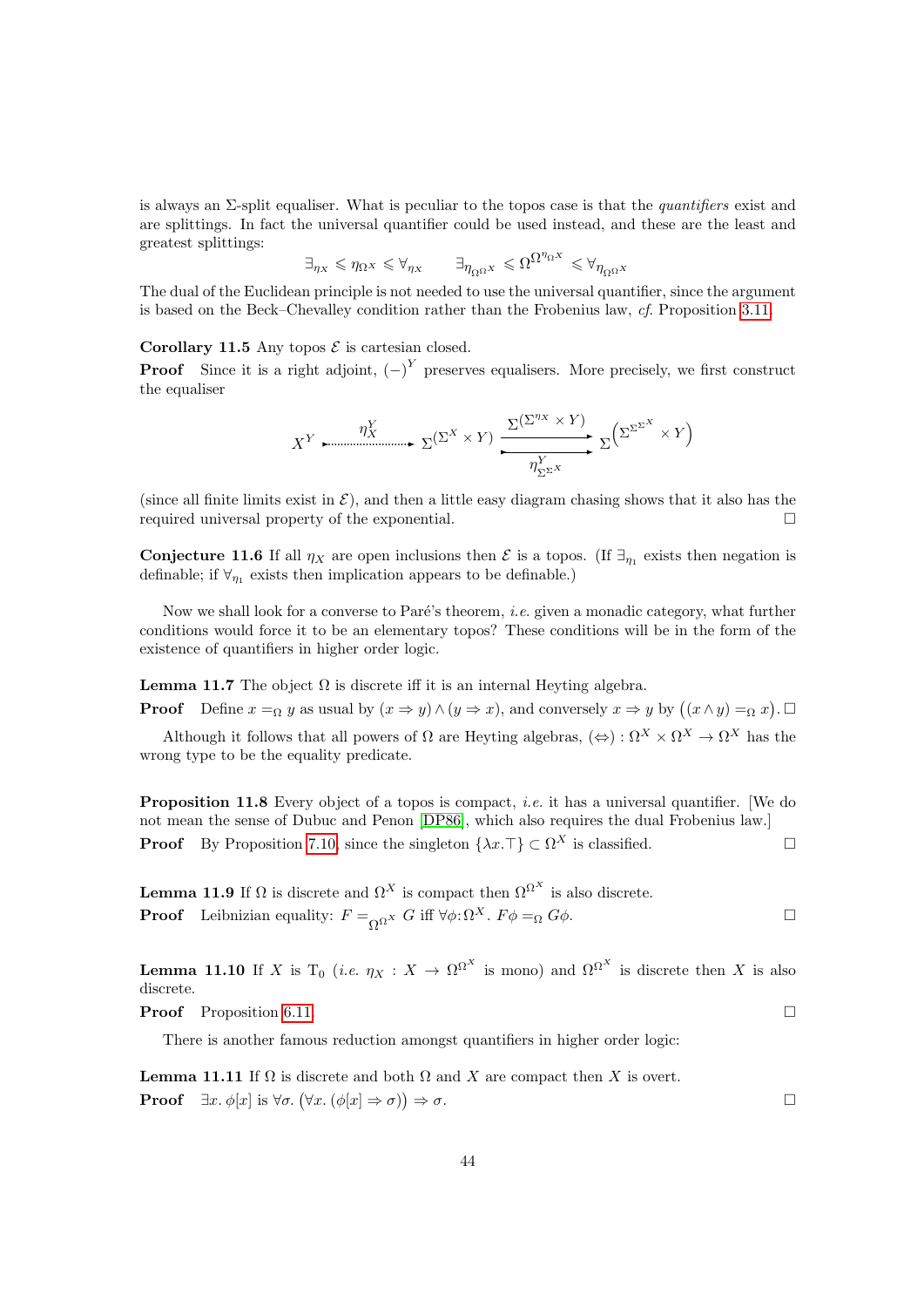is always an $\Sigma$-split equaliser. What is peculiar to the topos case is that the *quantifiers* exist and are splittings. In fact the universal quantifier could be used instead, and these are the least and greatest splittings:

$$\exists_{\eta_X} \leqslant \eta_{\Omega^X} \leqslant \forall_{\eta_X} \qquad \exists_{\eta_{\Omega^{\Omega^X}}} \leqslant \Omega^{\Omega^{\eta_{\Omega^X}}} \leqslant \forall_{\eta_{\Omega^{\Omega^X}}}$$

The dual of the Euclidean principle is not needed to use the universal quantifier, since the argument is based on the Beck–Chevalley condition rather than the Frobenius law, *cf.* Proposition 3.11.

**Corollary 11.5** Any topos $\mathcal{E}$ is cartesian closed.

**Proof** Since it is a right adjoint, $(-)^Y$ preserves equalisers. More precisely, we first construct the equaliser

$$X^Y \xrightarrow{\quad \eta_X^Y \quad} \Sigma^{(\Sigma^X \times Y)} \underset{\eta^Y_{\Sigma^{\Sigma^X}}}{\overset{\Sigma^{(\Sigma^{\eta_X} \times Y)}}{\rightrightarrows}} \Sigma^{\left(\Sigma^{\Sigma^{\Sigma^X}} \times Y\right)}$$

(since all finite limits exist in $\mathcal{E}$), and then a little easy diagram chasing shows that it also has the required universal property of the exponential. □

**Conjecture 11.6** If all $\eta_X$ are open inclusions then $\mathcal{E}$ is a topos. (If $\exists_{\eta_1}$ exists then negation is definable; if $\forall_{\eta_1}$ exists then implication appears to be definable.)

Now we shall look for a converse to Paré's theorem, *i.e.* given a monadic category, what further conditions would force it to be an elementary topos? These conditions will be in the form of the existence of quantifiers in higher order logic.

**Lemma 11.7** The object $\Omega$ is discrete iff it is an internal Heyting algebra.

**Proof** Define $x =_\Omega y$ as usual by $(x \Rightarrow y) \wedge (y \Rightarrow x)$, and conversely $x \Rightarrow y$ by $\big((x \wedge y) =_\Omega x\big)$. □

Although it follows that all powers of $\Omega$ are Heyting algebras, $(\Leftrightarrow) : \Omega^X \times \Omega^X \to \Omega^X$ has the wrong type to be the equality predicate.

**Proposition 11.8** Every object of a topos is compact, *i.e.* it has a universal quantifier. [We do not mean the sense of Dubuc and Penon [DP86], which also requires the dual Frobenius law.]

**Proof** By Proposition 7.10, since the singleton $\{\lambda x.\top\} \subset \Omega^X$ is classified. □

**Lemma 11.9** If $\Omega$ is discrete and $\Omega^X$ is compact then $\Omega^{\Omega^X}$ is also discrete.

**Proof** Leibnizian equality: $F =_{\Omega^{\Omega^X}} G$ iff $\forall \phi{:}\Omega^X.\ F\phi =_\Omega G\phi$. □

**Lemma 11.10** If $X$ is $\mathrm{T}_0$ (*i.e.* $\eta_X : X \to \Omega^{\Omega^X}$ is mono) and $\Omega^{\Omega^X}$ is discrete then $X$ is also discrete.

**Proof** Proposition 6.11. □

There is another famous reduction amongst quantifiers in higher order logic:

**Lemma 11.11** If $\Omega$ is discrete and both $\Omega$ and $X$ are compact then $X$ is overt.

**Proof** $\exists x.\ \phi[x]$ is $\forall \sigma.\ \big(\forall x.\ (\phi[x] \Rightarrow \sigma)\big) \Rightarrow \sigma$. □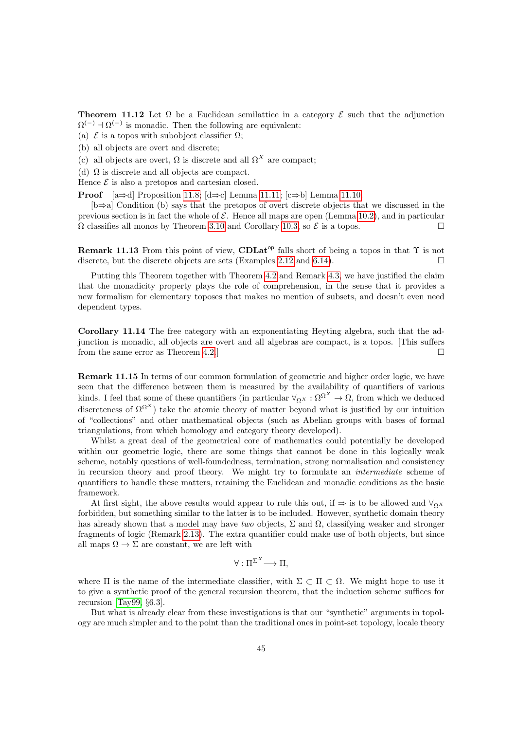**Theorem 11.12** Let $\Omega$ be a Euclidean semilattice in a category $\mathcal{E}$ such that the adjunction $\Omega^{(-)} \dashv \Omega^{(-)}$ is monadic. Then the following are equivalent:

(a) $\mathcal{E}$ is a topos with subobject classifier $\Omega$;

(b) all objects are overt and discrete;

(c) all objects are overt, $\Omega$ is discrete and all $\Omega^X$ are compact;

(d) $\Omega$ is discrete and all objects are compact.

Hence $\mathcal{E}$ is also a pretopos and cartesian closed.

**Proof** [a⇒d] Proposition 11.8; [d⇒c] Lemma 11.11; [c⇒b] Lemma 11.10.

[b⇒a] Condition (b) says that the pretopos of overt discrete objects that we discussed in the previous section is in fact the whole of $\mathcal{E}$. Hence all maps are open (Lemma 10.2), and in particular $\Omega$ classifies all monos by Theorem 3.10 and Corollary 10.3, so $\mathcal{E}$ is a topos. □

**Remark 11.13** From this point of view, $\mathbf{CDLat}^{\mathrm{op}}$ falls short of being a topos in that $\Upsilon$ is not discrete, but the discrete objects are sets (Examples 2.12 and 6.14). □

Putting this Theorem together with Theorem 4.2 and Remark 4.3, we have justified the claim that the monadicity property plays the role of comprehension, in the sense that it provides a new formalism for elementary toposes that makes no mention of subsets, and doesn't even need dependent types.

**Corollary 11.14** The free category with an exponentiating Heyting algebra, such that the adjunction is monadic, all objects are overt and all algebras are compact, is a topos. [This suffers from the same error as Theorem 4.2.] □

**Remark 11.15** In terms of our common formulation of geometric and higher order logic, we have seen that the difference between them is measured by the availability of quantifiers of various kinds. I feel that some of these quantifiers (in particular $\forall_{\Omega^X} : \Omega^{\Omega^X} \to \Omega$, from which we deduced discreteness of $\Omega^{\Omega^X}$) take the atomic theory of matter beyond what is justified by our intuition of "collections" and other mathematical objects (such as Abelian groups with bases of formal triangulations, from which homology and category theory developed).

Whilst a great deal of the geometrical core of mathematics could potentially be developed within our geometric logic, there are some things that cannot be done in this logically weak scheme, notably questions of well-foundedness, termination, strong normalisation and consistency in recursion theory and proof theory. We might try to formulate an *intermediate* scheme of quantifiers to handle these matters, retaining the Euclidean and monadic conditions as the basic framework.

At first sight, the above results would appear to rule this out, if $\Rightarrow$ is to be allowed and $\forall_{\Omega^X}$ forbidden, but something similar to the latter is to be included. However, synthetic domain theory has already shown that a model may have *two* objects, $\Sigma$ and $\Omega$, classifying weaker and stronger fragments of logic (Remark 2.13). The extra quantifier could make use of both objects, but since all maps $\Omega \to \Sigma$ are constant, we are left with

$$\forall : \Pi^{\Sigma^X} \longrightarrow \Pi,$$

where $\Pi$ is the name of the intermediate classifier, with $\Sigma \subset \Pi \subset \Omega$. We might hope to use it to give a synthetic proof of the general recursion theorem, that the induction scheme suffices for recursion [Tay99, §6.3].

But what is already clear from these investigations is that our "synthetic" arguments in topology are much simpler and to the point than the traditional ones in point-set topology, locale theory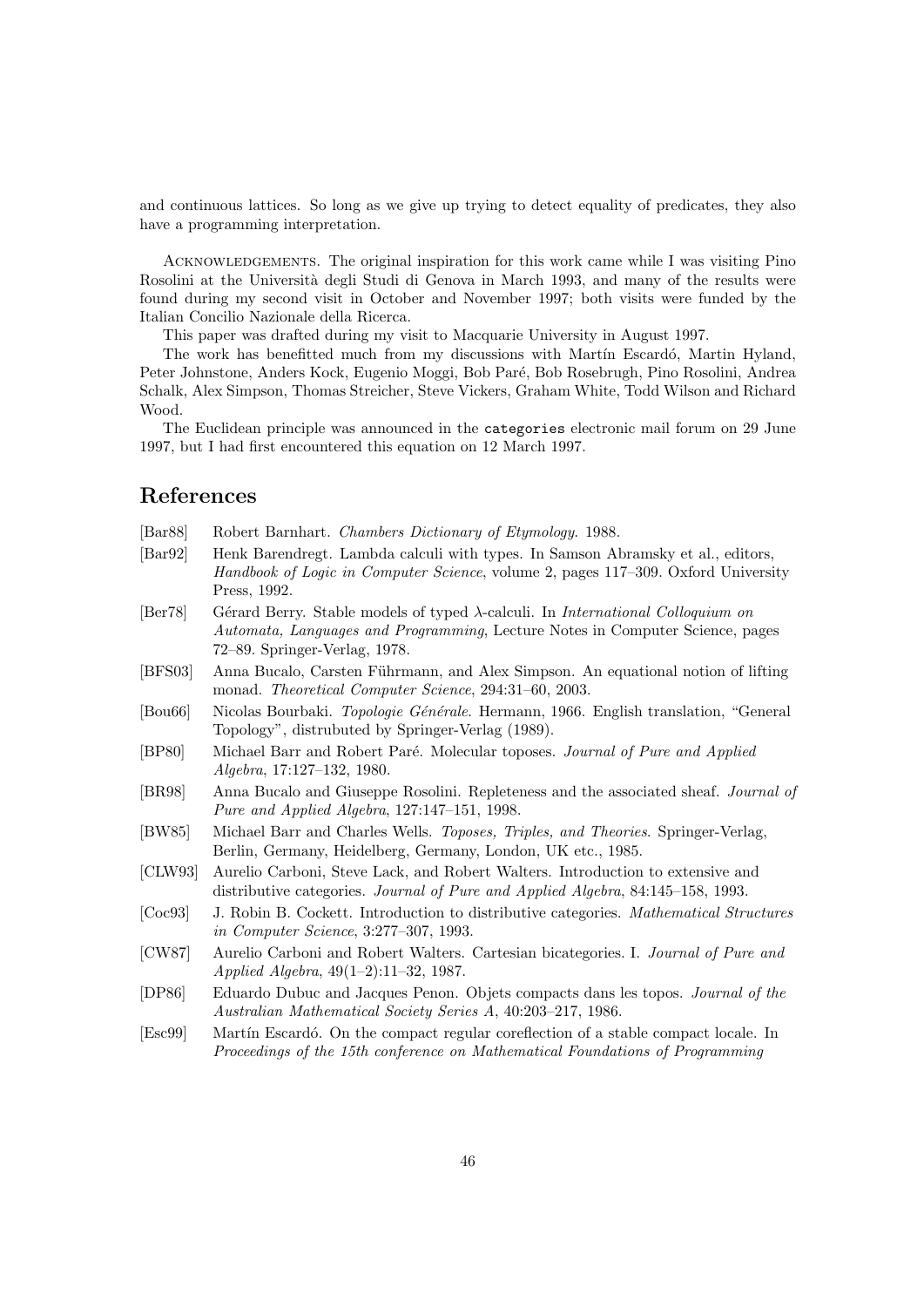and continuous lattices. So long as we give up trying to detect equality of predicates, they also have a programming interpretation.

Acknowledgements. The original inspiration for this work came while I was visiting Pino Rosolini at the Università degli Studi di Genova in March 1993, and many of the results were found during my second visit in October and November 1997; both visits were funded by the Italian Concilio Nazionale della Ricerca.

This paper was drafted during my visit to Macquarie University in August 1997.

The work has benefitted much from my discussions with Martín Escardó, Martin Hyland, Peter Johnstone, Anders Kock, Eugenio Moggi, Bob Paré, Bob Rosebrugh, Pino Rosolini, Andrea Schalk, Alex Simpson, Thomas Streicher, Steve Vickers, Graham White, Todd Wilson and Richard Wood.

The Euclidean principle was announced in the `categories` electronic mail forum on 29 June 1997, but I had first encountered this equation on 12 March 1997.

## References

[Bar88] Robert Barnhart. *Chambers Dictionary of Etymology*. 1988.

[Bar92] Henk Barendregt. Lambda calculi with types. In Samson Abramsky et al., editors, *Handbook of Logic in Computer Science*, volume 2, pages 117–309. Oxford University Press, 1992.

[Ber78] Gérard Berry. Stable models of typed $\lambda$-calculi. In *International Colloquium on Automata, Languages and Programming*, Lecture Notes in Computer Science, pages 72–89. Springer-Verlag, 1978.

[BFS03] Anna Bucalo, Carsten Führmann, and Alex Simpson. An equational notion of lifting monad. *Theoretical Computer Science*, 294:31–60, 2003.

[Bou66] Nicolas Bourbaki. *Topologie Générale*. Hermann, 1966. English translation, "General Topology", distrubuted by Springer-Verlag (1989).

[BP80] Michael Barr and Robert Paré. Molecular toposes. *Journal of Pure and Applied Algebra*, 17:127–132, 1980.

[BR98] Anna Bucalo and Giuseppe Rosolini. Repleteness and the associated sheaf. *Journal of Pure and Applied Algebra*, 127:147–151, 1998.

[BW85] Michael Barr and Charles Wells. *Toposes, Triples, and Theories*. Springer-Verlag, Berlin, Germany, Heidelberg, Germany, London, UK etc., 1985.

[CLW93] Aurelio Carboni, Steve Lack, and Robert Walters. Introduction to extensive and distributive categories. *Journal of Pure and Applied Algebra*, 84:145–158, 1993.

[Coc93] J. Robin B. Cockett. Introduction to distributive categories. *Mathematical Structures in Computer Science*, 3:277–307, 1993.

[CW87] Aurelio Carboni and Robert Walters. Cartesian bicategories. I. *Journal of Pure and Applied Algebra*, 49(1–2):11–32, 1987.

[DP86] Eduardo Dubuc and Jacques Penon. Objets compacts dans les topos. *Journal of the Australian Mathematical Society Series A*, 40:203–217, 1986.

[Esc99] Martín Escardó. On the compact regular coreflection of a stable compact locale. In *Proceedings of the 15th conference on Mathematical Foundations of Programming*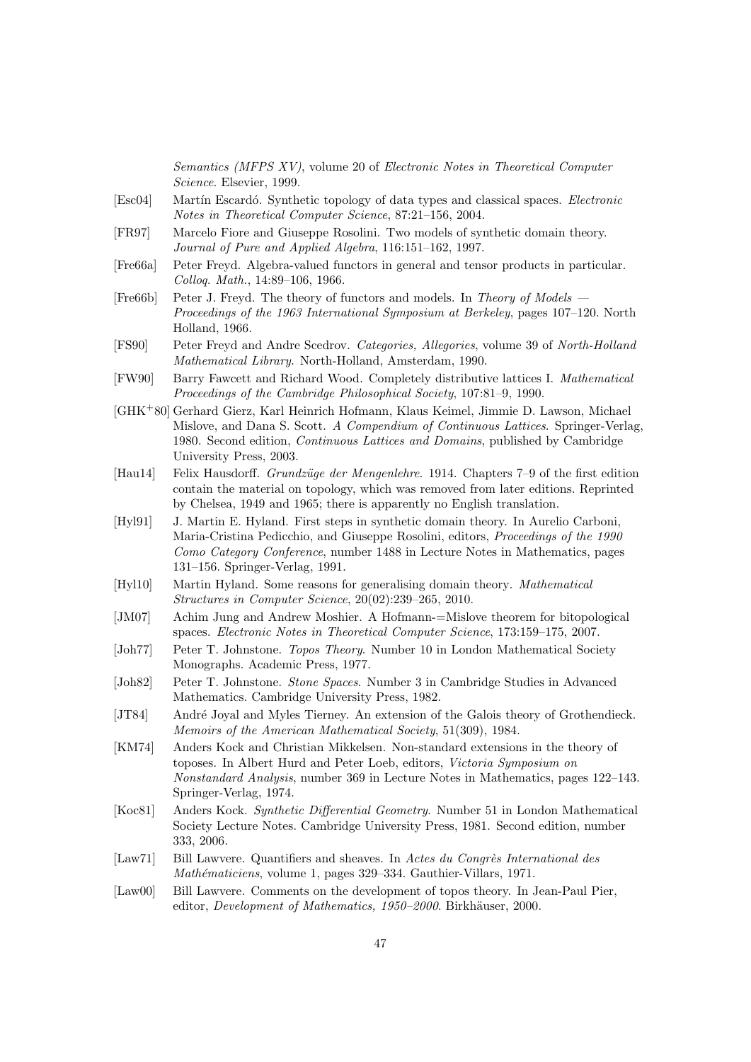*Semantics (MFPS XV)*, volume 20 of *Electronic Notes in Theoretical Computer Science*. Elsevier, 1999.

[Esc04] Martín Escardó. Synthetic topology of data types and classical spaces. *Electronic Notes in Theoretical Computer Science*, 87:21–156, 2004.

[FR97] Marcelo Fiore and Giuseppe Rosolini. Two models of synthetic domain theory. *Journal of Pure and Applied Algebra*, 116:151–162, 1997.

[Fre66a] Peter Freyd. Algebra-valued functors in general and tensor products in particular. *Colloq. Math.*, 14:89–106, 1966.

[Fre66b] Peter J. Freyd. The theory of functors and models. In *Theory of Models — Proceedings of the 1963 International Symposium at Berkeley*, pages 107–120. North Holland, 1966.

[FS90] Peter Freyd and Andre Scedrov. *Categories, Allegories*, volume 39 of *North-Holland Mathematical Library*. North-Holland, Amsterdam, 1990.

[FW90] Barry Fawcett and Richard Wood. Completely distributive lattices I. *Mathematical Proceedings of the Cambridge Philosophical Society*, 107:81–9, 1990.

[GHK+80] Gerhard Gierz, Karl Heinrich Hofmann, Klaus Keimel, Jimmie D. Lawson, Michael Mislove, and Dana S. Scott. *A Compendium of Continuous Lattices*. Springer-Verlag, 1980. Second edition, *Continuous Lattices and Domains*, published by Cambridge University Press, 2003.

[Hau14] Felix Hausdorff. *Grundzüge der Mengenlehre*. 1914. Chapters 7–9 of the first edition contain the material on topology, which was removed from later editions. Reprinted by Chelsea, 1949 and 1965; there is apparently no English translation.

[Hyl91] J. Martin E. Hyland. First steps in synthetic domain theory. In Aurelio Carboni, Maria-Cristina Pedicchio, and Giuseppe Rosolini, editors, *Proceedings of the 1990 Como Category Conference*, number 1488 in Lecture Notes in Mathematics, pages 131–156. Springer-Verlag, 1991.

[Hyl10] Martin Hyland. Some reasons for generalising domain theory. *Mathematical Structures in Computer Science*, 20(02):239–265, 2010.

[JM07] Achim Jung and Andrew Moshier. A Hofmann-=Mislove theorem for bitopological spaces. *Electronic Notes in Theoretical Computer Science*, 173:159–175, 2007.

[Joh77] Peter T. Johnstone. *Topos Theory*. Number 10 in London Mathematical Society Monographs. Academic Press, 1977.

[Joh82] Peter T. Johnstone. *Stone Spaces*. Number 3 in Cambridge Studies in Advanced Mathematics. Cambridge University Press, 1982.

[JT84] André Joyal and Myles Tierney. An extension of the Galois theory of Grothendieck. *Memoirs of the American Mathematical Society*, 51(309), 1984.

[KM74] Anders Kock and Christian Mikkelsen. Non-standard extensions in the theory of toposes. In Albert Hurd and Peter Loeb, editors, *Victoria Symposium on Nonstandard Analysis*, number 369 in Lecture Notes in Mathematics, pages 122–143. Springer-Verlag, 1974.

[Koc81] Anders Kock. *Synthetic Differential Geometry*. Number 51 in London Mathematical Society Lecture Notes. Cambridge University Press, 1981. Second edition, number 333, 2006.

[Law71] Bill Lawvere. Quantifiers and sheaves. In *Actes du Congrès International des Mathématiciens*, volume 1, pages 329–334. Gauthier-Villars, 1971.

[Law00] Bill Lawvere. Comments on the development of topos theory. In Jean-Paul Pier, editor, *Development of Mathematics, 1950–2000*. Birkhäuser, 2000.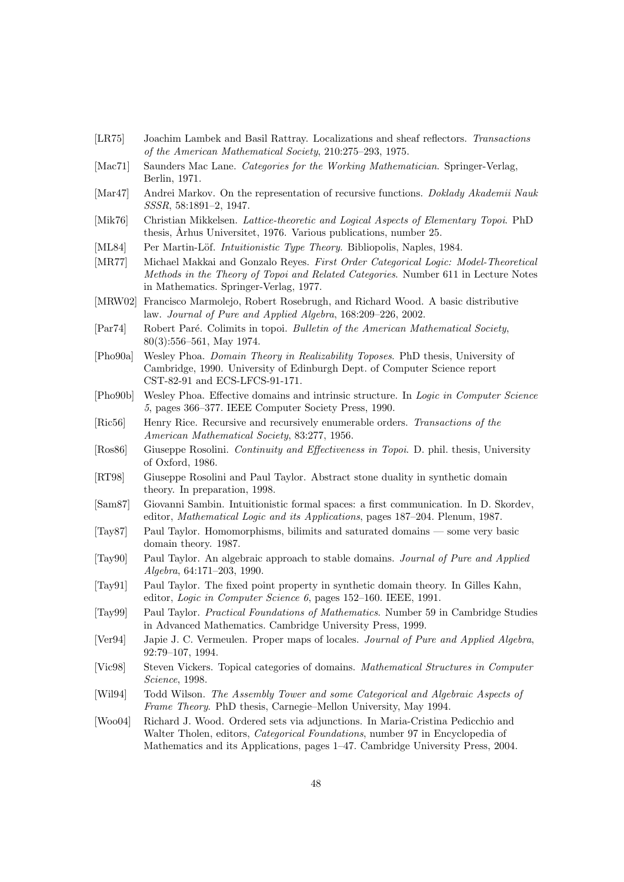[LR75] Joachim Lambek and Basil Rattray. Localizations and sheaf reflectors. *Transactions of the American Mathematical Society*, 210:275–293, 1975.

[Mac71] Saunders Mac Lane. *Categories for the Working Mathematician*. Springer-Verlag, Berlin, 1971.

[Mar47] Andrei Markov. On the representation of recursive functions. *Doklady Akademii Nauk SSSR*, 58:1891–2, 1947.

[Mik76] Christian Mikkelsen. *Lattice-theoretic and Logical Aspects of Elementary Topoi*. PhD thesis, Århus Universitet, 1976. Various publications, number 25.

[ML84] Per Martin-Löf. *Intuitionistic Type Theory*. Bibliopolis, Naples, 1984.

[MR77] Michael Makkai and Gonzalo Reyes. *First Order Categorical Logic: Model-Theoretical Methods in the Theory of Topoi and Related Categories*. Number 611 in Lecture Notes in Mathematics. Springer-Verlag, 1977.

[MRW02] Francisco Marmolejo, Robert Rosebrugh, and Richard Wood. A basic distributive law. *Journal of Pure and Applied Algebra*, 168:209–226, 2002.

[Par74] Robert Paré. Colimits in topoi. *Bulletin of the American Mathematical Society*, 80(3):556–561, May 1974.

[Pho90a] Wesley Phoa. *Domain Theory in Realizability Toposes*. PhD thesis, University of Cambridge, 1990. University of Edinburgh Dept. of Computer Science report CST-82-91 and ECS-LFCS-91-171.

[Pho90b] Wesley Phoa. Effective domains and intrinsic structure. In *Logic in Computer Science 5*, pages 366–377. IEEE Computer Society Press, 1990.

[Ric56] Henry Rice. Recursive and recursively enumerable orders. *Transactions of the American Mathematical Society*, 83:277, 1956.

[Ros86] Giuseppe Rosolini. *Continuity and Effectiveness in Topoi*. D. phil. thesis, University of Oxford, 1986.

[RT98] Giuseppe Rosolini and Paul Taylor. Abstract stone duality in synthetic domain theory. In preparation, 1998.

[Sam87] Giovanni Sambin. Intuitionistic formal spaces: a first communication. In D. Skordev, editor, *Mathematical Logic and its Applications*, pages 187–204. Plenum, 1987.

[Tay87] Paul Taylor. Homomorphisms, bilimits and saturated domains — some very basic domain theory. 1987.

[Tay90] Paul Taylor. An algebraic approach to stable domains. *Journal of Pure and Applied Algebra*, 64:171–203, 1990.

[Tay91] Paul Taylor. The fixed point property in synthetic domain theory. In Gilles Kahn, editor, *Logic in Computer Science 6*, pages 152–160. IEEE, 1991.

[Tay99] Paul Taylor. *Practical Foundations of Mathematics*. Number 59 in Cambridge Studies in Advanced Mathematics. Cambridge University Press, 1999.

[Ver94] Japie J. C. Vermeulen. Proper maps of locales. *Journal of Pure and Applied Algebra*, 92:79–107, 1994.

[Vic98] Steven Vickers. Topical categories of domains. *Mathematical Structures in Computer Science*, 1998.

[Wil94] Todd Wilson. *The Assembly Tower and some Categorical and Algebraic Aspects of Frame Theory*. PhD thesis, Carnegie–Mellon University, May 1994.

[Woo04] Richard J. Wood. Ordered sets via adjunctions. In Maria-Cristina Pedicchio and Walter Tholen, editors, *Categorical Foundations*, number 97 in Encyclopedia of Mathematics and its Applications, pages 1–47. Cambridge University Press, 2004.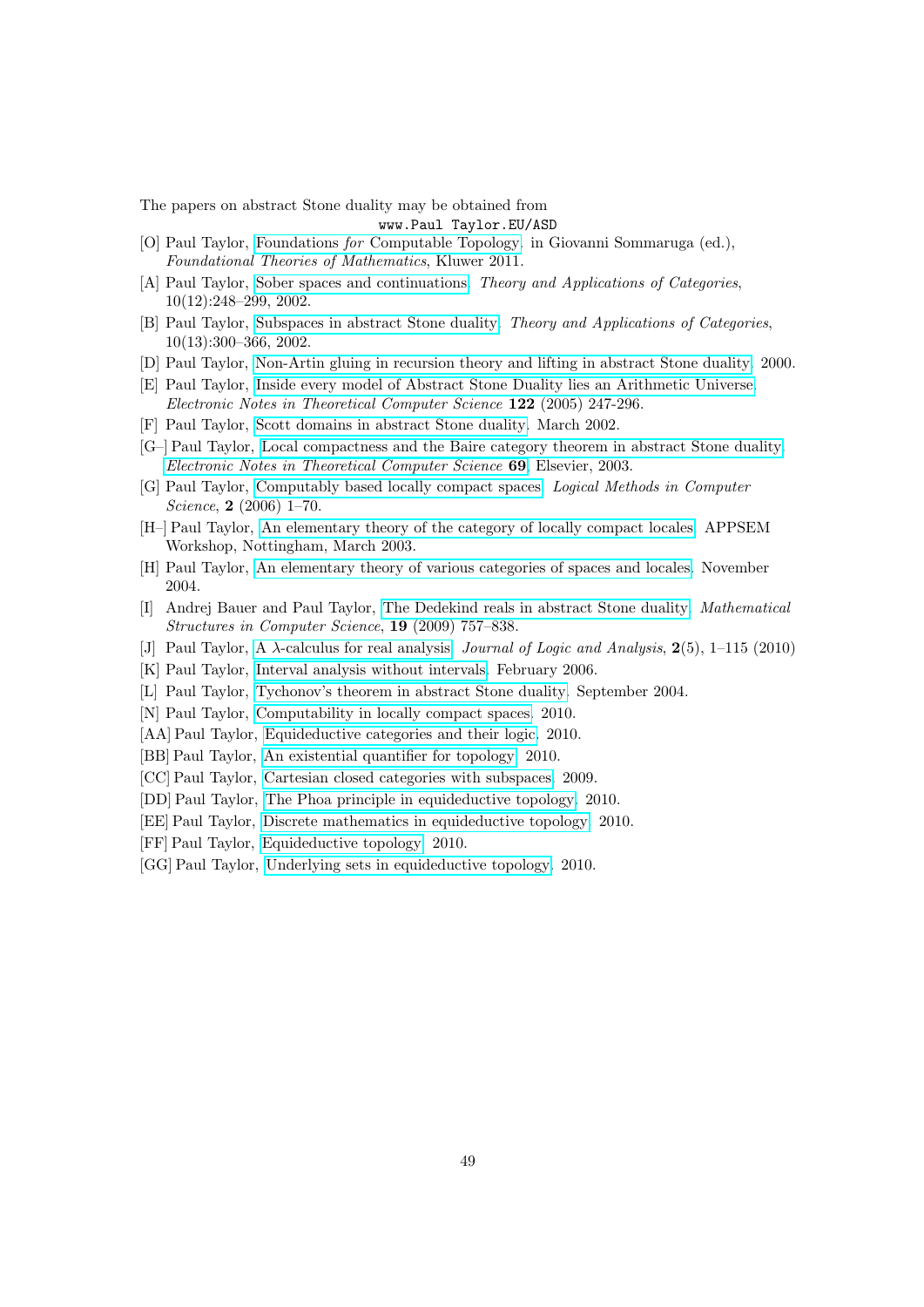The papers on abstract Stone duality may be obtained from

`www.Paul Taylor.EU/ASD`

[O] Paul Taylor, Foundations *for* Computable Topology, in Giovanni Sommaruga (ed.), *Foundational Theories of Mathematics*, Kluwer 2011.

[A] Paul Taylor, Sober spaces and continuations. *Theory and Applications of Categories*, 10(12):248–299, 2002.

[B] Paul Taylor, Subspaces in abstract Stone duality. *Theory and Applications of Categories*, 10(13):300–366, 2002.

[D] Paul Taylor, Non-Artin gluing in recursion theory and lifting in abstract Stone duality. 2000.

[E] Paul Taylor, Inside every model of Abstract Stone Duality lies an Arithmetic Universe. *Electronic Notes in Theoretical Computer Science* **122** (2005) 247-296.

[F] Paul Taylor, Scott domains in abstract Stone duality. March 2002.

[G–] Paul Taylor, Local compactness and the Baire category theorem in abstract Stone duality. *Electronic Notes in Theoretical Computer Science* **69**, Elsevier, 2003.

[G] Paul Taylor, Computably based locally compact spaces. *Logical Methods in Computer Science*, **2** (2006) 1–70.

[H–] Paul Taylor, An elementary theory of the category of locally compact locales. APPSEM Workshop, Nottingham, March 2003.

[H] Paul Taylor, An elementary theory of various categories of spaces and locales. November 2004.

[I] Andrej Bauer and Paul Taylor, The Dedekind reals in abstract Stone duality. *Mathematical Structures in Computer Science*, **19** (2009) 757–838.

[J] Paul Taylor, A $\lambda$-calculus for real analysis. *Journal of Logic and Analysis*, **2**(5), 1–115 (2010)

[K] Paul Taylor, Interval analysis without intervals. February 2006.

[L] Paul Taylor, Tychonov's theorem in abstract Stone duality. September 2004.

[N] Paul Taylor, Computability in locally compact spaces. 2010.

[AA] Paul Taylor, Equideductive categories and their logic. 2010.

[BB] Paul Taylor, An existential quantifier for topology. 2010.

[CC] Paul Taylor, Cartesian closed categories with subspaces. 2009.

[DD] Paul Taylor, The Phoa principle in equideductive topology. 2010.

[EE] Paul Taylor, Discrete mathematics in equideductive topology. 2010.

[FF] Paul Taylor, Equideductive topology. 2010.

[GG] Paul Taylor, Underlying sets in equideductive topology. 2010.